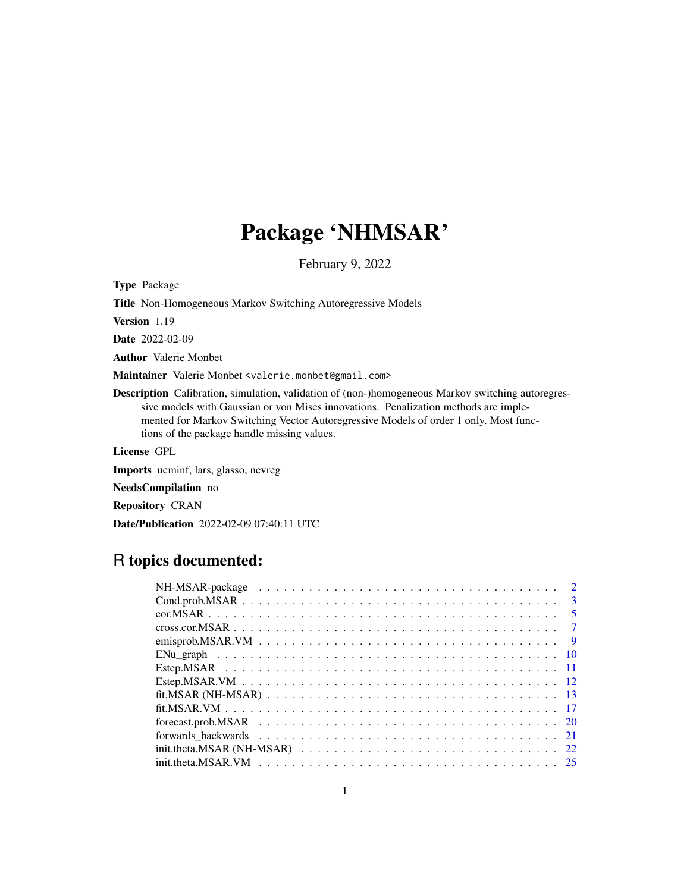# Package 'NHMSAR'

February 9, 2022

**Type** Package

**Title** Non-Homogeneous Markov Switching Autoregressive Models

**Version** 1.19

**Date** 2022-02-09

**Author** Valerie Monbet

**Maintainer** Valerie Monbet <valerie.monbet@gmail.com>

**Description** Calibration, simulation, validation of (non-)homogeneous Markov switching autoregressive models with Gaussian or von Mises innovations. Penalization methods are implemented for Markov Switching Vector Autoregressive Models of order 1 only. Most functions of the package handle missing values.

**License** GPL

**Imports** ucminf, lars, glasso, ncvreg

**NeedsCompilation** no

**Repository** CRAN

**Date/Publication** 2022-02-09 07:40:11 UTC

## R topics documented:

| | |
|---|---|
| NH-MSAR-package | 2 |
| Cond.prob.MSAR | 3 |
| cor.MSAR | 5 |
| cross.cor.MSAR | 7 |
| emisprob.MSAR.VM | 9 |
| ENu_graph | 10 |
| Estep.MSAR | 11 |
| Estep.MSAR.VM | 12 |
| fit.MSAR (NH-MSAR) | 13 |
| fit.MSAR.VM | 17 |
| forecast.prob.MSAR | 20 |
| forwards_backwards | 21 |
| init.theta.MSAR (NH-MSAR) | 22 |
| init.theta.MSAR.VM | 25 |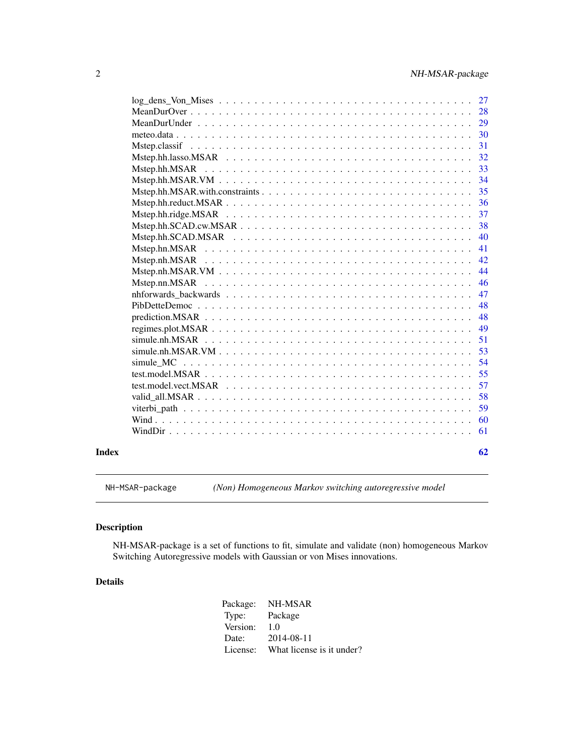| | |
|---|---|
| log_dens_Von_Mises | 27 |
| MeanDurOver | 28 |
| MeanDurUnder | 29 |
| meteo.data | 30 |
| Mstep.classif | 31 |
| Mstep.hh.lasso.MSAR | 32 |
| Mstep.hh.MSAR | 33 |
| Mstep.hh.MSAR.VM | 34 |
| Mstep.hh.MSAR.with.constraints | 35 |
| Mstep.hh.reduct.MSAR | 36 |
| Mstep.hh.ridge.MSAR | 37 |
| Mstep.hh.SCAD.cw.MSAR | 38 |
| Mstep.hh.SCAD.MSAR | 40 |
| Mstep.hn.MSAR | 41 |
| Mstep.nh.MSAR | 42 |
| Mstep.nh.MSAR.VM | 44 |
| Mstep.nn.MSAR | 46 |
| nhforwards_backwards | 47 |
| PibDetteDemoc | 48 |
| prediction.MSAR | 48 |
| regimes.plot.MSAR | 49 |
| simule.nh.MSAR | 51 |
| simule.nh.MSAR.VM | 53 |
| simule_MC | 54 |
| test.model.MSAR | 55 |
| test.model.vect.MSAR | 57 |
| valid_all.MSAR | 58 |
| viterbi_path | 59 |
| Wind | 60 |
| WindDir | 61 |
| **Index** | **62** |

---

`NH-MSAR-package` *(Non) Homogeneous Markov switching autoregressive model*

---

## Description

NH-MSAR-package is a set of functions to fit, simulate and validate (non) homogeneous Markov Switching Autoregressive models with Gaussian or von Mises innovations.

## Details

| | |
|---|---|
| Package: | NH-MSAR |
| Type: | Package |
| Version: | 1.0 |
| Date: | 2014-08-11 |
| License: | What license is it under? |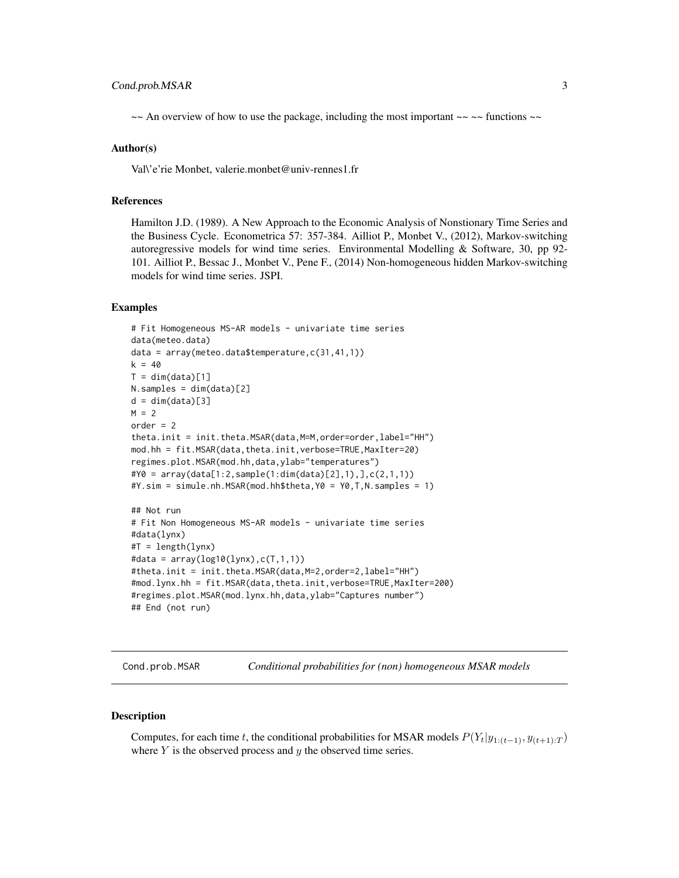~~ An overview of how to use the package, including the most important ~~ ~~ functions ~~

### Author(s)

Val\'e'rie Monbet, valerie.monbet@univ-rennes1.fr

### References

Hamilton J.D. (1989). A New Approach to the Economic Analysis of Nonstionary Time Series and the Business Cycle. Econometrica 57: 357-384. Ailliot P., Monbet V., (2012), Markov-switching autoregressive models for wind time series. Environmental Modelling & Software, 30, pp 92-101. Ailliot P., Bessac J., Monbet V., Pene F., (2014) Non-homogeneous hidden Markov-switching models for wind time series. JSPI.

### Examples

```
# Fit Homogeneous MS-AR models - univariate time series
data(meteo.data)
data = array(meteo.data$temperature,c(31,41,1))
k = 40
T = dim(data)[1]
N.samples = dim(data)[2]
d = dim(data)[3]
M = 2
order = 2
theta.init = init.theta.MSAR(data,M=M,order=order,label="HH")
mod.hh = fit.MSAR(data,theta.init,verbose=TRUE,MaxIter=20)
regimes.plot.MSAR(mod.hh,data,ylab="temperatures")
#Y0 = array(data[1:2,sample(1:dim(data)[2],1),],c(2,1,1))
#Y.sim = simule.nh.MSAR(mod.hh$theta,Y0 = Y0,T,N.samples = 1)

## Not run
# Fit Non Homogeneous MS-AR models - univariate time series
#data(lynx)
#T = length(lynx)
#data = array(log10(lynx),c(T,1,1))
#theta.init = init.theta.MSAR(data,M=2,order=2,label="HH")
#mod.lynx.hh = fit.MSAR(data,theta.init,verbose=TRUE,MaxIter=200)
#regimes.plot.MSAR(mod.lynx.hh,data,ylab="Captures number")
## End (not run)
```

---

## Cond.prob.MSAR — *Conditional probabilities for (non) homogeneous MSAR models*

### Description

Computes, for each time $t$, the conditional probabilities for MSAR models $P(Y_t|y_{1:(t-1)}, y_{(t+1):T})$ where $Y$ is the observed process and $y$ the observed time series.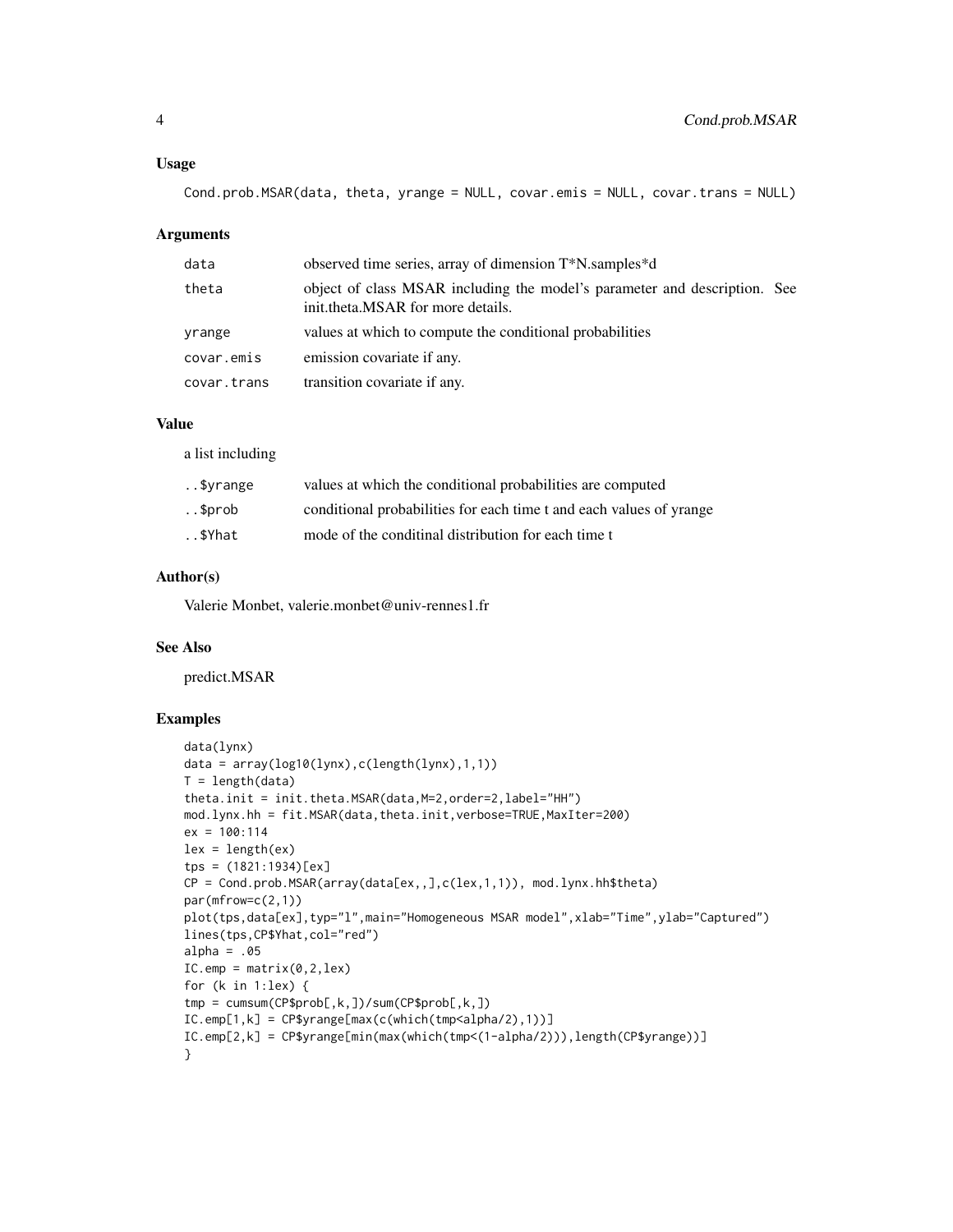## Usage

```
Cond.prob.MSAR(data, theta, yrange = NULL, covar.emis = NULL, covar.trans = NULL)
```

## Arguments

| | |
|---|---|
| data | observed time series, array of dimension T*N.samples*d |
| theta | object of class MSAR including the model's parameter and description. See init.theta.MSAR for more details. |
| yrange | values at which to compute the conditional probabilities |
| covar.emis | emission covariate if any. |
| covar.trans | transition covariate if any. |

## Value

a list including

| | |
|---|---|
| ..$yrange | values at which the conditional probabilities are computed |
| ..$prob | conditional probabilities for each time t and each values of yrange |
| ..$Yhat | mode of the conditinal distribution for each time t |

## Author(s)

Valerie Monbet, valerie.monbet@univ-rennes1.fr

## See Also

predict.MSAR

## Examples

```
data(lynx)
data = array(log10(lynx),c(length(lynx),1,1))
T = length(data)
theta.init = init.theta.MSAR(data,M=2,order=2,label="HH")
mod.lynx.hh = fit.MSAR(data,theta.init,verbose=TRUE,MaxIter=200)
ex = 100:114
lex = length(ex)
tps = (1821:1934)[ex]
CP = Cond.prob.MSAR(array(data[ex,,],c(lex,1,1)), mod.lynx.hh$theta)
par(mfrow=c(2,1))
plot(tps,data[ex],typ="l",main="Homogeneous MSAR model",xlab="Time",ylab="Captured")
lines(tps,CP$Yhat,col="red")
alpha = .05
IC.emp = matrix(0,2,lex)
for (k in 1:lex) {
tmp = cumsum(CP$prob[,k,])/sum(CP$prob[,k,])
IC.emp[1,k] = CP$yrange[max(c(which(tmp<alpha/2),1))]
IC.emp[2,k] = CP$yrange[min(max(which(tmp<(1-alpha/2))),length(CP$yrange))]
}
```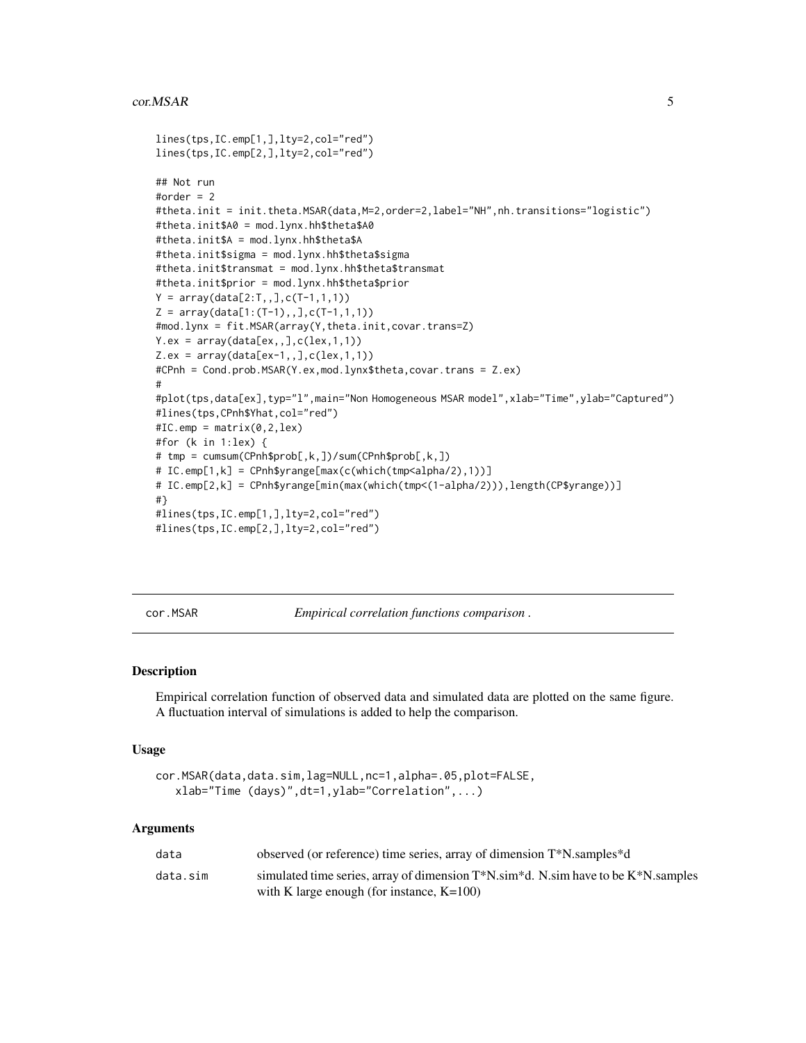```
lines(tps,IC.emp[1,],lty=2,col="red")
lines(tps,IC.emp[2,],lty=2,col="red")

## Not run
#order = 2
#theta.init = init.theta.MSAR(data,M=2,order=2,label="NH",nh.transitions="logistic")
#theta.init$A0 = mod.lynx.hh$theta$A0
#theta.init$A = mod.lynx.hh$theta$A
#theta.init$sigma = mod.lynx.hh$theta$sigma
#theta.init$transmat = mod.lynx.hh$theta$transmat
#theta.init$prior = mod.lynx.hh$theta$prior
Y = array(data[2:T,,],c(T-1,1,1))
Z = array(data[1:(T-1),,],c(T-1,1,1))
#mod.lynx = fit.MSAR(array(Y,theta.init,covar.trans=Z)
Y.ex = array(data[ex,,],c(lex,1,1))
Z.ex = array(data[ex-1,,],c(lex,1,1))
#CPnh = Cond.prob.MSAR(Y.ex,mod.lynx$theta,covar.trans = Z.ex)
#
#plot(tps,data[ex],typ="l",main="Non Homogeneous MSAR model",xlab="Time",ylab="Captured")
#lines(tps,CPnh$Yhat,col="red")
#IC.emp = matrix(0,2,lex)
#for (k in 1:lex) {
# tmp = cumsum(CPnh$prob[,k,])/sum(CPnh$prob[,k,])
# IC.emp[1,k] = CPnh$yrange[max(c(which(tmp<alpha/2),1))]
# IC.emp[2,k] = CPnh$yrange[min(max(which(tmp<(1-alpha/2))),length(CP$yrange))]
#}
#lines(tps,IC.emp[1,],lty=2,col="red")
#lines(tps,IC.emp[2,],lty=2,col="red")
```

---

## cor.MSAR — *Empirical correlation functions comparison .*

### Description

Empirical correlation function of observed data and simulated data are plotted on the same figure. A fluctuation interval of simulations is added to help the comparison.

### Usage

```
cor.MSAR(data,data.sim,lag=NULL,nc=1,alpha=.05,plot=FALSE,
   xlab="Time (days)",dt=1,ylab="Correlation",...)
```

### Arguments

| | |
|---|---|
| data | observed (or reference) time series, array of dimension T*N.samples*d |
| data.sim | simulated time series, array of dimension T*N.sim*d. N.sim have to be K*N.samples with K large enough (for instance, K=100) |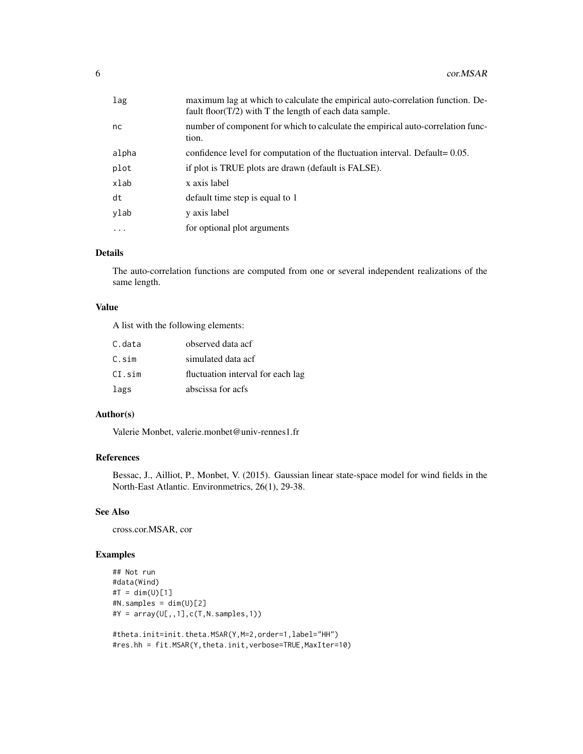| | |
|---|---|
| lag | maximum lag at which to calculate the empirical auto-correlation function. Default floor(T/2) with T the length of each data sample. |
| nc | number of component for which to calculate the empirical auto-correlation function. |
| alpha | confidence level for computation of the fluctuation interval. Default= 0.05. |
| plot | if plot is TRUE plots are drawn (default is FALSE). |
| xlab | x axis label |
| dt | default time step is equal to 1 |
| ylab | y axis label |
| ... | for optional plot arguments |

## Details

The auto-correlation functions are computed from one or several independent realizations of the same length.

## Value

A list with the following elements:

| | |
|---|---|
| C.data | observed data acf |
| C.sim | simulated data acf |
| CI.sim | fluctuation interval for each lag |
| lags | abscissa for acfs |

## Author(s)

Valerie Monbet, valerie.monbet@univ-rennes1.fr

## References

Bessac, J., Ailliot, P., Monbet, V. (2015). Gaussian linear state-space model for wind fields in the North-East Atlantic. Environmetrics, 26(1), 29-38.

## See Also

cross.cor.MSAR, cor

## Examples

```
## Not run
#data(Wind)
#T = dim(U)[1]
#N.samples = dim(U)[2]
#Y = array(U[,,1],c(T,N.samples,1))

#theta.init=init.theta.MSAR(Y,M=2,order=1,label="HH")
#res.hh = fit.MSAR(Y,theta.init,verbose=TRUE,MaxIter=10)
```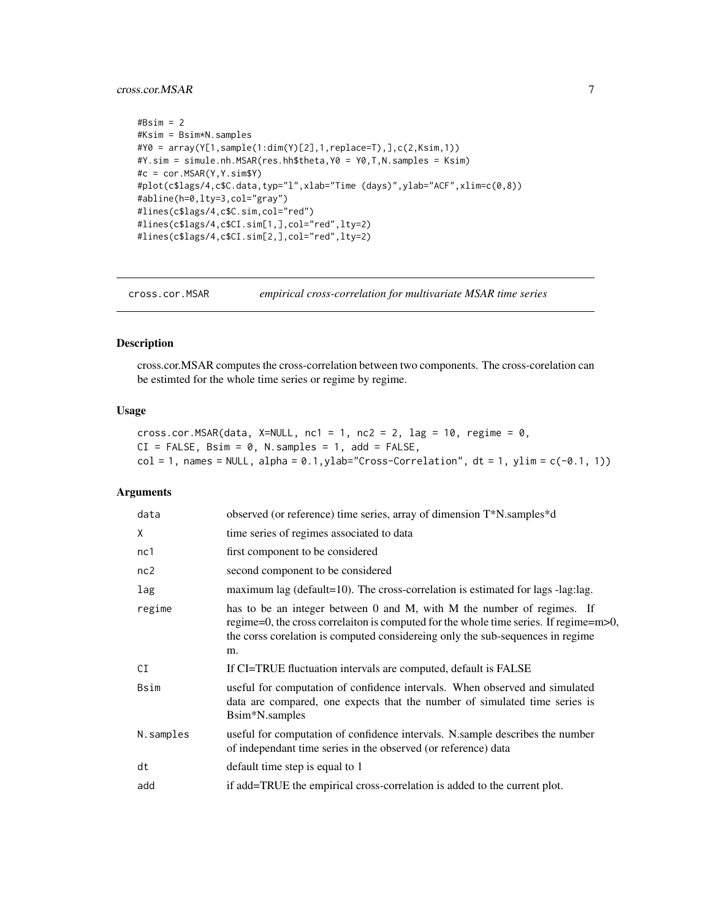```
#Bsim = 2
#Ksim = Bsim*N.samples
#Y0 = array(Y[1,sample(1:dim(Y)[2],1,replace=T),],c(2,Ksim,1))
#Y.sim = simule.nh.MSAR(res.hh$theta,Y0 = Y0,T,N.samples = Ksim)
#c = cor.MSAR(Y,Y.sim$Y)
#plot(c$lags/4,c$C.data,typ="l",xlab="Time (days)",ylab="ACF",xlim=c(0,8))
#abline(h=0,lty=3,col="gray")
#lines(c$lags/4,c$C.sim,col="red")
#lines(c$lags/4,c$CI.sim[1,],col="red",lty=2)
#lines(c$lags/4,c$CI.sim[2,],col="red",lty=2)
```

---

## cross.cor.MSAR — *empirical cross-correlation for multivariate MSAR time series*

### Description

cross.cor.MSAR computes the cross-correlation between two components. The cross-corelation can be estimted for the whole time series or regime by regime.

### Usage

```
cross.cor.MSAR(data, X=NULL, nc1 = 1, nc2 = 2, lag = 10, regime = 0,
CI = FALSE, Bsim = 0, N.samples = 1, add = FALSE,
col = 1, names = NULL, alpha = 0.1,ylab="Cross-Correlation", dt = 1, ylim = c(-0.1, 1))
```

### Arguments

| | |
|---|---|
| data | observed (or reference) time series, array of dimension T*N.samples*d |
| X | time series of regimes associated to data |
| nc1 | first component to be considered |
| nc2 | second component to be considered |
| lag | maximum lag (default=10). The cross-correlation is estimated for lags -lag:lag. |
| regime | has to be an integer between 0 and M, with M the number of regimes. If regime=0, the cross correlaiton is computed for the whole time series. If regime=m>0, the corss corelation is computed considereing only the sub-sequences in regime m. |
| CI | If CI=TRUE fluctuation intervals are computed, default is FALSE |
| Bsim | useful for computation of confidence intervals. When observed and simulated data are compared, one expects that the number of simulated time series is Bsim*N.samples |
| N.samples | useful for computation of confidence intervals. N.sample describes the number of independant time series in the observed (or reference) data |
| dt | default time step is equal to 1 |
| add | if add=TRUE the empirical cross-correlation is added to the current plot. |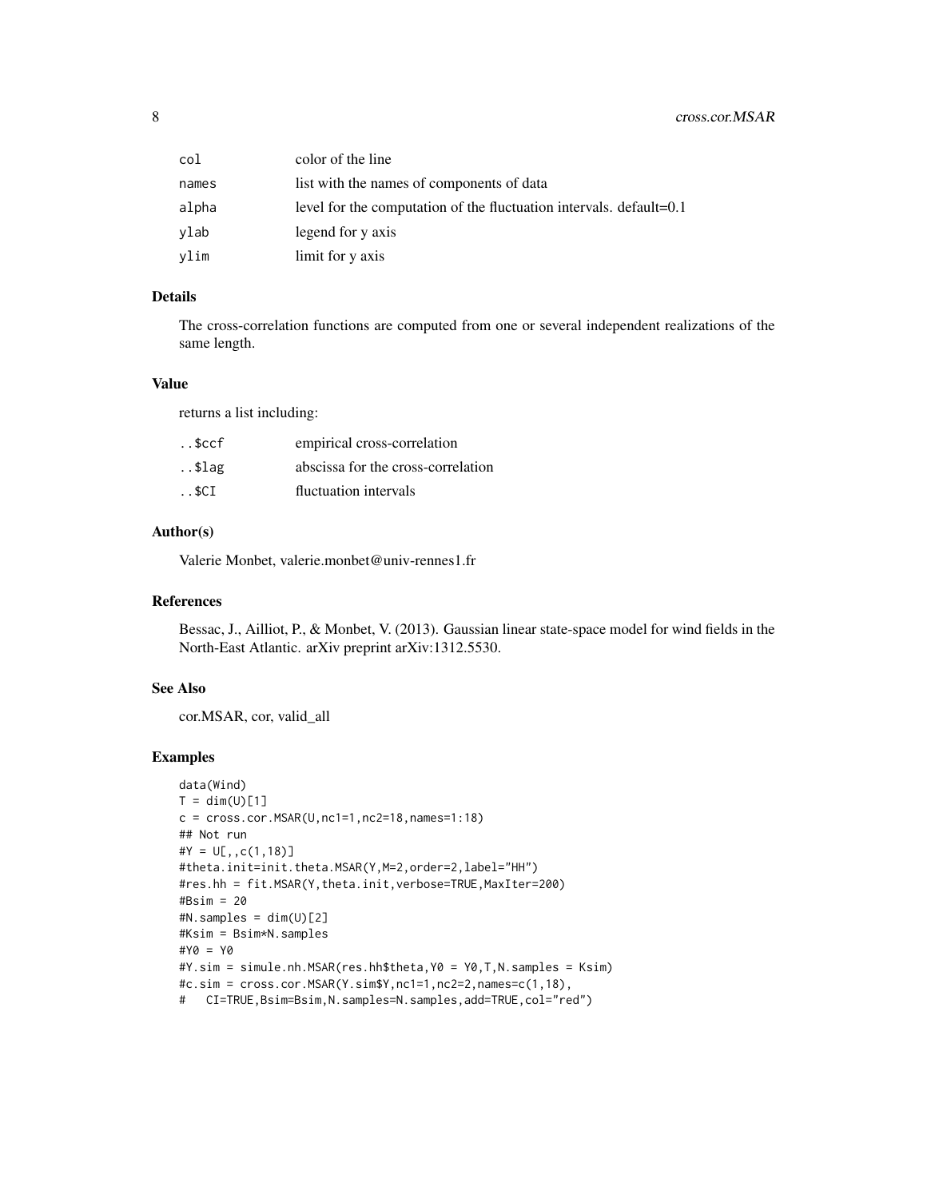| | |
|---|---|
| col | color of the line |
| names | list with the names of components of data |
| alpha | level for the computation of the fluctuation intervals. default=0.1 |
| ylab | legend for y axis |
| ylim | limit for y axis |

### Details

The cross-correlation functions are computed from one or several independent realizations of the same length.

### Value

returns a list including:

| | |
|---|---|
| ..$ccf | empirical cross-correlation |
| ..$lag | abscissa for the cross-correlation |
| ..$CI | fluctuation intervals |

### Author(s)

Valerie Monbet, valerie.monbet@univ-rennes1.fr

### References

Bessac, J., Ailliot, P., & Monbet, V. (2013). Gaussian linear state-space model for wind fields in the North-East Atlantic. arXiv preprint arXiv:1312.5530.

### See Also

cor.MSAR, cor, valid_all

### Examples

```
data(Wind)
T = dim(U)[1]
c = cross.cor.MSAR(U,nc1=1,nc2=18,names=1:18)
## Not run
#Y = U[,,c(1,18)]
#theta.init=init.theta.MSAR(Y,M=2,order=2,label="HH")
#res.hh = fit.MSAR(Y,theta.init,verbose=TRUE,MaxIter=200)
#Bsim = 20
#N.samples = dim(U)[2]
#Ksim = Bsim*N.samples
#Y0 = Y0
#Y.sim = simule.nh.MSAR(res.hh$theta,Y0 = Y0,T,N.samples = Ksim)
#c.sim = cross.cor.MSAR(Y.sim$Y,nc1=1,nc2=2,names=c(1,18),
#   CI=TRUE,Bsim=Bsim,N.samples=N.samples,add=TRUE,col="red")
```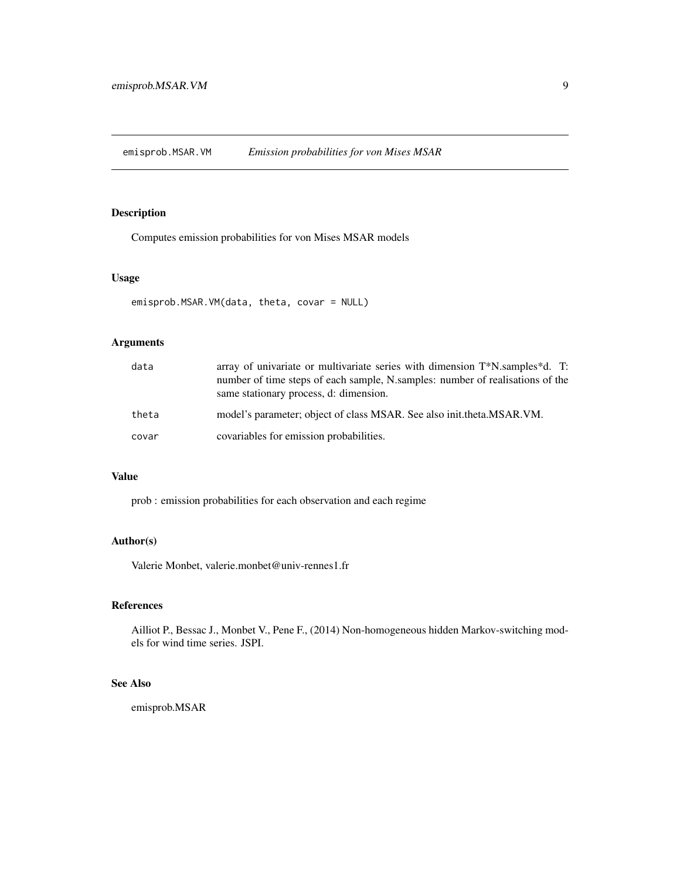## emisprob.MSAR.VM — *Emission probabilities for von Mises MSAR*

### Description

Computes emission probabilities for von Mises MSAR models

### Usage

```
emisprob.MSAR.VM(data, theta, covar = NULL)
```

### Arguments

| | |
|---|---|
| `data` | array of univariate or multivariate series with dimension T*N.samples*d. T: number of time steps of each sample, N.samples: number of realisations of the same stationary process, d: dimension. |
| `theta` | model's parameter; object of class MSAR. See also init.theta.MSAR.VM. |
| `covar` | covariables for emission probabilities. |

### Value

prob : emission probabilities for each observation and each regime

### Author(s)

Valerie Monbet, valerie.monbet@univ-rennes1.fr

### References

Ailliot P., Bessac J., Monbet V., Pene F., (2014) Non-homogeneous hidden Markov-switching models for wind time series. JSPI.

### See Also

emisprob.MSAR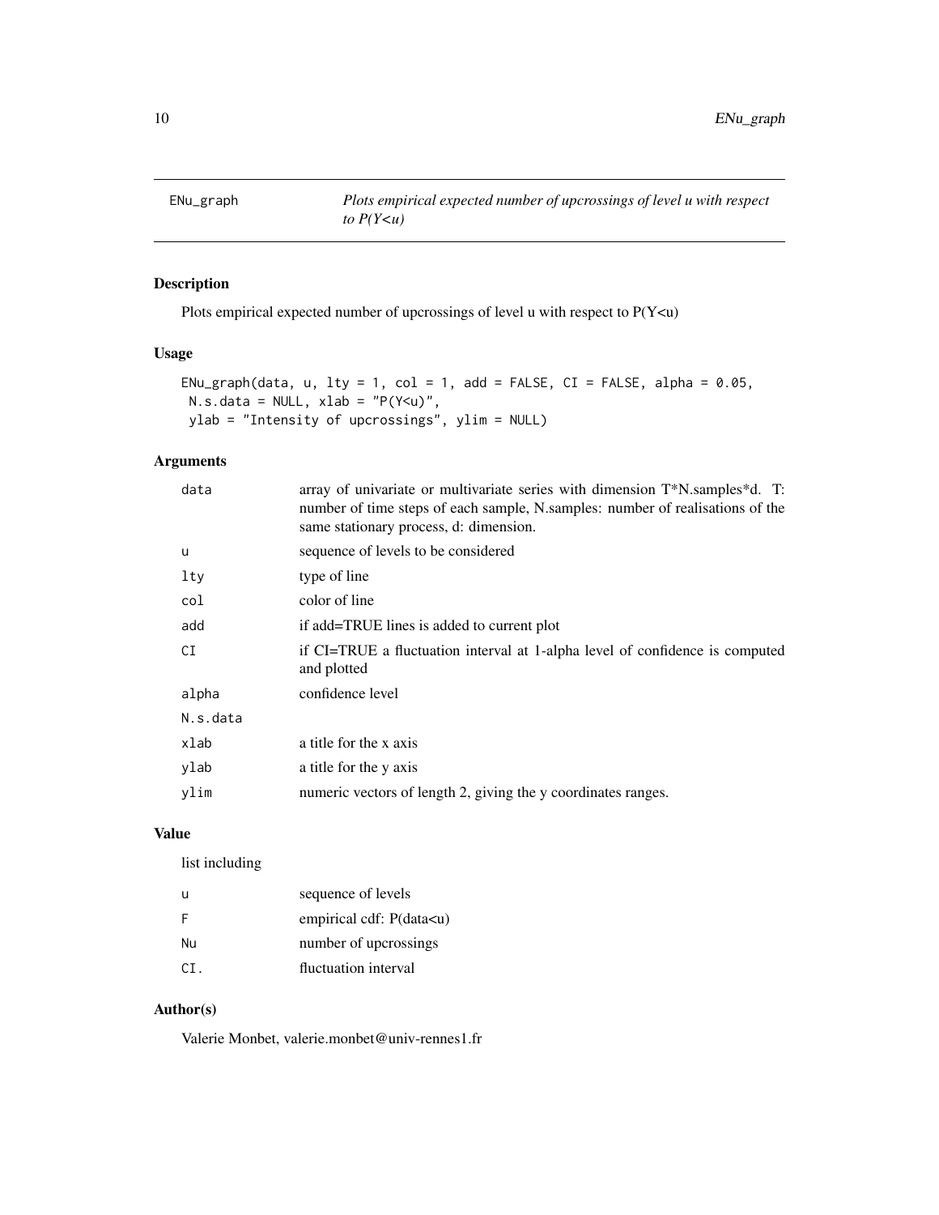ENu_graph — *Plots empirical expected number of upcrossings of level u with respect to P(Y<u)*

## Description

Plots empirical expected number of upcrossings of level u with respect to P(Y<u)

## Usage

```
ENu_graph(data, u, lty = 1, col = 1, add = FALSE, CI = FALSE, alpha = 0.05,
 N.s.data = NULL, xlab = "P(Y<u)",
 ylab = "Intensity of upcrossings", ylim = NULL)
```

## Arguments

| | |
|---|---|
| data | array of univariate or multivariate series with dimension T*N.samples*d. T: number of time steps of each sample, N.samples: number of realisations of the same stationary process, d: dimension. |
| u | sequence of levels to be considered |
| lty | type of line |
| col | color of line |
| add | if add=TRUE lines is added to current plot |
| CI | if CI=TRUE a fluctuation interval at 1-alpha level of confidence is computed and plotted |
| alpha | confidence level |
| N.s.data | |
| xlab | a title for the x axis |
| ylab | a title for the y axis |
| ylim | numeric vectors of length 2, giving the y coordinates ranges. |

## Value

list including

| | |
|---|---|
| u | sequence of levels |
| F | empirical cdf: P(data<u) |
| Nu | number of upcrossings |
| CI. | fluctuation interval |

## Author(s)

Valerie Monbet, valerie.monbet@univ-rennes1.fr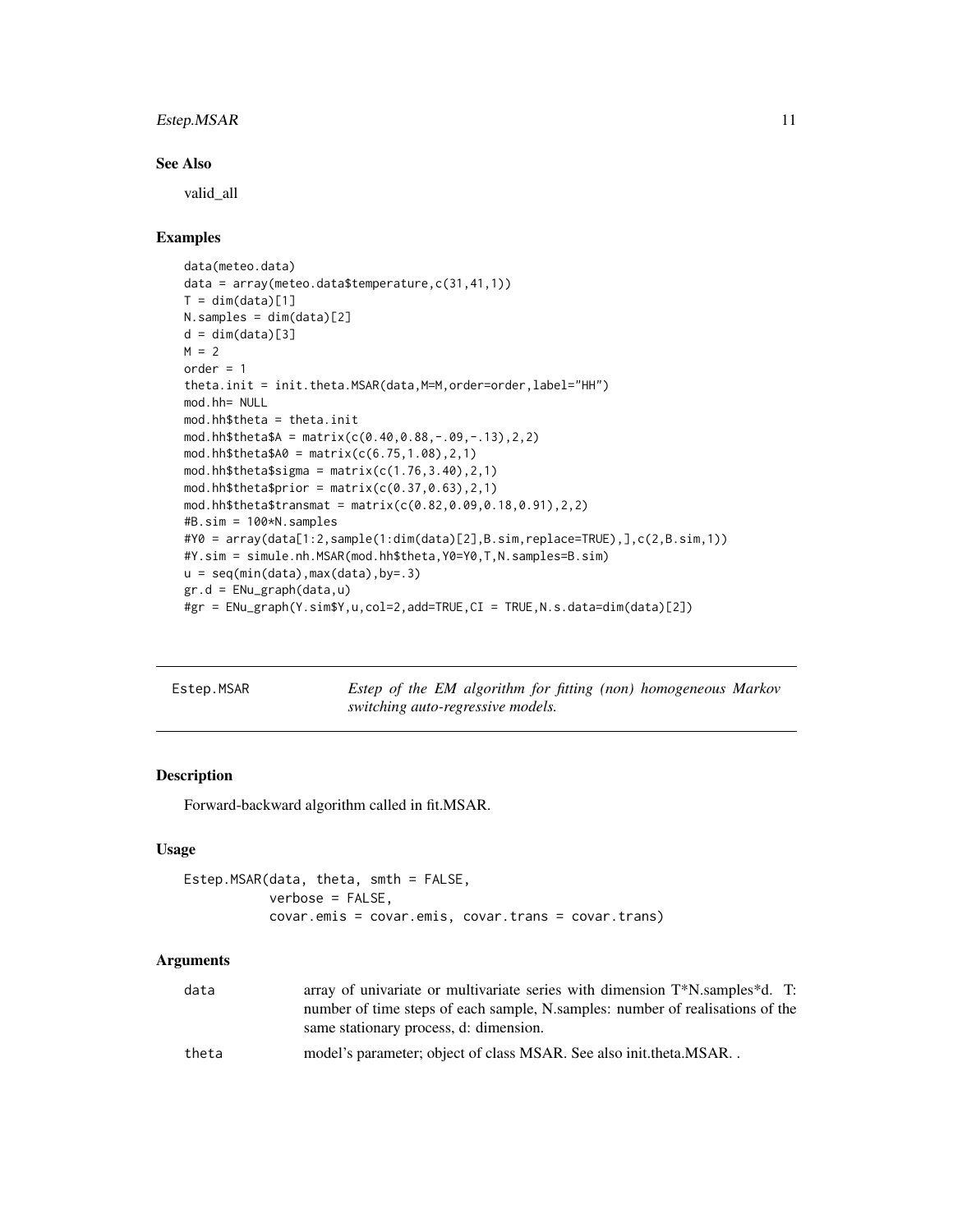### See Also

valid_all

### Examples

```
data(meteo.data)
data = array(meteo.data$temperature,c(31,41,1))
T = dim(data)[1]
N.samples = dim(data)[2]
d = dim(data)[3]
M = 2
order = 1
theta.init = init.theta.MSAR(data,M=M,order=order,label="HH")
mod.hh= NULL
mod.hh$theta = theta.init
mod.hh$theta$A = matrix(c(0.40,0.88,-.09,-.13),2,2)
mod.hh$theta$A0 = matrix(c(6.75,1.08),2,1)
mod.hh$theta$sigma = matrix(c(1.76,3.40),2,1)
mod.hh$theta$prior = matrix(c(0.37,0.63),2,1)
mod.hh$theta$transmat = matrix(c(0.82,0.09,0.18,0.91),2,2)
#B.sim = 100*N.samples
#Y0 = array(data[1:2,sample(1:dim(data)[2],B.sim,replace=TRUE),],c(2,B.sim,1))
#Y.sim = simule.nh.MSAR(mod.hh$theta,Y0=Y0,T,N.samples=B.sim)
u = seq(min(data),max(data),by=.3)
gr.d = ENu_graph(data,u)
#gr = ENu_graph(Y.sim$Y,u,col=2,add=TRUE,CI = TRUE,N.s.data=dim(data)[2])
```

---

## Estep.MSAR — *Estep of the EM algorithm for fitting (non) homogeneous Markov switching auto-regressive models.*

### Description

Forward-backward algorithm called in fit.MSAR.

### Usage

```
Estep.MSAR(data, theta, smth = FALSE,
           verbose = FALSE,
           covar.emis = covar.emis, covar.trans = covar.trans)
```

### Arguments

| | |
|---|---|
| data | array of univariate or multivariate series with dimension T*N.samples*d. T: number of time steps of each sample, N.samples: number of realisations of the same stationary process, d: dimension. |
| theta | model's parameter; object of class MSAR. See also init.theta.MSAR. . |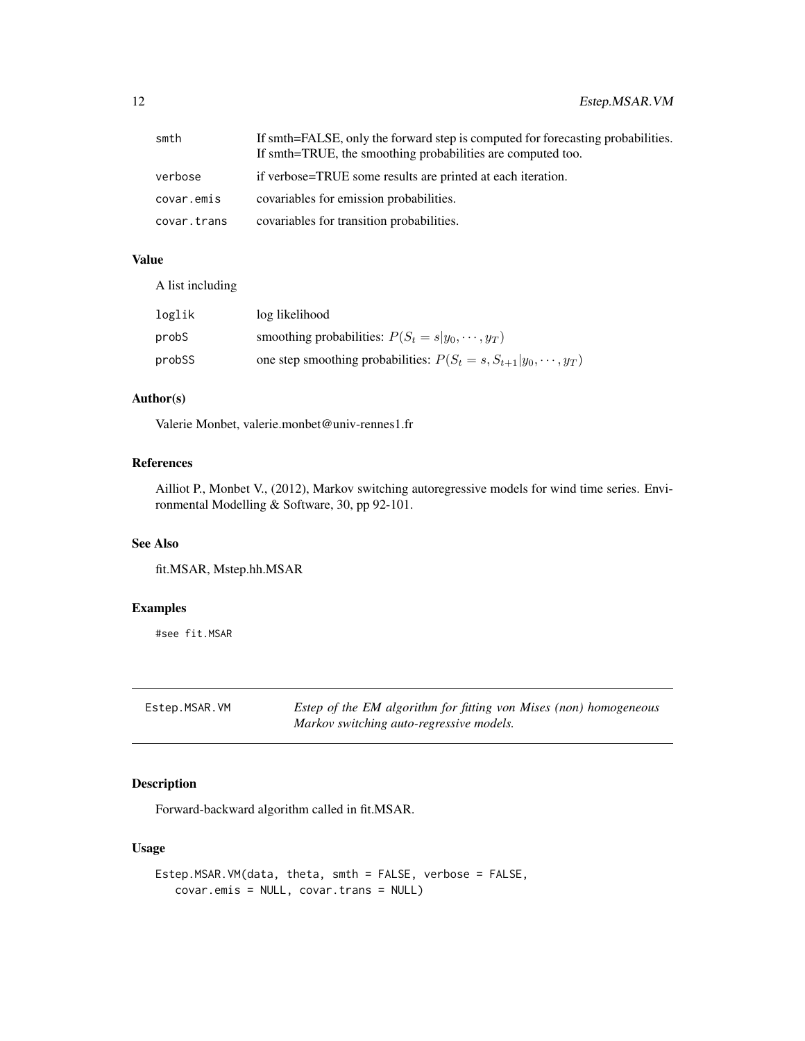| | |
|---|---|
| smth | If smth=FALSE, only the forward step is computed for forecasting probabilities. If smth=TRUE, the smoothing probabilities are computed too. |
| verbose | if verbose=TRUE some results are printed at each iteration. |
| covar.emis | covariables for emission probabilities. |
| covar.trans | covariables for transition probabilities. |

### Value

A list including

| | |
|---|---|
| loglik | log likelihood |
| probS | smoothing probabilities: $P(S_t = s \| y_0, \cdots, y_T)$ |
| probSS | one step smoothing probabilities: $P(S_t = s, S_{t+1} \| y_0, \cdots, y_T)$ |

### Author(s)

Valerie Monbet, valerie.monbet@univ-rennes1.fr

### References

Ailliot P., Monbet V., (2012), Markov switching autoregressive models for wind time series. Environmental Modelling & Software, 30, pp 92-101.

### See Also

fit.MSAR, Mstep.hh.MSAR

### Examples

```
#see fit.MSAR
```

---

## Estep.MSAR.VM

*Estep of the EM algorithm for fitting von Mises (non) homogeneous Markov switching auto-regressive models.*

### Description

Forward-backward algorithm called in fit.MSAR.

### Usage

```
Estep.MSAR.VM(data, theta, smth = FALSE, verbose = FALSE,
   covar.emis = NULL, covar.trans = NULL)
```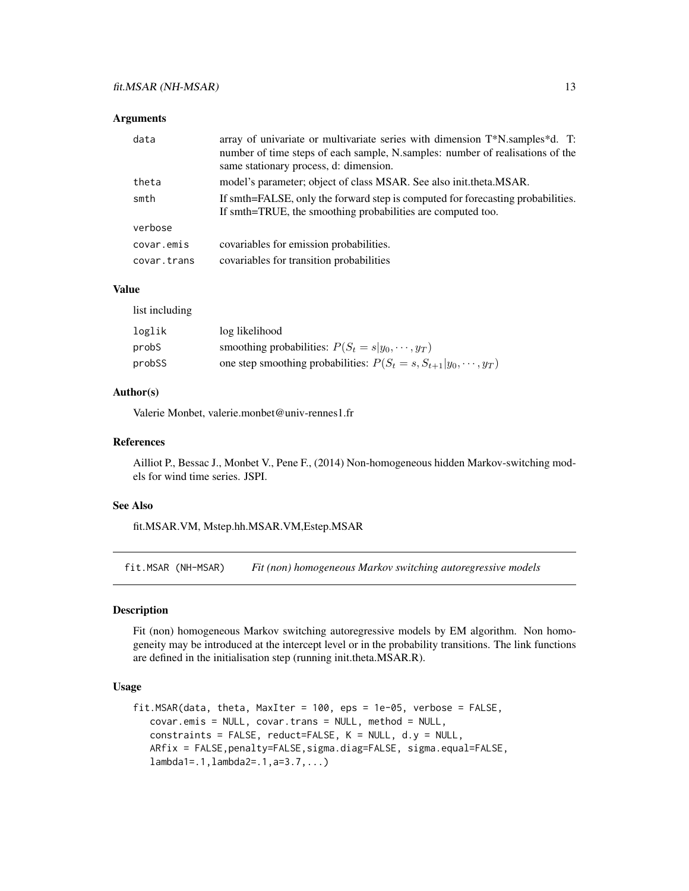### Arguments

| | |
|---|---|
| data | array of univariate or multivariate series with dimension T*N.samples*d. T: number of time steps of each sample, N.samples: number of realisations of the same stationary process, d: dimension. |
| theta | model's parameter; object of class MSAR. See also init.theta.MSAR. |
| smth | If smth=FALSE, only the forward step is computed for forecasting probabilities. If smth=TRUE, the smoothing probabilities are computed too. |
| verbose | |
| covar.emis | covariables for emission probabilities. |
| covar.trans | covariables for transition probabilities |

### Value

list including

| | |
|---|---|
| loglik | log likelihood |
| probS | smoothing probabilities: $P(S_t = s \vert y_0, \cdots, y_T)$ |
| probSS | one step smoothing probabilities: $P(S_t = s, S_{t+1} \vert y_0, \cdots, y_T)$ |

### Author(s)

Valerie Monbet, valerie.monbet@univ-rennes1.fr

### References

Ailliot P., Bessac J., Monbet V., Pene F., (2014) Non-homogeneous hidden Markov-switching models for wind time series. JSPI.

### See Also

fit.MSAR.VM, Mstep.hh.MSAR.VM,Estep.MSAR

---

## fit.MSAR (NH-MSAR) *Fit (non) homogeneous Markov switching autoregressive models*

### Description

Fit (non) homogeneous Markov switching autoregressive models by EM algorithm. Non homogeneity may be introduced at the intercept level or in the probability transitions. The link functions are defined in the initialisation step (running init.theta.MSAR.R).

### Usage

```
fit.MSAR(data, theta, MaxIter = 100, eps = 1e-05, verbose = FALSE,
   covar.emis = NULL, covar.trans = NULL, method = NULL,
   constraints = FALSE, reduct=FALSE, K = NULL, d.y = NULL,
   ARfix = FALSE,penalty=FALSE,sigma.diag=FALSE, sigma.equal=FALSE,
   lambda1=.1,lambda2=.1,a=3.7,...)
```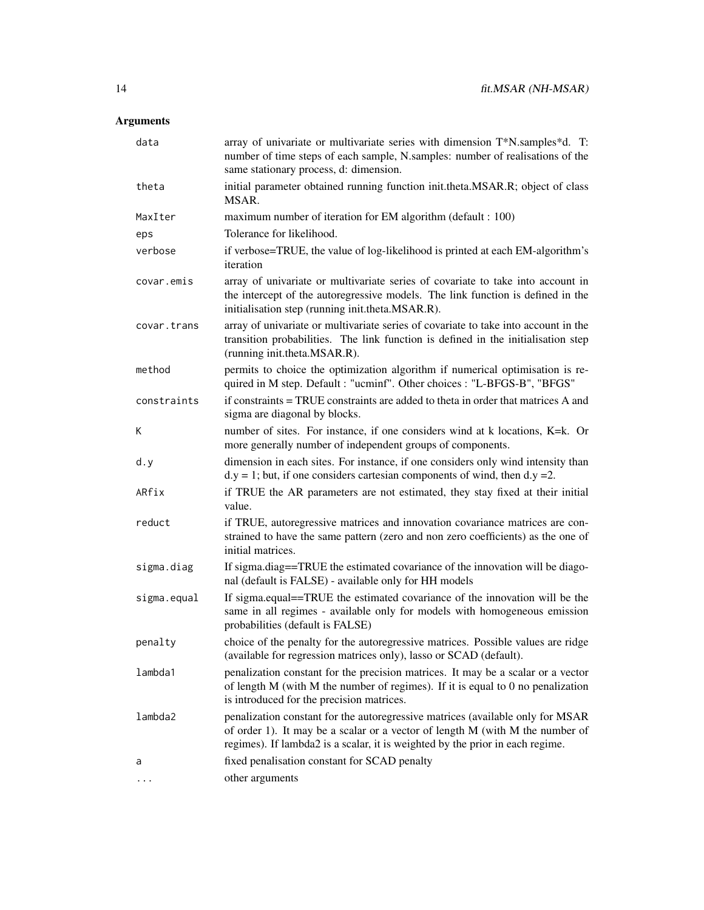## Arguments

| | |
|---|---|
| `data` | array of univariate or multivariate series with dimension T*N.samples*d. T: number of time steps of each sample, N.samples: number of realisations of the same stationary process, d: dimension. |
| `theta` | initial parameter obtained running function init.theta.MSAR.R; object of class MSAR. |
| `MaxIter` | maximum number of iteration for EM algorithm (default : 100) |
| `eps` | Tolerance for likelihood. |
| `verbose` | if verbose=TRUE, the value of log-likelihood is printed at each EM-algorithm's iteration |
| `covar.emis` | array of univariate or multivariate series of covariate to take into account in the intercept of the autoregressive models. The link function is defined in the initialisation step (running init.theta.MSAR.R). |
| `covar.trans` | array of univariate or multivariate series of covariate to take into account in the transition probabilities. The link function is defined in the initialisation step (running init.theta.MSAR.R). |
| `method` | permits to choice the optimization algorithm if numerical optimisation is required in M step. Default : "ucminf". Other choices : "L-BFGS-B", "BFGS" |
| `constraints` | if constraints = TRUE constraints are added to theta in order that matrices A and sigma are diagonal by blocks. |
| `K` | number of sites. For instance, if one considers wind at k locations, K=k. Or more generally number of independent groups of components. |
| `d.y` | dimension in each sites. For instance, if one considers only wind intensity than d.y = 1; but, if one considers cartesian components of wind, then d.y =2. |
| `ARfix` | if TRUE the AR parameters are not estimated, they stay fixed at their initial value. |
| `reduct` | if TRUE, autoregressive matrices and innovation covariance matrices are constrained to have the same pattern (zero and non zero coefficients) as the one of initial matrices. |
| `sigma.diag` | If sigma.diag==TRUE the estimated covariance of the innovation will be diagonal (default is FALSE) - available only for HH models |
| `sigma.equal` | If sigma.equal==TRUE the estimated covariance of the innovation will be the same in all regimes - available only for models with homogeneous emission probabilities (default is FALSE) |
| `penalty` | choice of the penalty for the autoregressive matrices. Possible values are ridge (available for regression matrices only), lasso or SCAD (default). |
| `lambda1` | penalization constant for the precision matrices. It may be a scalar or a vector of length M (with M the number of regimes). If it is equal to 0 no penalization is introduced for the precision matrices. |
| `lambda2` | penalization constant for the autoregressive matrices (available only for MSAR of order 1). It may be a scalar or a vector of length M (with M the number of regimes). If lambda2 is a scalar, it is weighted by the prior in each regime. |
| `a` | fixed penalisation constant for SCAD penalty |
| `...` | other arguments |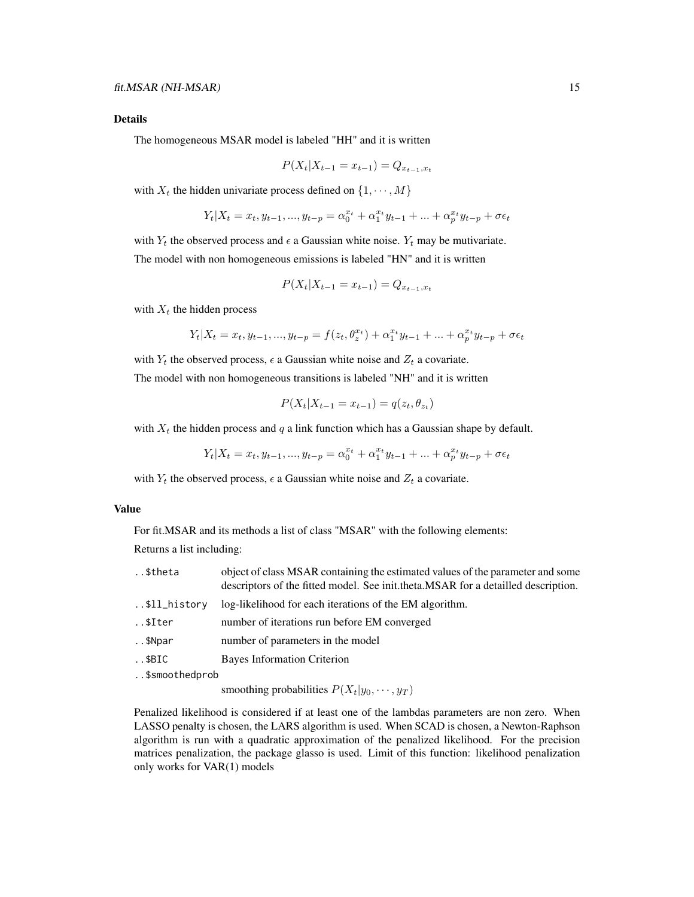## Details

The homogeneous MSAR model is labeled "HH" and it is written

$$P(X_t|X_{t-1}=x_{t-1}) = Q_{x_{t-1},x_t}$$

with $X_t$ the hidden univariate process defined on $\{1,\cdots,M\}$

$$Y_t|X_t=x_t, y_{t-1},...,y_{t-p} = \alpha_0^{x_t} + \alpha_1^{x_t} y_{t-1} + ... + \alpha_p^{x_t} y_{t-p} + \sigma\epsilon_t$$

with $Y_t$ the observed process and $\epsilon$ a Gaussian white noise. $Y_t$ may be mutivariate.

The model with non homogeneous emissions is labeled "HN" and it is written

$$P(X_t|X_{t-1}=x_{t-1}) = Q_{x_{t-1},x_t}$$

with $X_t$ the hidden process

$$Y_t|X_t=x_t, y_{t-1},...,y_{t-p} = f(z_t, \theta_z^{x_t}) + \alpha_1^{x_t} y_{t-1} + ... + \alpha_p^{x_t} y_{t-p} + \sigma\epsilon_t$$

with $Y_t$ the observed process, $\epsilon$ a Gaussian white noise and $Z_t$ a covariate.

The model with non homogeneous transitions is labeled "NH" and it is written

$$P(X_t|X_{t-1}=x_{t-1}) = q(z_t, \theta_{z_t})$$

with $X_t$ the hidden process and $q$ a link function which has a Gaussian shape by default.

$$Y_t|X_t=x_t, y_{t-1},...,y_{t-p} = \alpha_0^{x_t} + \alpha_1^{x_t} y_{t-1} + ... + \alpha_p^{x_t} y_{t-p} + \sigma\epsilon_t$$

with $Y_t$ the observed process, $\epsilon$ a Gaussian white noise and $Z_t$ a covariate.

## Value

For fit.MSAR and its methods a list of class "MSAR" with the following elements:

Returns a list including:

- `..$theta` object of class MSAR containing the estimated values of the parameter and some descriptors of the fitted model. See init.theta.MSAR for a detailled description.
- `..$ll_history` log-likelihood for each iterations of the EM algorithm.
- `..$Iter` number of iterations run before EM converged
- `..$Npar` number of parameters in the model
- `..$BIC` Bayes Information Criterion
- `..$smoothedprob` smoothing probabilities $P(X_t|y_0,\cdots,y_T)$

Penalized likelihood is considered if at least one of the lambdas parameters are non zero. When LASSO penalty is chosen, the LARS algorithm is used. When SCAD is chosen, a Newton-Raphson algorithm is run with a quadratic approximation of the penalized likelihood. For the precision matrices penalization, the package glasso is used. Limit of this function: likelihood penalization only works for VAR(1) models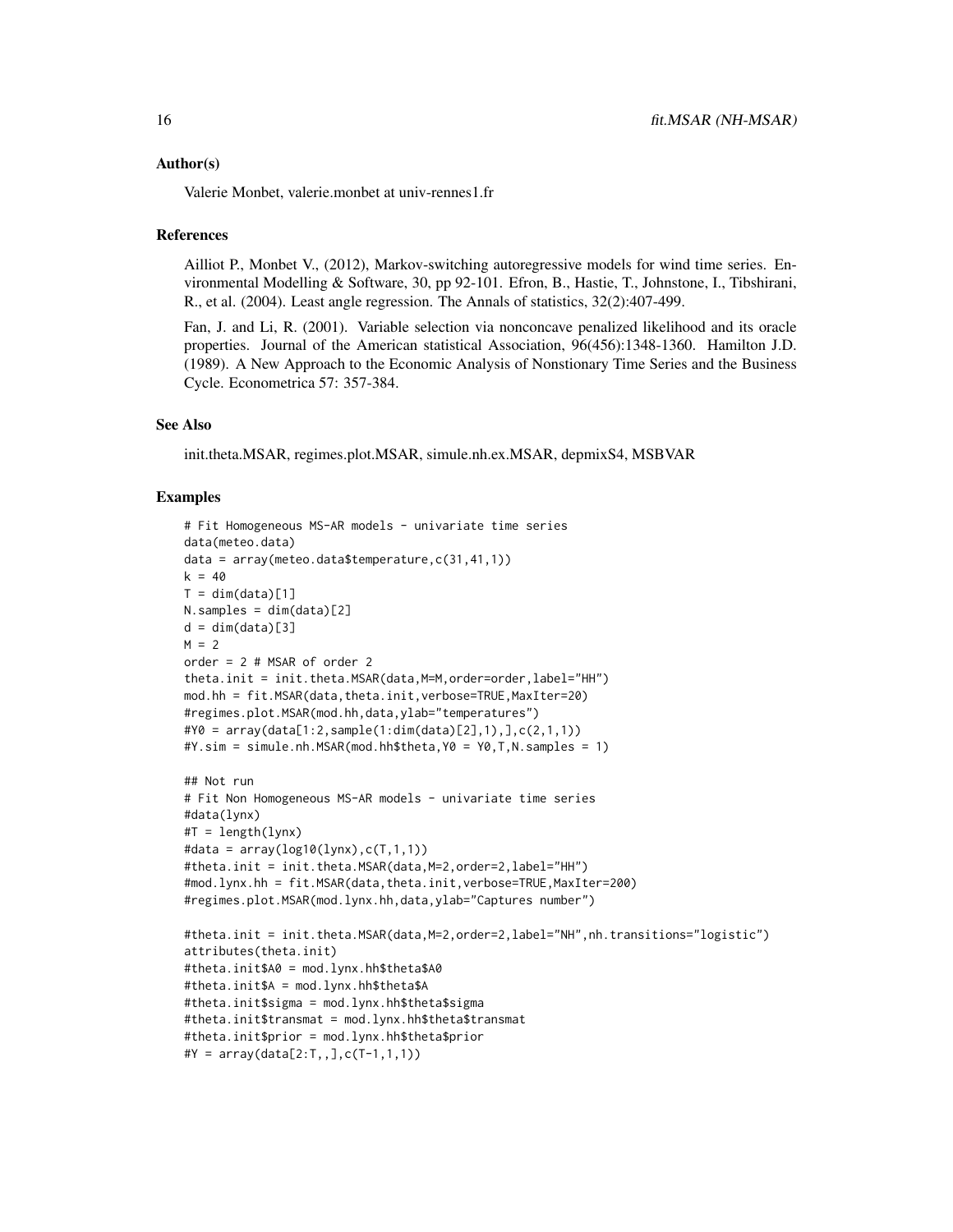### Author(s)

Valerie Monbet, valerie.monbet at univ-rennes1.fr

### References

Ailliot P., Monbet V., (2012), Markov-switching autoregressive models for wind time series. Environmental Modelling & Software, 30, pp 92-101. Efron, B., Hastie, T., Johnstone, I., Tibshirani, R., et al. (2004). Least angle regression. The Annals of statistics, 32(2):407-499.

Fan, J. and Li, R. (2001). Variable selection via nonconcave penalized likelihood and its oracle properties. Journal of the American statistical Association, 96(456):1348-1360. Hamilton J.D. (1989). A New Approach to the Economic Analysis of Nonstionary Time Series and the Business Cycle. Econometrica 57: 357-384.

### See Also

init.theta.MSAR, regimes.plot.MSAR, simule.nh.ex.MSAR, depmixS4, MSBVAR

### Examples

```
# Fit Homogeneous MS-AR models - univariate time series
data(meteo.data)
data = array(meteo.data$temperature,c(31,41,1))
k = 40
T = dim(data)[1]
N.samples = dim(data)[2]
d = dim(data)[3]
M = 2
order = 2 # MSAR of order 2
theta.init = init.theta.MSAR(data,M=M,order=order,label="HH")
mod.hh = fit.MSAR(data,theta.init,verbose=TRUE,MaxIter=20)
#regimes.plot.MSAR(mod.hh,data,ylab="temperatures")
#Y0 = array(data[1:2,sample(1:dim(data)[2],1),],c(2,1,1))
#Y.sim = simule.nh.MSAR(mod.hh$theta,Y0 = Y0,T,N.samples = 1)

## Not run
# Fit Non Homogeneous MS-AR models - univariate time series
#data(lynx)
#T = length(lynx)
#data = array(log10(lynx),c(T,1,1))
#theta.init = init.theta.MSAR(data,M=2,order=2,label="HH")
#mod.lynx.hh = fit.MSAR(data,theta.init,verbose=TRUE,MaxIter=200)
#regimes.plot.MSAR(mod.lynx.hh,data,ylab="Captures number")

#theta.init = init.theta.MSAR(data,M=2,order=2,label="NH",nh.transitions="logistic")
attributes(theta.init)
#theta.init$A0 = mod.lynx.hh$theta$A0
#theta.init$A = mod.lynx.hh$theta$A
#theta.init$sigma = mod.lynx.hh$theta$sigma
#theta.init$transmat = mod.lynx.hh$theta$transmat
#theta.init$prior = mod.lynx.hh$theta$prior
#Y = array(data[2:T,,],c(T-1,1,1))
```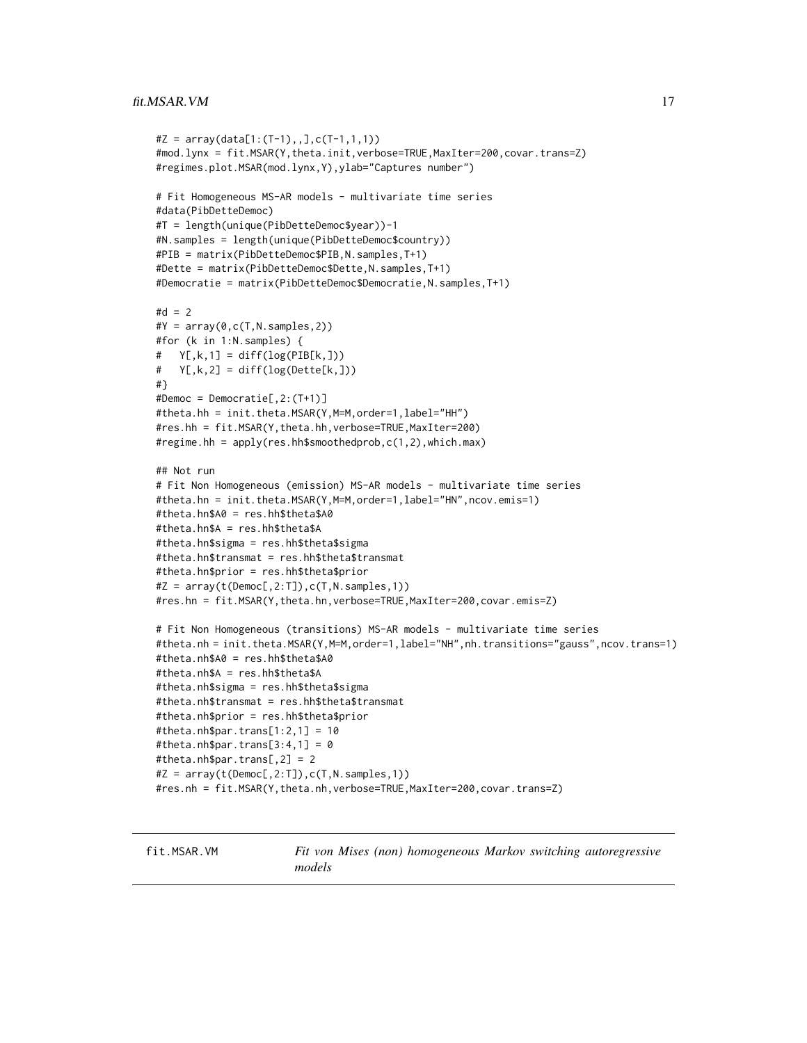```
#Z = array(data[1:(T-1),,],c(T-1,1,1))
#mod.lynx = fit.MSAR(Y,theta.init,verbose=TRUE,MaxIter=200,covar.trans=Z)
#regimes.plot.MSAR(mod.lynx,Y),ylab="Captures number")

# Fit Homogeneous MS-AR models - multivariate time series
#data(PibDetteDemoc)
#T = length(unique(PibDetteDemoc$year))-1
#N.samples = length(unique(PibDetteDemoc$country))
#PIB = matrix(PibDetteDemoc$PIB,N.samples,T+1)
#Dette = matrix(PibDetteDemoc$Dette,N.samples,T+1)
#Democratie = matrix(PibDetteDemoc$Democratie,N.samples,T+1)

#d = 2
#Y = array(0,c(T,N.samples,2))
#for (k in 1:N.samples) {
#   Y[,k,1] = diff(log(PIB[k,]))
#   Y[,k,2] = diff(log(Dette[k,]))
#}
#Democ = Democratie[,2:(T+1)]
#theta.hh = init.theta.MSAR(Y,M=M,order=1,label="HH")
#res.hh = fit.MSAR(Y,theta.hh,verbose=TRUE,MaxIter=200)
#regime.hh = apply(res.hh$smoothedprob,c(1,2),which.max)

## Not run
# Fit Non Homogeneous (emission) MS-AR models - multivariate time series
#theta.hn = init.theta.MSAR(Y,M=M,order=1,label="HN",ncov.emis=1)
#theta.hn$A0 = res.hh$theta$A0
#theta.hn$A = res.hh$theta$A
#theta.hn$sigma = res.hh$theta$sigma
#theta.hn$transmat = res.hh$theta$transmat
#theta.hn$prior = res.hh$theta$prior
#Z = array(t(Democ[,2:T]),c(T,N.samples,1))
#res.hn = fit.MSAR(Y,theta.hn,verbose=TRUE,MaxIter=200,covar.emis=Z)

# Fit Non Homogeneous (transitions) MS-AR models - multivariate time series
#theta.nh = init.theta.MSAR(Y,M=M,order=1,label="NH",nh.transitions="gauss",ncov.trans=1)
#theta.nh$A0 = res.hh$theta$A0
#theta.nh$A = res.hh$theta$A
#theta.nh$sigma = res.hh$theta$sigma
#theta.nh$transmat = res.hh$theta$transmat
#theta.nh$prior = res.hh$theta$prior
#theta.nh$par.trans[1:2,1] = 10
#theta.nh$par.trans[3:4,1] = 0
#theta.nh$par.trans[,2] = 2
#Z = array(t(Democ[,2:T]),c(T,N.samples,1))
#res.nh = fit.MSAR(Y,theta.nh,verbose=TRUE,MaxIter=200,covar.trans=Z)
```

---

fit.MSAR.VM *Fit von Mises (non) homogeneous Markov switching autoregressive models*

---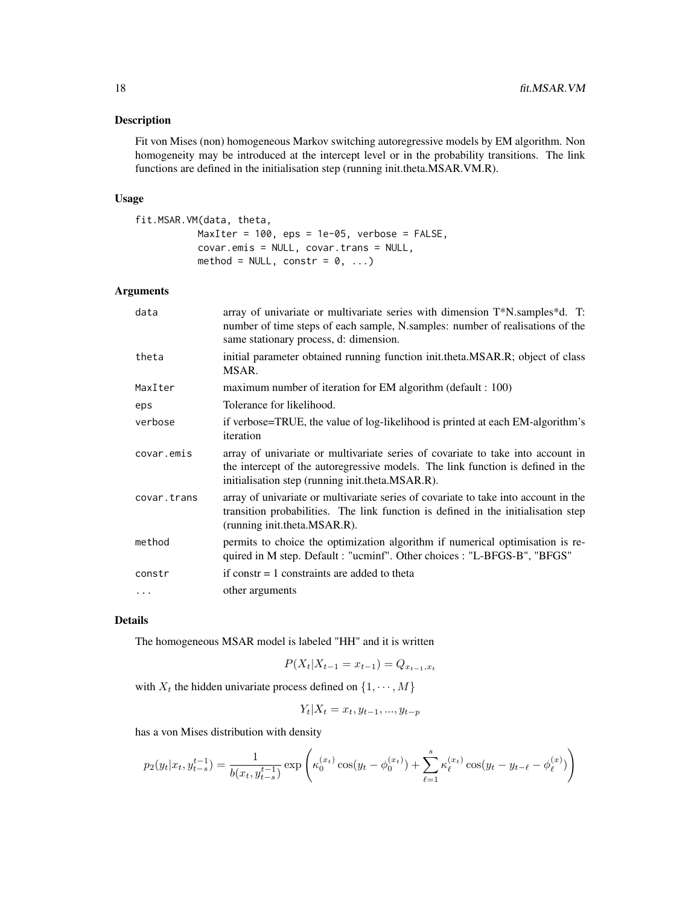### Description

Fit von Mises (non) homogeneous Markov switching autoregressive models by EM algorithm. Non homogeneity may be introduced at the intercept level or in the probability transitions. The link functions are defined in the initialisation step (running init.theta.MSAR.VM.R).

### Usage

```
fit.MSAR.VM(data, theta,
          MaxIter = 100, eps = 1e-05, verbose = FALSE,
          covar.emis = NULL, covar.trans = NULL,
          method = NULL, constr = 0, ...)
```

### Arguments

| | |
|---|---|
| data | array of univariate or multivariate series with dimension T*N.samples*d. T: number of time steps of each sample, N.samples: number of realisations of the same stationary process, d: dimension. |
| theta | initial parameter obtained running function init.theta.MSAR.R; object of class MSAR. |
| MaxIter | maximum number of iteration for EM algorithm (default : 100) |
| eps | Tolerance for likelihood. |
| verbose | if verbose=TRUE, the value of log-likelihood is printed at each EM-algorithm's iteration |
| covar.emis | array of univariate or multivariate series of covariate to take into account in the intercept of the autoregressive models. The link function is defined in the initialisation step (running init.theta.MSAR.R). |
| covar.trans | array of univariate or multivariate series of covariate to take into account in the transition probabilities. The link function is defined in the initialisation step (running init.theta.MSAR.R). |
| method | permits to choice the optimization algorithm if numerical optimisation is required in M step. Default : "ucminf". Other choices : "L-BFGS-B", "BFGS" |
| constr | if constr = 1 constraints are added to theta |
| ... | other arguments |

### Details

The homogeneous MSAR model is labeled "HH" and it is written

$$P(X_t|X_{t-1} = x_{t-1}) = Q_{x_{t-1},x_t}$$

with $X_t$ the hidden univariate process defined on $\{1, \cdots, M\}$

$$Y_t|X_t = x_t, y_{t-1}, ..., y_{t-p}$$

has a von Mises distribution with density

$$p_2(y_t|x_t, y_{t-s}^{t-1}) = \frac{1}{b(x_t, y_{t-s}^{t-1})} \exp\left(\kappa_0^{(x_t)} \cos(y_t - \phi_0^{(x_t)}) + \sum_{\ell=1}^{s} \kappa_\ell^{(x_t)} \cos(y_t - y_{t-\ell} - \phi_\ell^{(x)})\right)$$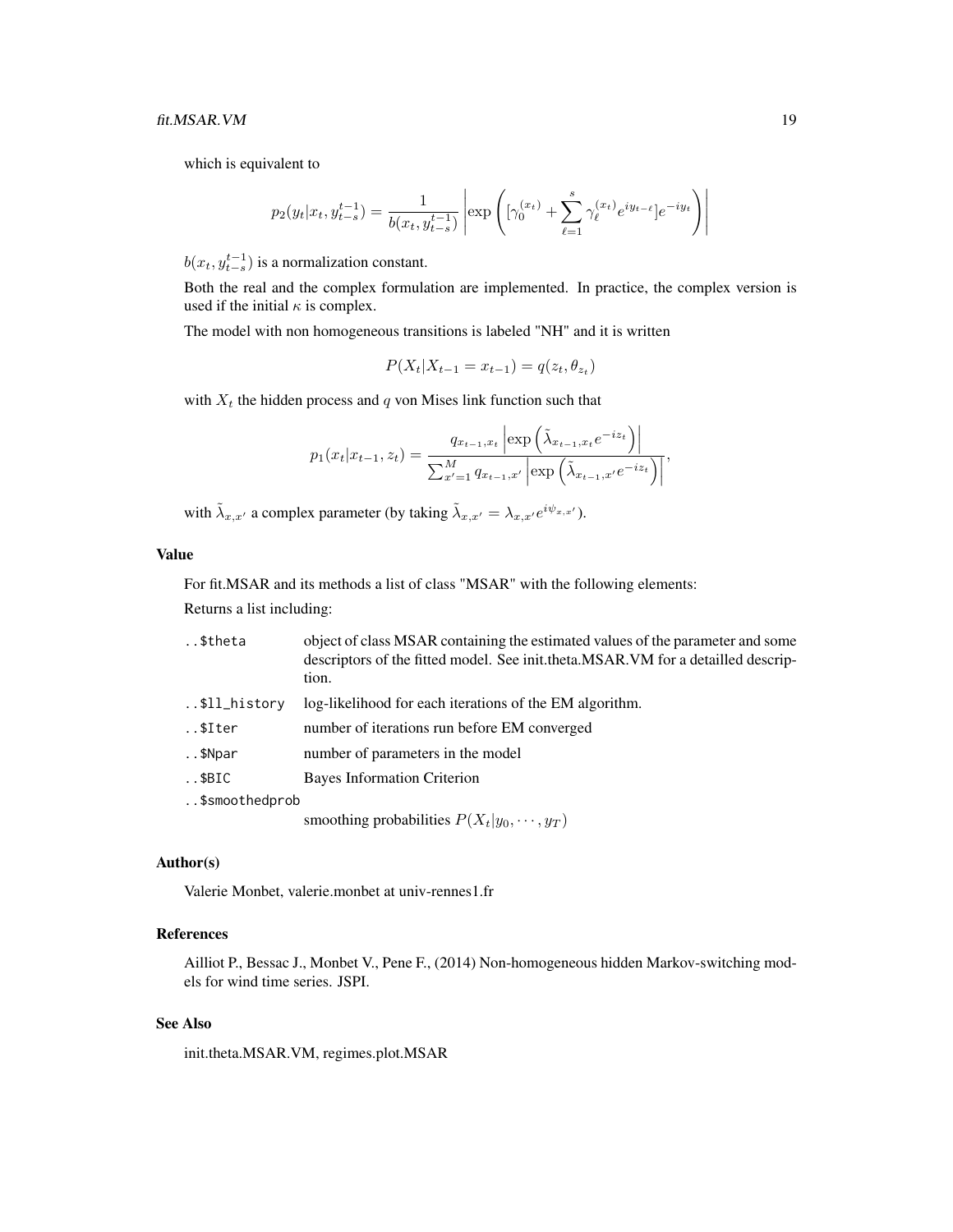which is equivalent to

$$p_2(y_t|x_t, y_{t-s}^{t-1}) = \frac{1}{b(x_t, y_{t-s}^{t-1})} \left| \exp\left( [\gamma_0^{(x_t)} + \sum_{\ell=1}^{s} \gamma_\ell^{(x_t)} e^{iy_{t-\ell}}] e^{-iy_t} \right) \right|$$

$b(x_t, y_{t-s}^{t-1})$ is a normalization constant.

Both the real and the complex formulation are implemented. In practice, the complex version is used if the initial $\kappa$ is complex.

The model with non homogeneous transitions is labeled "NH" and it is written

$$P(X_t|X_{t-1} = x_{t-1}) = q(z_t, \theta_{z_t})$$

with $X_t$ the hidden process and $q$ von Mises link function such that

$$p_1(x_t|x_{t-1}, z_t) = \frac{q_{x_{t-1},x_t} \left| \exp\left( \tilde{\lambda}_{x_{t-1},x_t} e^{-iz_t} \right) \right|}{\sum_{x'=1}^{M} q_{x_{t-1},x'} \left| \exp\left( \tilde{\lambda}_{x_{t-1},x'} e^{-iz_t} \right) \right|},$$

with $\tilde{\lambda}_{x,x'}$ a complex parameter (by taking $\tilde{\lambda}_{x,x'} = \lambda_{x,x'} e^{i\psi_{x,x'}}$).

## Value

For fit.MSAR and its methods a list of class "MSAR" with the following elements:

Returns a list including:

- `..$theta` — object of class MSAR containing the estimated values of the parameter and some descriptors of the fitted model. See init.theta.MSAR.VM for a detailled description.
- `..$ll_history` — log-likelihood for each iterations of the EM algorithm.
- `..$Iter` — number of iterations run before EM converged
- `..$Npar` — number of parameters in the model
- `..$BIC` — Bayes Information Criterion
- `..$smoothedprob` — smoothing probabilities $P(X_t|y_0, \cdots, y_T)$

## Author(s)

Valerie Monbet, valerie.monbet at univ-rennes1.fr

## References

Ailliot P., Bessac J., Monbet V., Pene F., (2014) Non-homogeneous hidden Markov-switching models for wind time series. JSPI.

## See Also

init.theta.MSAR.VM, regimes.plot.MSAR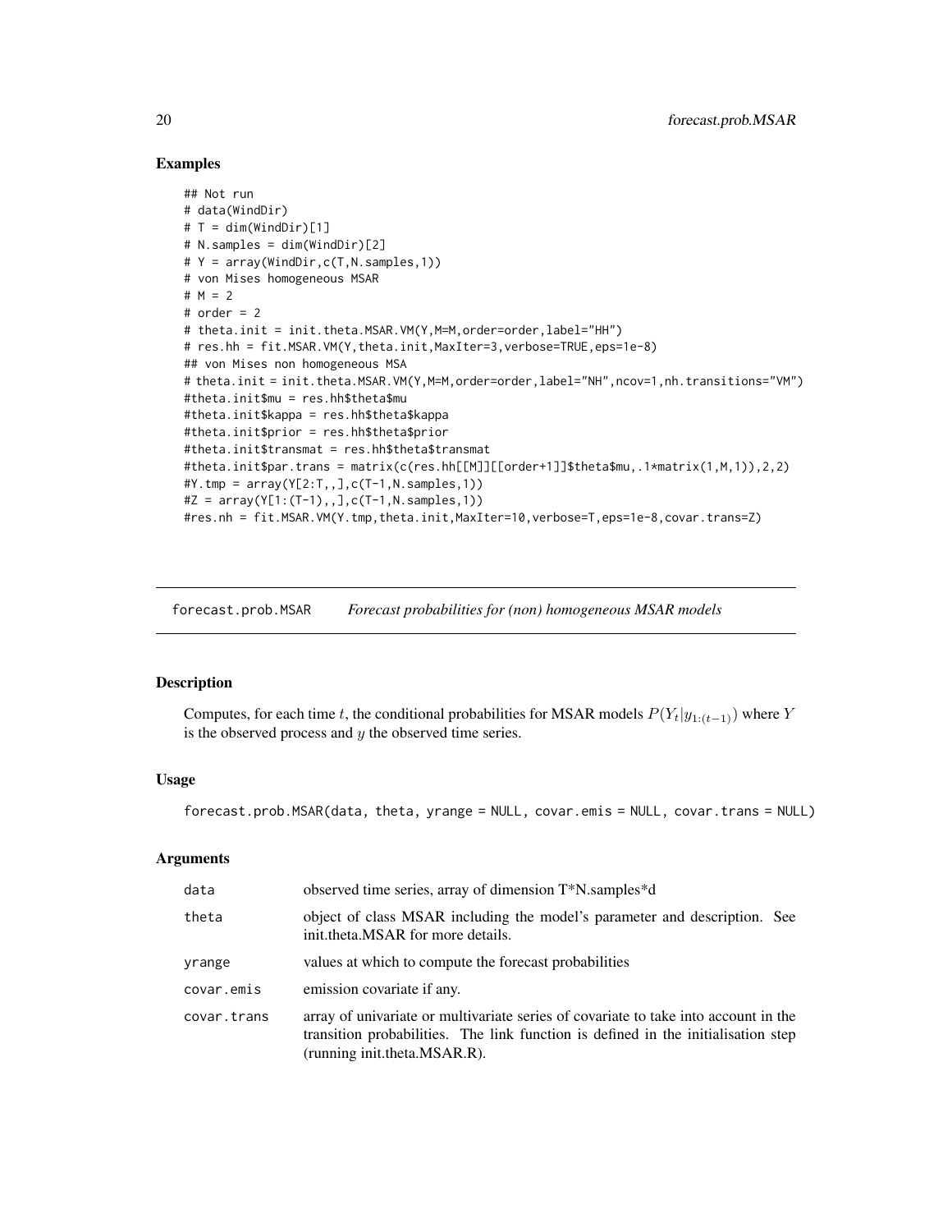## Examples

```
## Not run
# data(WindDir)
# T = dim(WindDir)[1]
# N.samples = dim(WindDir)[2]
# Y = array(WindDir,c(T,N.samples,1))
# von Mises homogeneous MSAR
# M = 2
# order = 2
# theta.init = init.theta.MSAR.VM(Y,M=M,order=order,label="HH")
# res.hh = fit.MSAR.VM(Y,theta.init,MaxIter=3,verbose=TRUE,eps=1e-8)
## von Mises non homogeneous MSA
# theta.init = init.theta.MSAR.VM(Y,M=M,order=order,label="NH",ncov=1,nh.transitions="VM")
#theta.init$mu = res.hh$theta$mu
#theta.init$kappa = res.hh$theta$kappa
#theta.init$prior = res.hh$theta$prior
#theta.init$transmat = res.hh$theta$transmat
#theta.init$par.trans = matrix(c(res.hh[[M]][[order+1]]$theta$mu,.1*matrix(1,M,1)),2,2)
#Y.tmp = array(Y[2:T,,],c(T-1,N.samples,1))
#Z = array(Y[1:(T-1),,],c(T-1,N.samples,1))
#res.nh = fit.MSAR.VM(Y.tmp,theta.init,MaxIter=10,verbose=T,eps=1e-8,covar.trans=Z)
```

---

# forecast.prob.MSAR — *Forecast probabilities for (non) homogeneous MSAR models*

---

## Description

Computes, for each time $t$, the conditional probabilities for MSAR models $P(Y_t|y_{1:(t-1)})$ where $Y$ is the observed process and $y$ the observed time series.

## Usage

```
forecast.prob.MSAR(data, theta, yrange = NULL, covar.emis = NULL, covar.trans = NULL)
```

## Arguments

| | |
|---|---|
| data | observed time series, array of dimension T*N.samples*d |
| theta | object of class MSAR including the model's parameter and description. See init.theta.MSAR for more details. |
| yrange | values at which to compute the forecast probabilities |
| covar.emis | emission covariate if any. |
| covar.trans | array of univariate or multivariate series of covariate to take into account in the transition probabilities. The link function is defined in the initialisation step (running init.theta.MSAR.R). |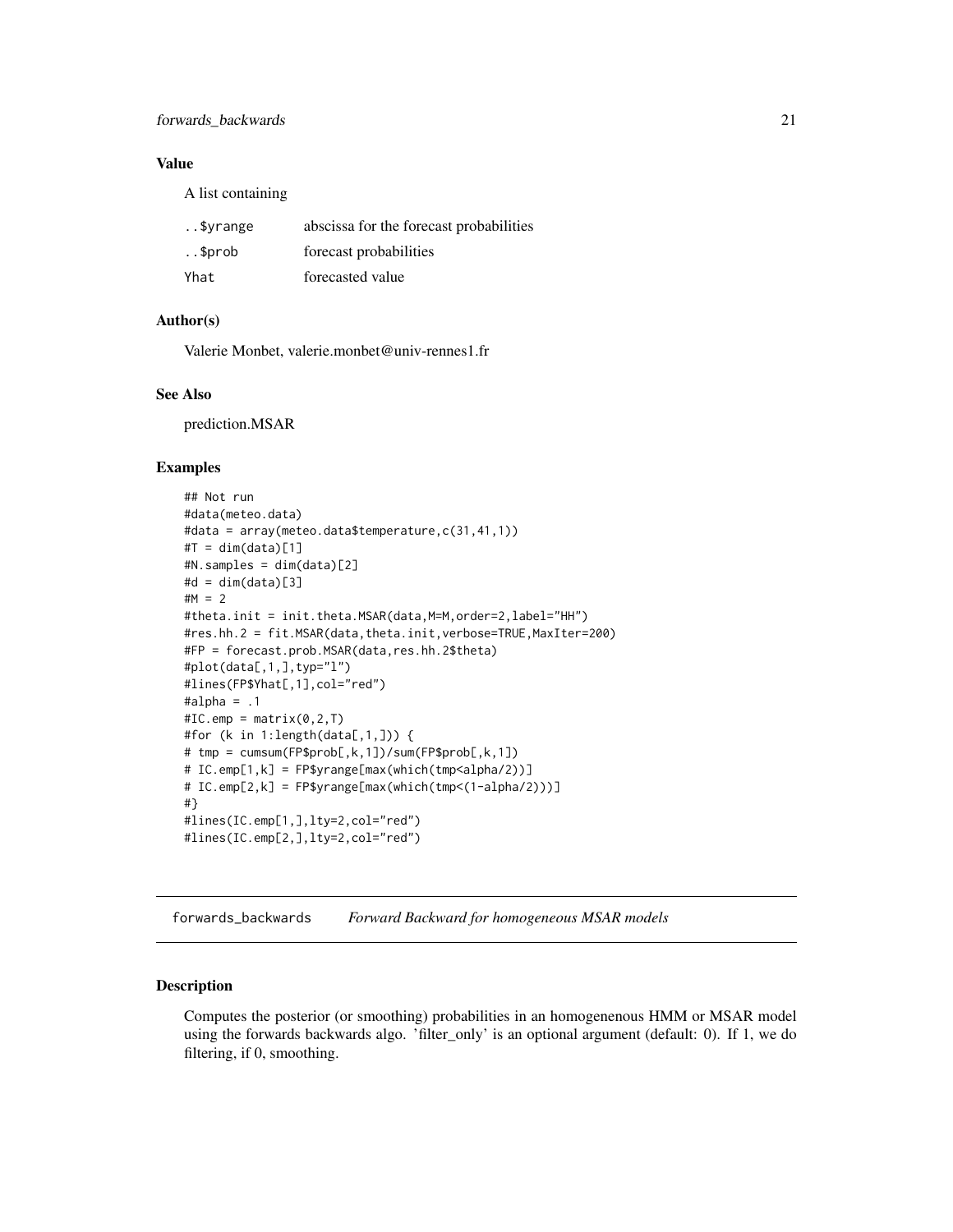### Value

A list containing

| | |
|---|---|
| ..$yrange | abscissa for the forecast probabilities |
| ..$prob | forecast probabilities |
| Yhat | forecasted value |

### Author(s)

Valerie Monbet, valerie.monbet@univ-rennes1.fr

### See Also

prediction.MSAR

### Examples

```
## Not run
#data(meteo.data)
#data = array(meteo.data$temperature,c(31,41,1))
#T = dim(data)[1]
#N.samples = dim(data)[2]
#d = dim(data)[3]
#M = 2
#theta.init = init.theta.MSAR(data,M=M,order=2,label="HH")
#res.hh.2 = fit.MSAR(data,theta.init,verbose=TRUE,MaxIter=200)
#FP = forecast.prob.MSAR(data,res.hh.2$theta)
#plot(data[,1,],typ="l")
#lines(FP$Yhat[,1],col="red")
#alpha = .1
#IC.emp = matrix(0,2,T)
#for (k in 1:length(data[,1,])) {
# tmp = cumsum(FP$prob[,k,1])/sum(FP$prob[,k,1])
# IC.emp[1,k] = FP$yrange[max(which(tmp<alpha/2))]
# IC.emp[2,k] = FP$yrange[max(which(tmp<(1-alpha/2)))]
#}
#lines(IC.emp[1,],lty=2,col="red")
#lines(IC.emp[2,],lty=2,col="red")
```

---

## forwards_backwards *Forward Backward for homogeneous MSAR models*

---

### Description

Computes the posterior (or smoothing) probabilities in an homogenenous HMM or MSAR model using the forwards backwards algo. 'filter_only' is an optional argument (default: 0). If 1, we do filtering, if 0, smoothing.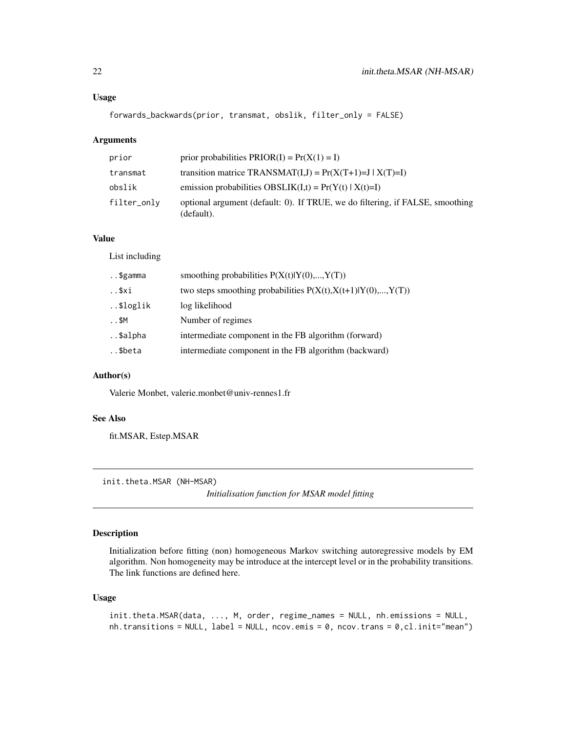### Usage

```
forwards_backwards(prior, transmat, obslik, filter_only = FALSE)
```

### Arguments

| | |
|---|---|
| prior | prior probabilities PRIOR(I) = Pr(X(1) = I) |
| transmat | transition matrice TRANSMAT(I,J) = Pr(X(T+1)=J \| X(T)=I) |
| obslik | emission probabilities OBSLIK(I,t) = Pr(Y(t) \| X(t)=I) |
| filter_only | optional argument (default: 0). If TRUE, we do filtering, if FALSE, smoothing (default). |

### Value

List including

| | |
|---|---|
| ..$gamma | smoothing probabilities P(X(t)\|Y(0),...,Y(T)) |
| ..$xi | two steps smoothing probabilities P(X(t),X(t+1)\|Y(0),...,Y(T)) |
| ..$loglik | log likelihood |
| ..$M | Number of regimes |
| ..$alpha | intermediate component in the FB algorithm (forward) |
| ..$beta | intermediate component in the FB algorithm (backward) |

### Author(s)

Valerie Monbet, valerie.monbet@univ-rennes1.fr

### See Also

fit.MSAR, Estep.MSAR

---

## init.theta.MSAR (NH-MSAR) *Initialisation function for MSAR model fitting*

### Description

Initialization before fitting (non) homogeneous Markov switching autoregressive models by EM algorithm. Non homogeneity may be introduce at the intercept level or in the probability transitions. The link functions are defined here.

### Usage

```
init.theta.MSAR(data, ..., M, order, regime_names = NULL, nh.emissions = NULL,
nh.transitions = NULL, label = NULL, ncov.emis = 0, ncov.trans = 0,cl.init="mean")
```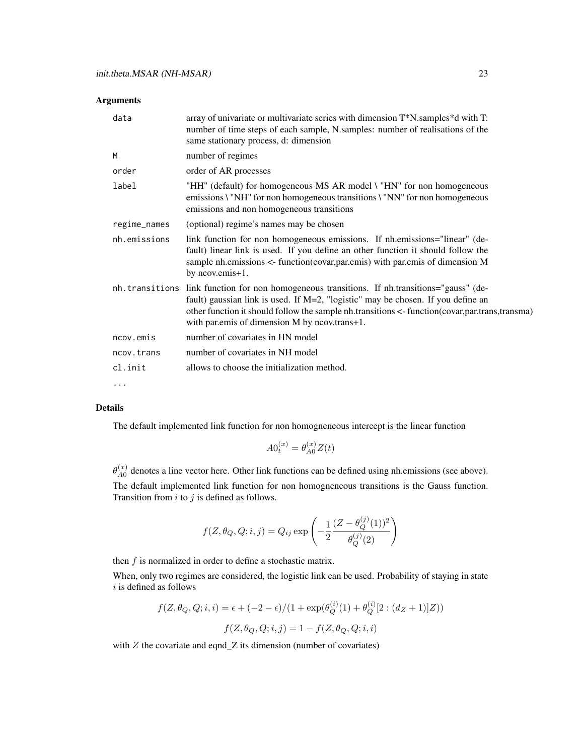### Arguments

| | |
|---|---|
| `data` | array of univariate or multivariate series with dimension T*N.samples*d with T: number of time steps of each sample, N.samples: number of realisations of the same stationary process, d: dimension |
| `M` | number of regimes |
| `order` | order of AR processes |
| `label` | "HH" (default) for homogeneous MS AR model \ "HN" for non homogeneous emissions \ "NH" for non homogeneous transitions \ "NN" for non homogeneous emissions and non homogeneous transitions |
| `regime_names` | (optional) regime's names may be chosen |
| `nh.emissions` | link function for non homogeneous emissions. If nh.emissions="linear" (default) linear link is used. If you define an other function it should follow the sample nh.emissions <- function(covar,par.emis) with par.emis of dimension M by ncov.emis+1. |
| `nh.transitions` | link function for non homogeneous transitions. If nh.transitions="gauss" (default) gaussian link is used. If M=2, "logistic" may be chosen. If you define an other function it should follow the sample nh.transitions <- function(covar,par.trans,transma) with par.emis of dimension M by ncov.trans+1. |
| `ncov.emis` | number of covariates in HN model |
| `ncov.trans` | number of covariates in NH model |
| `cl.init` | allows to choose the initialization method. |
| `...` | |

### Details

The default implemented link function for non homogneneous intercept is the linear function

$$A0_t^{(x)} = \theta_{A0}^{(x)} Z(t)$$

$\theta_{A0}^{(x)}$ denotes a line vector here. Other link functions can be defined using nh.emissions (see above).

The default implemented link function for non homogneneous transitions is the Gauss function. Transition from $i$ to $j$ is defined as follows.

$$f(Z, \theta_Q, Q; i, j) = Q_{ij} \exp\left(-\frac{1}{2}\frac{(Z - \theta_Q^{(j)}(1))^2}{\theta_Q^{(j)}(2)}\right)$$

then $f$ is normalized in order to define a stochastic matrix.

When, only two regimes are considered, the logistic link can be used. Probability of staying in state $i$ is defined as follows

$$f(Z, \theta_Q, Q; i, i) = \epsilon + (-2 - \epsilon)/(1 + \exp(\theta_Q^{(i)}(1) + \theta_Q^{(i)}[2 : (d_Z + 1)]Z))$$

$$f(Z, \theta_Q, Q; i, j) = 1 - f(Z, \theta_Q, Q; i, i)$$

with $Z$ the covariate and eqnd_Z its dimension (number of covariates)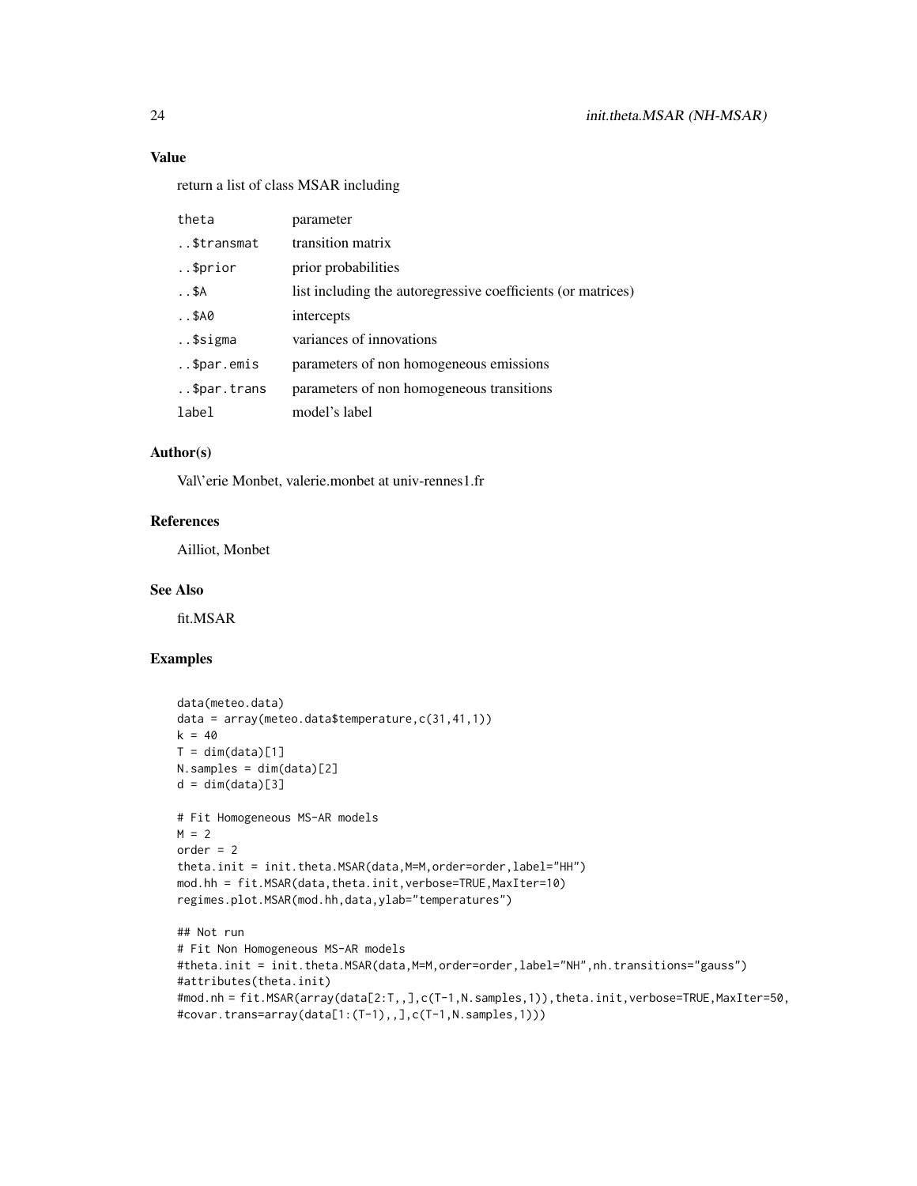### Value

return a list of class MSAR including

| | |
|---|---|
| `theta` | parameter |
| `..$transmat` | transition matrix |
| `..$prior` | prior probabilities |
| `..$A` | list including the autoregressive coefficients (or matrices) |
| `..$A0` | intercepts |
| `..$sigma` | variances of innovations |
| `..$par.emis` | parameters of non homogeneous emissions |
| `..$par.trans` | parameters of non homogeneous transitions |
| `label` | model's label |

### Author(s)

Val\'erie Monbet, valerie.monbet at univ-rennes1.fr

### References

Ailliot, Monbet

### See Also

fit.MSAR

### Examples

```
data(meteo.data)
data = array(meteo.data$temperature,c(31,41,1))
k = 40
T = dim(data)[1]
N.samples = dim(data)[2]
d = dim(data)[3]

# Fit Homogeneous MS-AR models
M = 2
order = 2
theta.init = init.theta.MSAR(data,M=M,order=order,label="HH")
mod.hh = fit.MSAR(data,theta.init,verbose=TRUE,MaxIter=10)
regimes.plot.MSAR(mod.hh,data,ylab="temperatures")

## Not run
# Fit Non Homogeneous MS-AR models
#theta.init = init.theta.MSAR(data,M=M,order=order,label="NH",nh.transitions="gauss")
#attributes(theta.init)
#mod.nh = fit.MSAR(array(data[2:T,,],c(T-1,N.samples,1)),theta.init,verbose=TRUE,MaxIter=50,
#covar.trans=array(data[1:(T-1),,],c(T-1,N.samples,1)))
```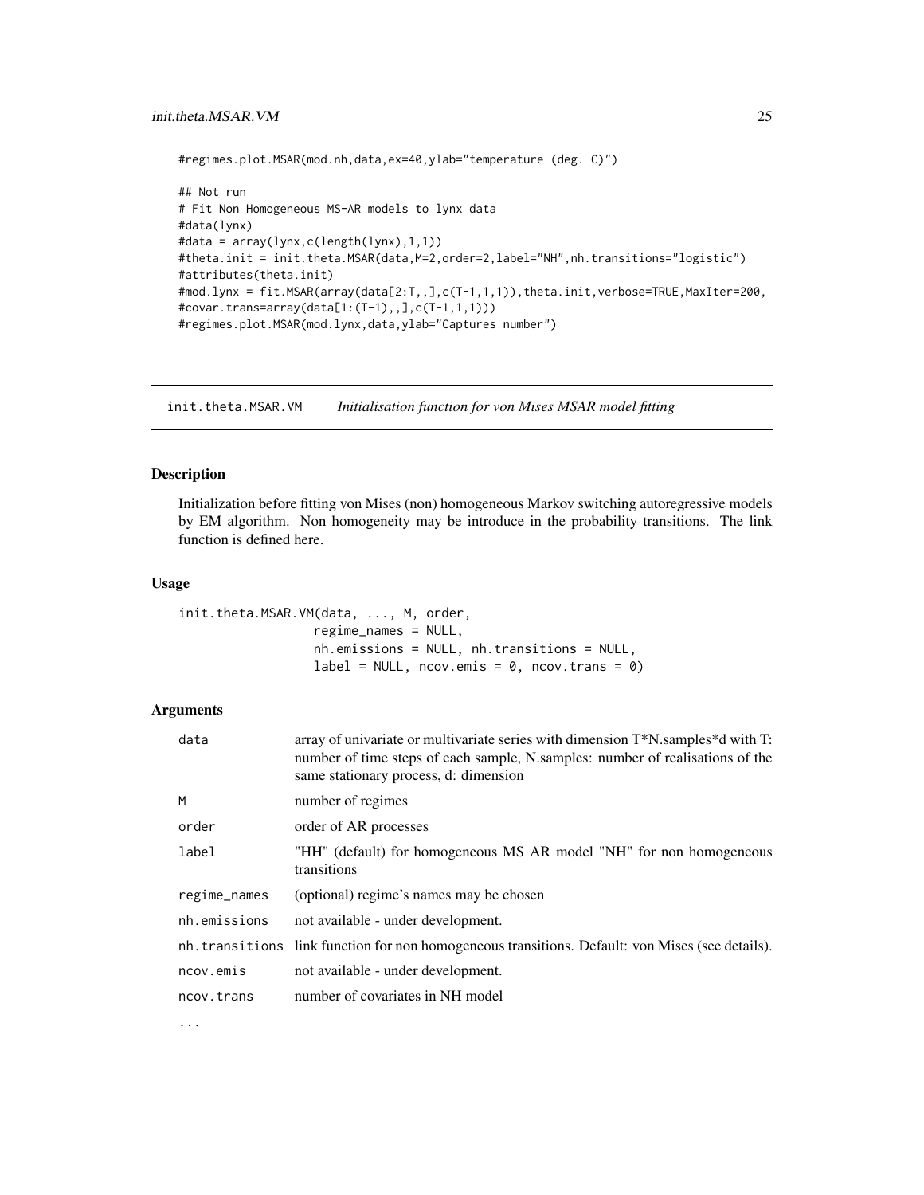```
#regimes.plot.MSAR(mod.nh,data,ex=40,ylab="temperature (deg. C)")

## Not run
# Fit Non Homogeneous MS-AR models to lynx data
#data(lynx)
#data = array(lynx,c(length(lynx),1,1))
#theta.init = init.theta.MSAR(data,M=2,order=2,label="NH",nh.transitions="logistic")
#attributes(theta.init)
#mod.lynx = fit.MSAR(array(data[2:T,,],c(T-1,1,1)),theta.init,verbose=TRUE,MaxIter=200,
#covar.trans=array(data[1:(T-1),,],c(T-1,1,1)))
#regimes.plot.MSAR(mod.lynx,data,ylab="Captures number")
```

---

# init.theta.MSAR.VM — *Initialisation function for von Mises MSAR model fitting*

---

## Description

Initialization before fitting von Mises (non) homogeneous Markov switching autoregressive models by EM algorithm. Non homogeneity may be introduce in the probability transitions. The link function is defined here.

## Usage

```
init.theta.MSAR.VM(data, ..., M, order,
                   regime_names = NULL,
                   nh.emissions = NULL, nh.transitions = NULL,
                   label = NULL, ncov.emis = 0, ncov.trans = 0)
```

## Arguments

| | |
|---|---|
| `data` | array of univariate or multivariate series with dimension T*N.samples*d with T: number of time steps of each sample, N.samples: number of realisations of the same stationary process, d: dimension |
| `M` | number of regimes |
| `order` | order of AR processes |
| `label` | "HH" (default) for homogeneous MS AR model "NH" for non homogeneous transitions |
| `regime_names` | (optional) regime's names may be chosen |
| `nh.emissions` | not available - under development. |
| `nh.transitions` | link function for non homogeneous transitions. Default: von Mises (see details). |
| `ncov.emis` | not available - under development. |
| `ncov.trans` | number of covariates in NH model |
| `...` | |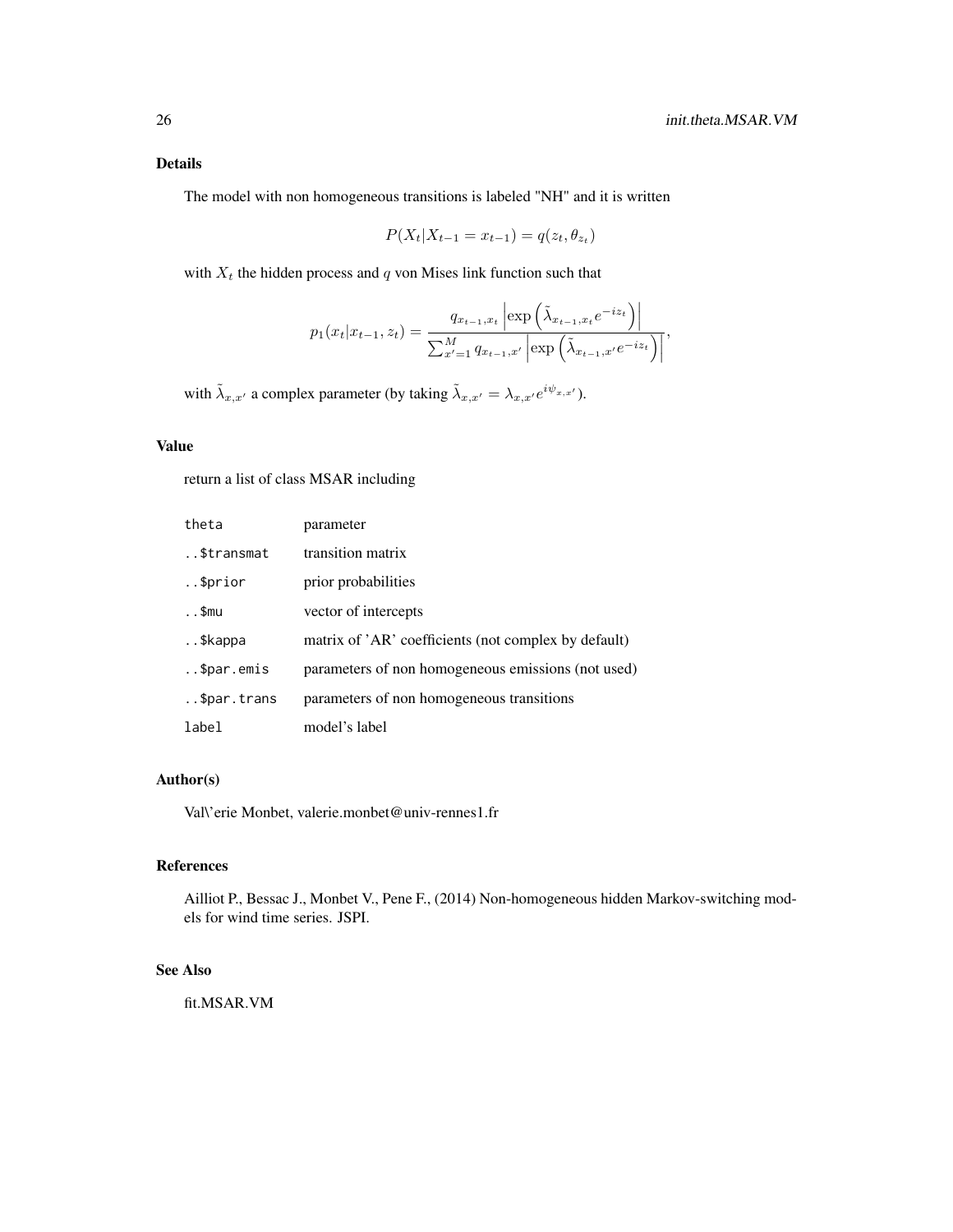### Details

The model with non homogeneous transitions is labeled "NH" and it is written

$$P(X_t|X_{t-1} = x_{t-1}) = q(z_t, \theta_{z_t})$$

with $X_t$ the hidden process and $q$ von Mises link function such that

$$p_1(x_t|x_{t-1}, z_t) = \frac{q_{x_{t-1},x_t} \left|\exp\left(\tilde{\lambda}_{x_{t-1},x_t} e^{-iz_t}\right)\right|}{\sum_{x'=1}^{M} q_{x_{t-1},x'} \left|\exp\left(\tilde{\lambda}_{x_{t-1},x'} e^{-iz_t}\right)\right|},$$

with $\tilde{\lambda}_{x,x'}$ a complex parameter (by taking $\tilde{\lambda}_{x,x'} = \lambda_{x,x'} e^{i\psi_{x,x'}}$).

### Value

return a list of class MSAR including

| | |
|---|---|
| `theta` | parameter |
| `..$transmat` | transition matrix |
| `..$prior` | prior probabilities |
| `..$mu` | vector of intercepts |
| `..$kappa` | matrix of 'AR' coefficients (not complex by default) |
| `..$par.emis` | parameters of non homogeneous emissions (not used) |
| `..$par.trans` | parameters of non homogeneous transitions |
| `label` | model's label |

### Author(s)

Val\'erie Monbet, valerie.monbet@univ-rennes1.fr

### References

Ailliot P., Bessac J., Monbet V., Pene F., (2014) Non-homogeneous hidden Markov-switching models for wind time series. JSPI.

### See Also

fit.MSAR.VM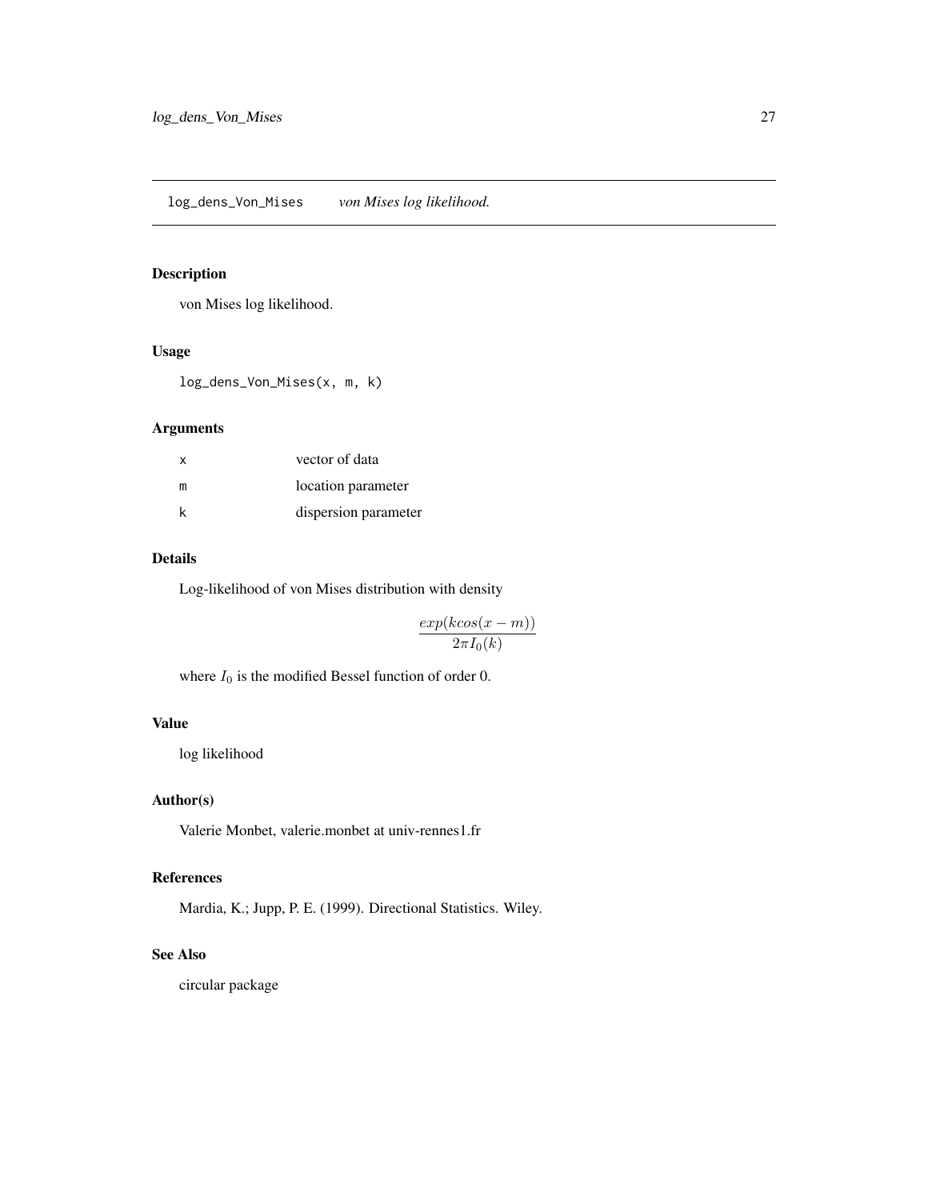# log_dens_Von_Mises — *von Mises log likelihood.*

## Description

von Mises log likelihood.

## Usage

```
log_dens_Von_Mises(x, m, k)
```

## Arguments

| | |
|---|---|
| x | vector of data |
| m | location parameter |
| k | dispersion parameter |

## Details

Log-likelihood of von Mises distribution with density

$$\frac{exp(kcos(x-m))}{2\pi I_0(k)}$$

where $I_0$ is the modified Bessel function of order 0.

## Value

log likelihood

## Author(s)

Valerie Monbet, valerie.monbet at univ-rennes1.fr

## References

Mardia, K.; Jupp, P. E. (1999). Directional Statistics. Wiley.

## See Also

circular package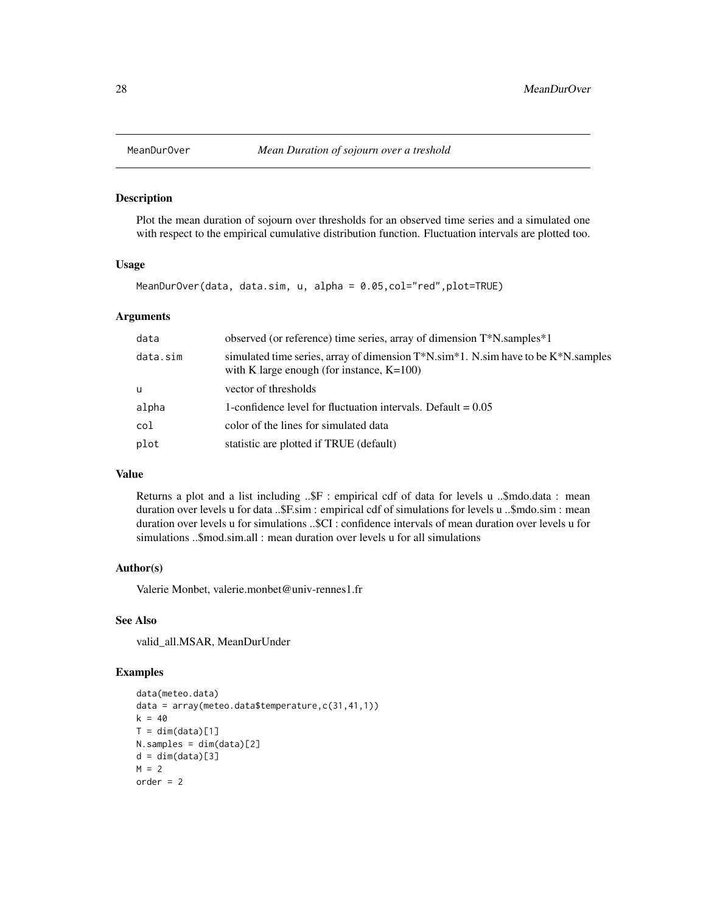MeanDurOver    *Mean Duration of sojourn over a treshold*

## Description

Plot the mean duration of sojourn over thresholds for an observed time series and a simulated one with respect to the empirical cumulative distribution function. Fluctuation intervals are plotted too.

## Usage

```
MeanDurOver(data, data.sim, u, alpha = 0.05,col="red",plot=TRUE)
```

## Arguments

| | |
|---|---|
| data | observed (or reference) time series, array of dimension T*N.samples*1 |
| data.sim | simulated time series, array of dimension T*N.sim*1. N.sim have to be K*N.samples with K large enough (for instance, K=100) |
| u | vector of thresholds |
| alpha | 1-confidence level for fluctuation intervals. Default = 0.05 |
| col | color of the lines for simulated data |
| plot | statistic are plotted if TRUE (default) |

## Value

Returns a plot and a list including ..$F : empirical cdf of data for levels u ..$mdo.data : mean duration over levels u for data ..$F.sim : empirical cdf of simulations for levels u ..$mdo.sim : mean duration over levels u for simulations ..$CI : confidence intervals of mean duration over levels u for simulations ..$mod.sim.all : mean duration over levels u for all simulations

## Author(s)

Valerie Monbet, valerie.monbet@univ-rennes1.fr

## See Also

valid_all.MSAR, MeanDurUnder

## Examples

```
data(meteo.data)
data = array(meteo.data$temperature,c(31,41,1))
k = 40
T = dim(data)[1]
N.samples = dim(data)[2]
d = dim(data)[3]
M = 2
order = 2
```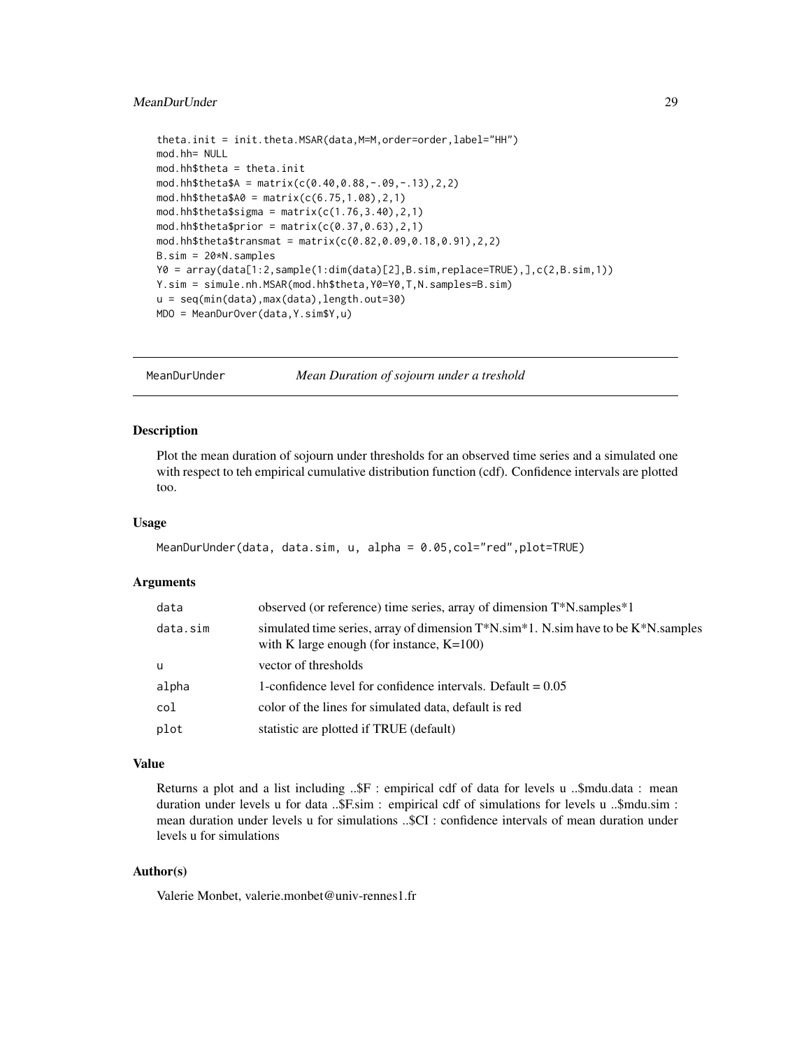```
theta.init = init.theta.MSAR(data,M=M,order=order,label="HH")
mod.hh= NULL
mod.hh$theta = theta.init
mod.hh$theta$A = matrix(c(0.40,0.88,-.09,-.13),2,2)
mod.hh$theta$A0 = matrix(c(6.75,1.08),2,1)
mod.hh$theta$sigma = matrix(c(1.76,3.40),2,1)
mod.hh$theta$prior = matrix(c(0.37,0.63),2,1)
mod.hh$theta$transmat = matrix(c(0.82,0.09,0.18,0.91),2,2)
B.sim = 20*N.samples
Y0 = array(data[1:2,sample(1:dim(data)[2],B.sim,replace=TRUE),],c(2,B.sim,1))
Y.sim = simule.nh.MSAR(mod.hh$theta,Y0=Y0,T,N.samples=B.sim)
u = seq(min(data),max(data),length.out=30)
MDO = MeanDurOver(data,Y.sim$Y,u)
```

## MeanDurUnder — *Mean Duration of sojourn under a treshold*

### Description

Plot the mean duration of sojourn under thresholds for an observed time series and a simulated one with respect to teh empirical cumulative distribution function (cdf). Confidence intervals are plotted too.

### Usage

```
MeanDurUnder(data, data.sim, u, alpha = 0.05,col="red",plot=TRUE)
```

### Arguments

| | |
|---|---|
| data | observed (or reference) time series, array of dimension T*N.samples*1 |
| data.sim | simulated time series, array of dimension T*N.sim*1. N.sim have to be K*N.samples with K large enough (for instance, K=100) |
| u | vector of thresholds |
| alpha | 1-confidence level for confidence intervals. Default = 0.05 |
| col | color of the lines for simulated data, default is red |
| plot | statistic are plotted if TRUE (default) |

### Value

Returns a plot and a list including ..$F : empirical cdf of data for levels u ..$mdu.data : mean duration under levels u for data ..$F.sim : empirical cdf of simulations for levels u ..$mdu.sim : mean duration under levels u for simulations ..$CI : confidence intervals of mean duration under levels u for simulations

### Author(s)

Valerie Monbet, valerie.monbet@univ-rennes1.fr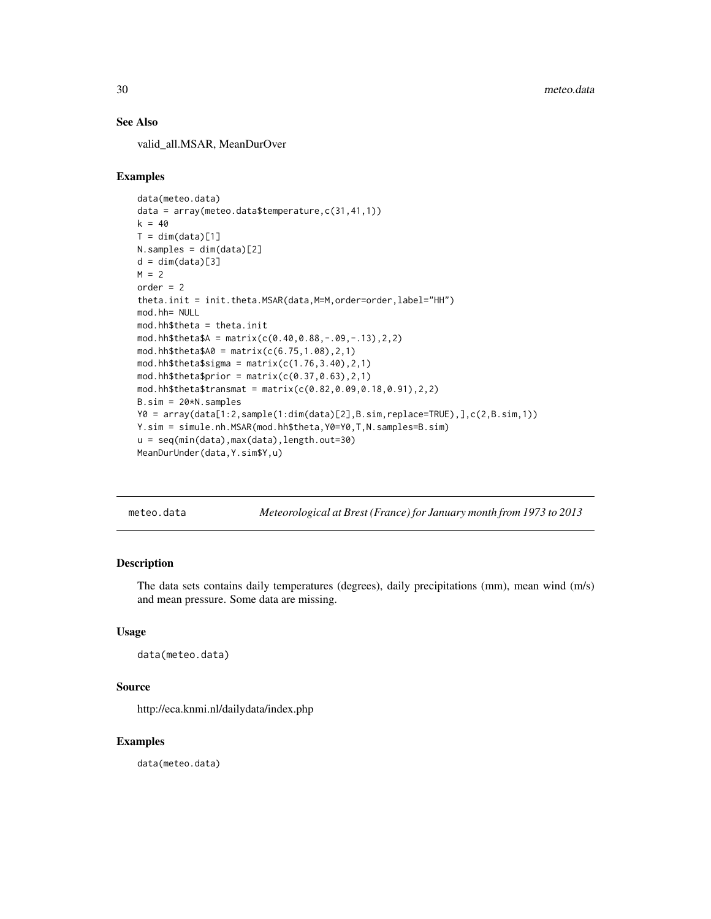## See Also

valid_all.MSAR, MeanDurOver

## Examples

```
data(meteo.data)
data = array(meteo.data$temperature,c(31,41,1))
k = 40
T = dim(data)[1]
N.samples = dim(data)[2]
d = dim(data)[3]
M = 2
order = 2
theta.init = init.theta.MSAR(data,M=M,order=order,label="HH")
mod.hh= NULL
mod.hh$theta = theta.init
mod.hh$theta$A = matrix(c(0.40,0.88,-.09,-.13),2,2)
mod.hh$theta$A0 = matrix(c(6.75,1.08),2,1)
mod.hh$theta$sigma = matrix(c(1.76,3.40),2,1)
mod.hh$theta$prior = matrix(c(0.37,0.63),2,1)
mod.hh$theta$transmat = matrix(c(0.82,0.09,0.18,0.91),2,2)
B.sim = 20*N.samples
Y0 = array(data[1:2,sample(1:dim(data)[2],B.sim,replace=TRUE),],c(2,B.sim,1))
Y.sim = simule.nh.MSAR(mod.hh$theta,Y0=Y0,T,N.samples=B.sim)
u = seq(min(data),max(data),length.out=30)
MeanDurUnder(data,Y.sim$Y,u)
```

---

# meteo.data — *Meteorological at Brest (France) for January month from 1973 to 2013*

## Description

The data sets contains daily temperatures (degrees), daily precipitations (mm), mean wind (m/s) and mean pressure. Some data are missing.

## Usage

```
data(meteo.data)
```

## Source

http://eca.knmi.nl/dailydata/index.php

## Examples

```
data(meteo.data)
```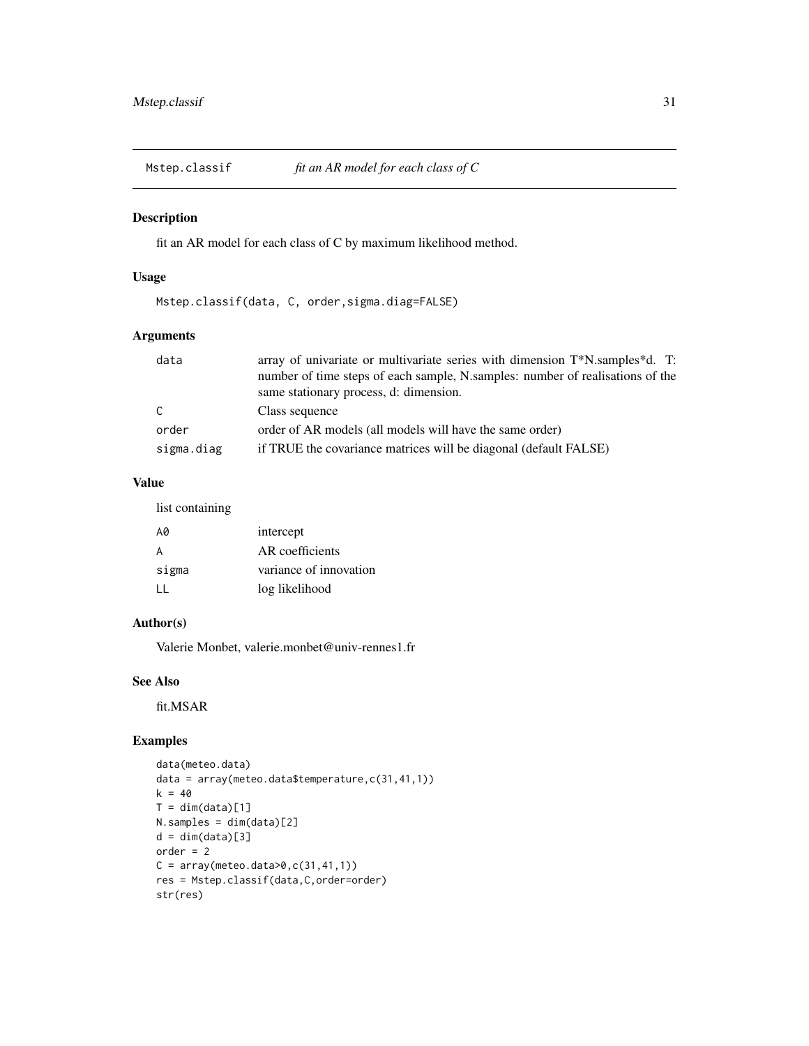## Mstep.classif — *fit an AR model for each class of C*

### Description

fit an AR model for each class of C by maximum likelihood method.

### Usage

```
Mstep.classif(data, C, order,sigma.diag=FALSE)
```

### Arguments

| | |
|---|---|
| data | array of univariate or multivariate series with dimension T*N.samples*d. T: number of time steps of each sample, N.samples: number of realisations of the same stationary process, d: dimension. |
| C | Class sequence |
| order | order of AR models (all models will have the same order) |
| sigma.diag | if TRUE the covariance matrices will be diagonal (default FALSE) |

### Value

list containing

| | |
|---|---|
| A0 | intercept |
| A | AR coefficients |
| sigma | variance of innovation |
| LL | log likelihood |

### Author(s)

Valerie Monbet, valerie.monbet@univ-rennes1.fr

### See Also

fit.MSAR

### Examples

```
data(meteo.data)
data = array(meteo.data$temperature,c(31,41,1))
k = 40
T = dim(data)[1]
N.samples = dim(data)[2]
d = dim(data)[3]
order = 2
C = array(meteo.data>0,c(31,41,1))
res = Mstep.classif(data,C,order=order)
str(res)
```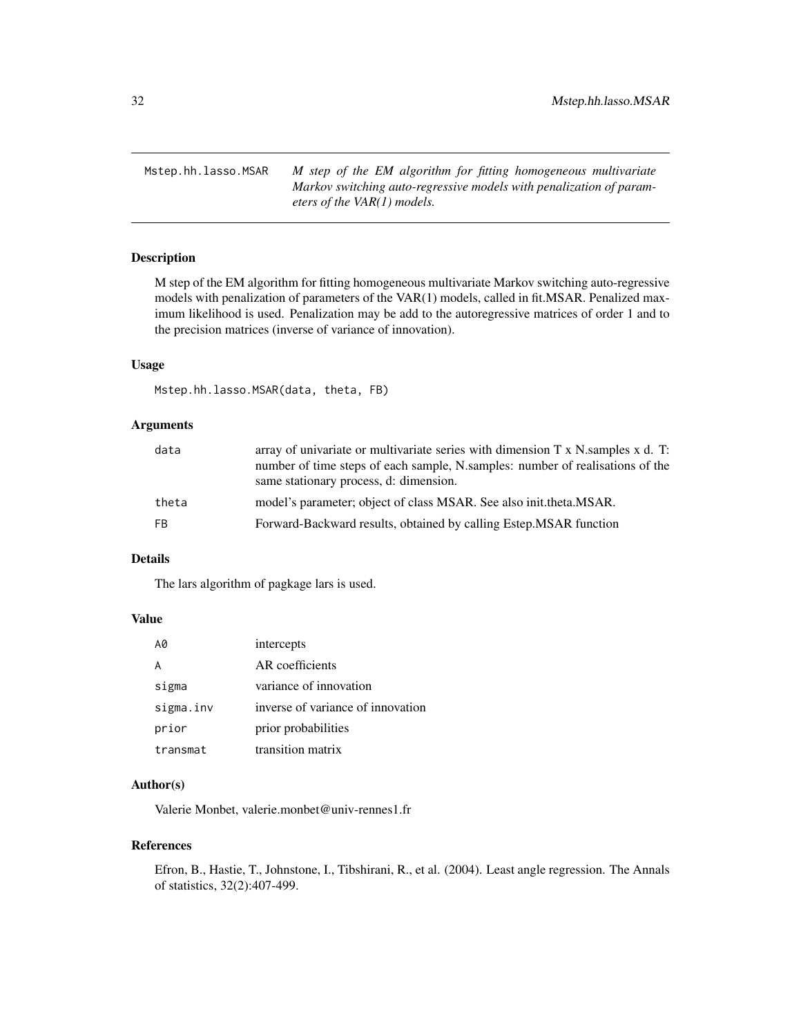## Mstep.hh.lasso.MSAR — *M step of the EM algorithm for fitting homogeneous multivariate Markov switching auto-regressive models with penalization of parameters of the VAR(1) models.*

### Description

M step of the EM algorithm for fitting homogeneous multivariate Markov switching auto-regressive models with penalization of parameters of the VAR(1) models, called in fit.MSAR. Penalized maximum likelihood is used. Penalization may be add to the autoregressive matrices of order 1 and to the precision matrices (inverse of variance of innovation).

### Usage

```
Mstep.hh.lasso.MSAR(data, theta, FB)
```

### Arguments

| | |
|---|---|
| data | array of univariate or multivariate series with dimension T x N.samples x d. T: number of time steps of each sample, N.samples: number of realisations of the same stationary process, d: dimension. |
| theta | model's parameter; object of class MSAR. See also init.theta.MSAR. |
| FB | Forward-Backward results, obtained by calling Estep.MSAR function |

### Details

The lars algorithm of pagkage lars is used.

### Value

| | |
|---|---|
| A0 | intercepts |
| A | AR coefficients |
| sigma | variance of innovation |
| sigma.inv | inverse of variance of innovation |
| prior | prior probabilities |
| transmat | transition matrix |

### Author(s)

Valerie Monbet, valerie.monbet@univ-rennes1.fr

### References

Efron, B., Hastie, T., Johnstone, I., Tibshirani, R., et al. (2004). Least angle regression. The Annals of statistics, 32(2):407-499.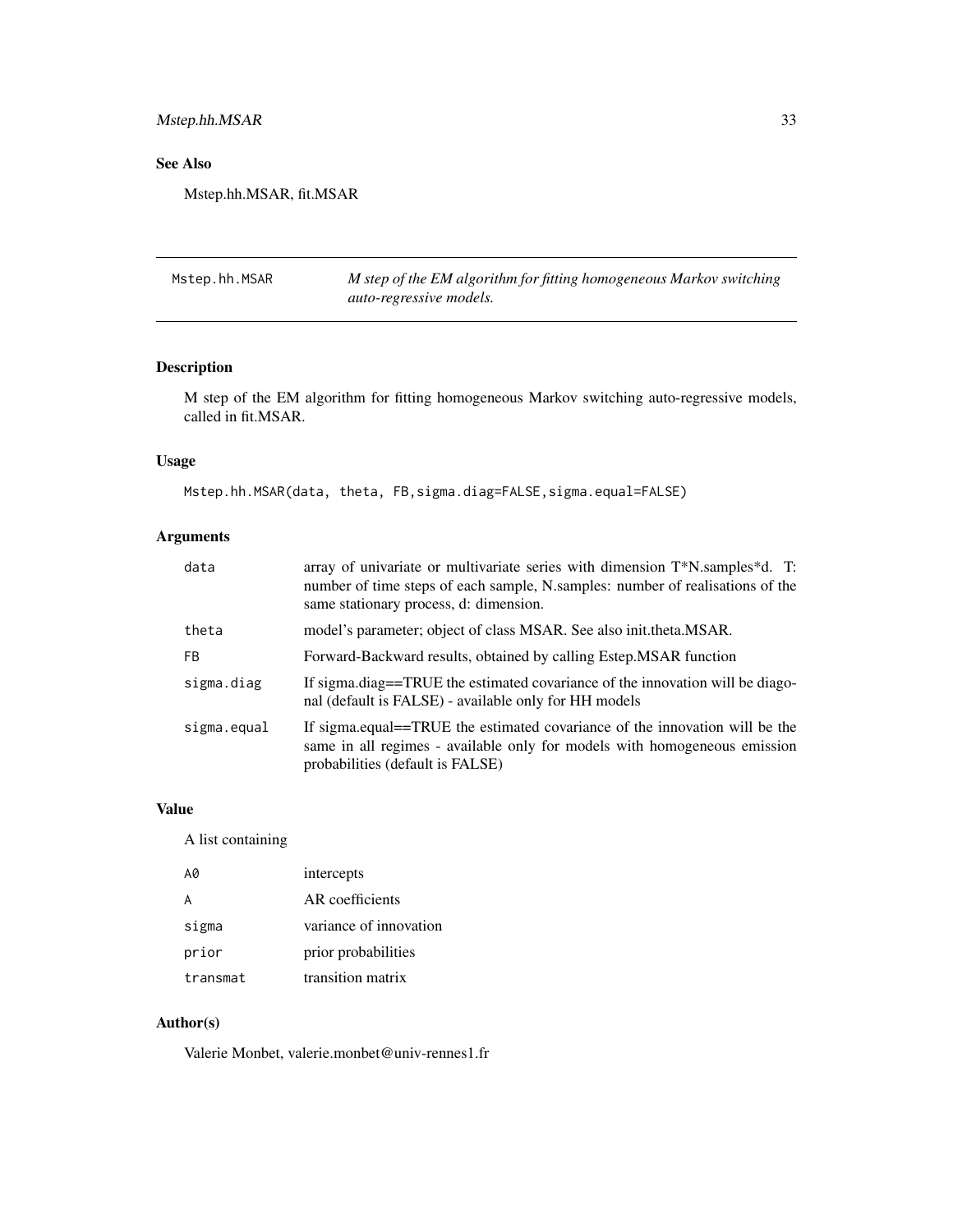## See Also

Mstep.hh.MSAR, fit.MSAR

---

# Mstep.hh.MSAR — *M step of the EM algorithm for fitting homogeneous Markov switching auto-regressive models.*

---

## Description

M step of the EM algorithm for fitting homogeneous Markov switching auto-regressive models, called in fit.MSAR.

## Usage

```
Mstep.hh.MSAR(data, theta, FB,sigma.diag=FALSE,sigma.equal=FALSE)
```

## Arguments

| | |
|---|---|
| `data` | array of univariate or multivariate series with dimension T*N.samples*d. T: number of time steps of each sample, N.samples: number of realisations of the same stationary process, d: dimension. |
| `theta` | model's parameter; object of class MSAR. See also init.theta.MSAR. |
| `FB` | Forward-Backward results, obtained by calling Estep.MSAR function |
| `sigma.diag` | If sigma.diag==TRUE the estimated covariance of the innovation will be diagonal (default is FALSE) - available only for HH models |
| `sigma.equal` | If sigma.equal==TRUE the estimated covariance of the innovation will be the same in all regimes - available only for models with homogeneous emission probabilities (default is FALSE) |

## Value

A list containing

| | |
|---|---|
| `A0` | intercepts |
| `A` | AR coefficients |
| `sigma` | variance of innovation |
| `prior` | prior probabilities |
| `transmat` | transition matrix |

## Author(s)

Valerie Monbet, valerie.monbet@univ-rennes1.fr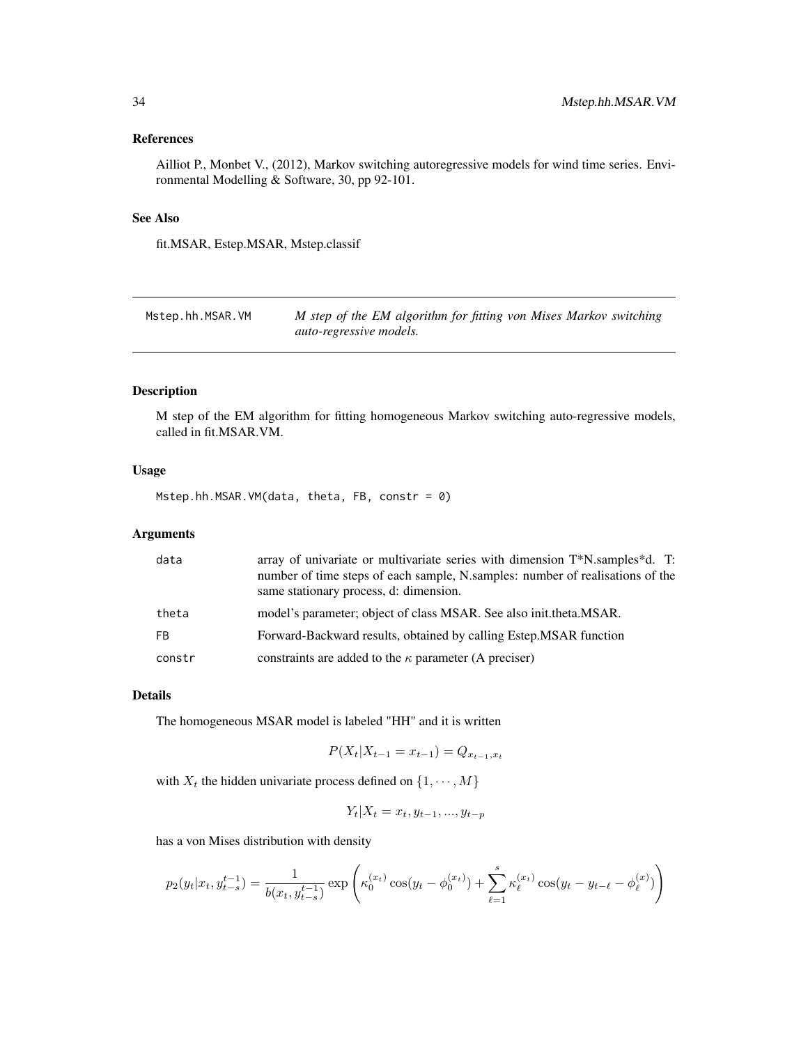## References

Ailliot P., Monbet V., (2012), Markov switching autoregressive models for wind time series. Environmental Modelling & Software, 30, pp 92-101.

## See Also

fit.MSAR, Estep.MSAR, Mstep.classif

---

# Mstep.hh.MSAR.VM — *M step of the EM algorithm for fitting von Mises Markov switching auto-regressive models.*

---

## Description

M step of the EM algorithm for fitting homogeneous Markov switching auto-regressive models, called in fit.MSAR.VM.

## Usage

```
Mstep.hh.MSAR.VM(data, theta, FB, constr = 0)
```

## Arguments

| | |
|---|---|
| `data` | array of univariate or multivariate series with dimension T*N.samples*d. T: number of time steps of each sample, N.samples: number of realisations of the same stationary process, d: dimension. |
| `theta` | model's parameter; object of class MSAR. See also init.theta.MSAR. |
| `FB` | Forward-Backward results, obtained by calling Estep.MSAR function |
| `constr` | constraints are added to the $\kappa$ parameter (A preciser) |

## Details

The homogeneous MSAR model is labeled "HH" and it is written

$$P(X_t|X_{t-1} = x_{t-1}) = Q_{x_{t-1},x_t}$$

with $X_t$ the hidden univariate process defined on $\{1, \cdots, M\}$

$$Y_t|X_t = x_t, y_{t-1}, ..., y_{t-p}$$

has a von Mises distribution with density

$$p_2(y_t|x_t, y_{t-s}^{t-1}) = \frac{1}{b(x_t, y_{t-s}^{t-1})} \exp\left(\kappa_0^{(x_t)} \cos(y_t - \phi_0^{(x_t)}) + \sum_{\ell=1}^{s} \kappa_\ell^{(x_t)} \cos(y_t - y_{t-\ell} - \phi_\ell^{(x)})\right)$$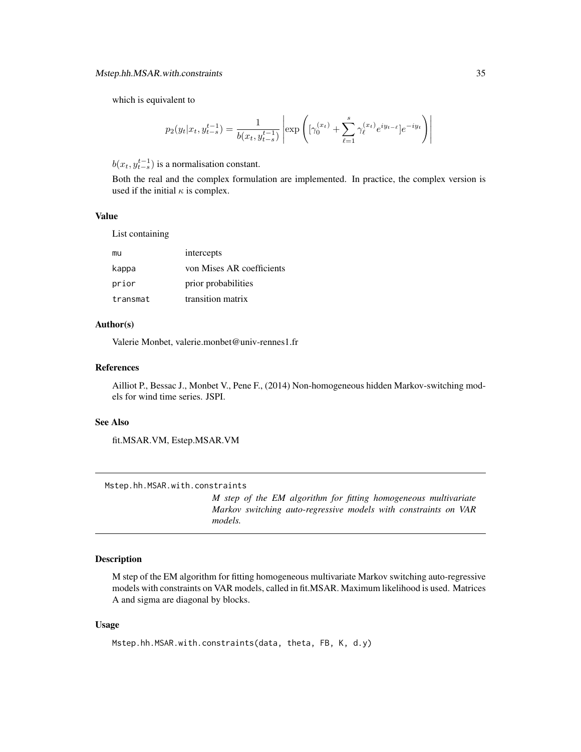which is equivalent to

$$p_2(y_t|x_t, y_{t-s}^{t-1}) = \frac{1}{b(x_t, y_{t-s}^{t-1})} \left| \exp\left( [\gamma_0^{(x_t)} + \sum_{\ell=1}^{s} \gamma_\ell^{(x_t)} e^{iy_{t-\ell}}] e^{-iy_t} \right) \right|$$

$b(x_t, y_{t-s}^{t-1})$ is a normalisation constant.

Both the real and the complex formulation are implemented. In practice, the complex version is used if the initial $\kappa$ is complex.

### Value

List containing

| | |
|---|---|
| mu | intercepts |
| kappa | von Mises AR coefficients |
| prior | prior probabilities |
| transmat | transition matrix |

### Author(s)

Valerie Monbet, valerie.monbet@univ-rennes1.fr

### References

Ailliot P., Bessac J., Monbet V., Pene F., (2014) Non-homogeneous hidden Markov-switching models for wind time series. JSPI.

### See Also

fit.MSAR.VM, Estep.MSAR.VM

---

## Mstep.hh.MSAR.with.constraints

*M step of the EM algorithm for fitting homogeneous multivariate Markov switching auto-regressive models with constraints on VAR models.*

### Description

M step of the EM algorithm for fitting homogeneous multivariate Markov switching auto-regressive models with constraints on VAR models, called in fit.MSAR. Maximum likelihood is used. Matrices A and sigma are diagonal by blocks.

### Usage

```
Mstep.hh.MSAR.with.constraints(data, theta, FB, K, d.y)
```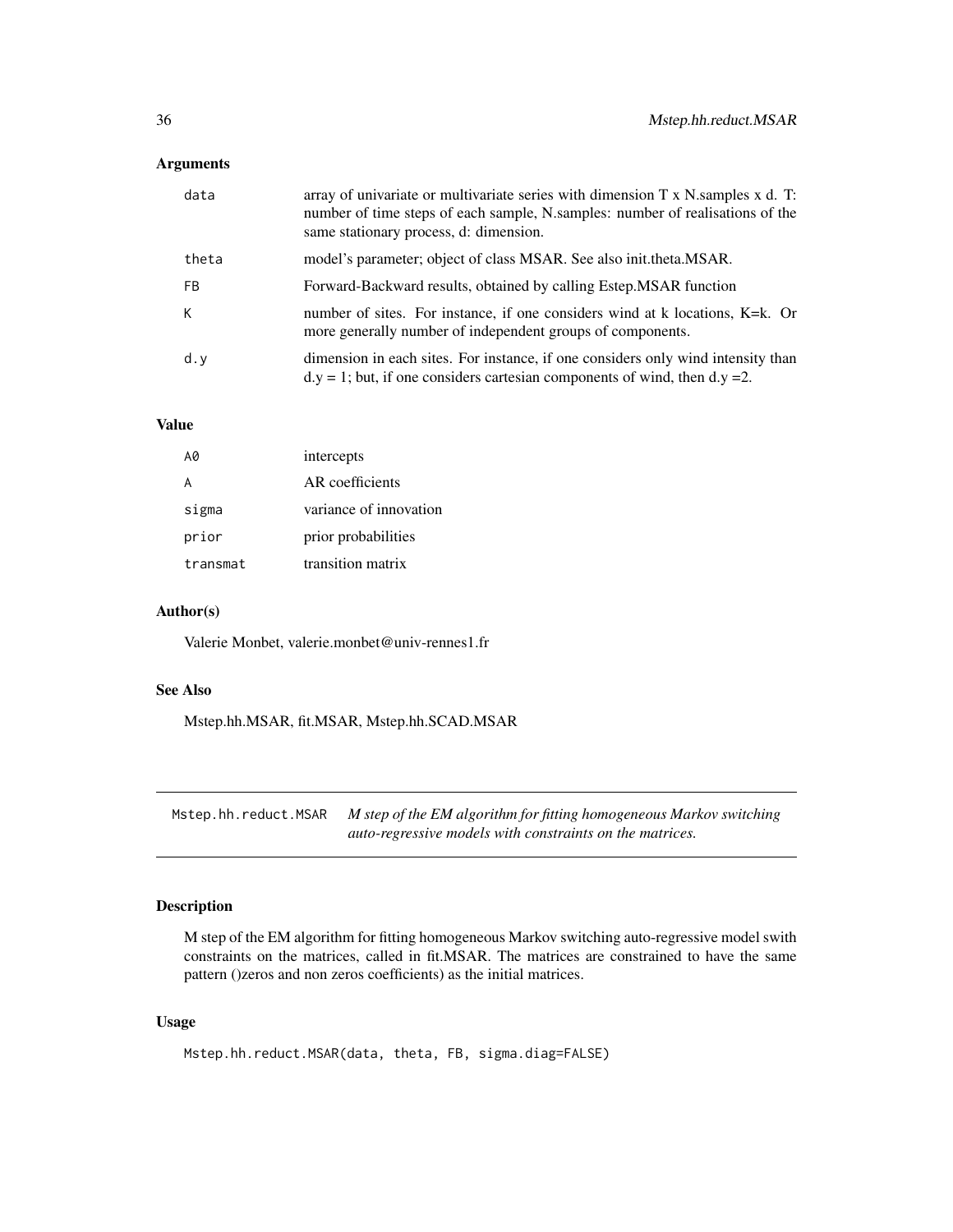### Arguments

| | |
|---|---|
| data | array of univariate or multivariate series with dimension T x N.samples x d. T: number of time steps of each sample, N.samples: number of realisations of the same stationary process, d: dimension. |
| theta | model's parameter; object of class MSAR. See also init.theta.MSAR. |
| FB | Forward-Backward results, obtained by calling Estep.MSAR function |
| K | number of sites. For instance, if one considers wind at k locations, K=k. Or more generally number of independent groups of components. |
| d.y | dimension in each sites. For instance, if one considers only wind intensity than d.y = 1; but, if one considers cartesian components of wind, then d.y =2. |

### Value

| | |
|---|---|
| A0 | intercepts |
| A | AR coefficients |
| sigma | variance of innovation |
| prior | prior probabilities |
| transmat | transition matrix |

### Author(s)

Valerie Monbet, valerie.monbet@univ-rennes1.fr

### See Also

Mstep.hh.MSAR, fit.MSAR, Mstep.hh.SCAD.MSAR

---

## Mstep.hh.reduct.MSAR — *M step of the EM algorithm for fitting homogeneous Markov switching auto-regressive models with constraints on the matrices.*

### Description

M step of the EM algorithm for fitting homogeneous Markov switching auto-regressive model swith constraints on the matrices, called in fit.MSAR. The matrices are constrained to have the same pattern ()zeros and non zeros coefficients) as the initial matrices.

### Usage

```
Mstep.hh.reduct.MSAR(data, theta, FB, sigma.diag=FALSE)
```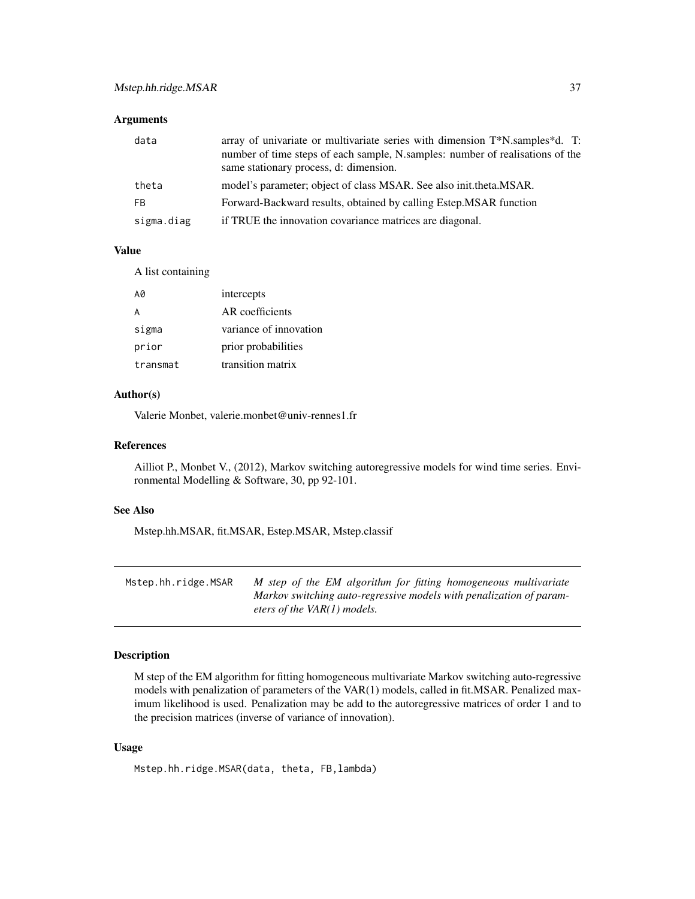### Arguments

| | |
|---|---|
| data | array of univariate or multivariate series with dimension T*N.samples*d. T: number of time steps of each sample, N.samples: number of realisations of the same stationary process, d: dimension. |
| theta | model's parameter; object of class MSAR. See also init.theta.MSAR. |
| FB | Forward-Backward results, obtained by calling Estep.MSAR function |
| sigma.diag | if TRUE the innovation covariance matrices are diagonal. |

### Value

A list containing

| | |
|---|---|
| A0 | intercepts |
| A | AR coefficients |
| sigma | variance of innovation |
| prior | prior probabilities |
| transmat | transition matrix |

### Author(s)

Valerie Monbet, valerie.monbet@univ-rennes1.fr

### References

Ailliot P., Monbet V., (2012), Markov switching autoregressive models for wind time series. Environmental Modelling & Software, 30, pp 92-101.

### See Also

Mstep.hh.MSAR, fit.MSAR, Estep.MSAR, Mstep.classif

---

## Mstep.hh.ridge.MSAR

*M step of the EM algorithm for fitting homogeneous multivariate Markov switching auto-regressive models with penalization of parameters of the VAR(1) models.*

---

### Description

M step of the EM algorithm for fitting homogeneous multivariate Markov switching auto-regressive models with penalization of parameters of the VAR(1) models, called in fit.MSAR. Penalized maximum likelihood is used. Penalization may be add to the autoregressive matrices of order 1 and to the precision matrices (inverse of variance of innovation).

### Usage

```
Mstep.hh.ridge.MSAR(data, theta, FB,lambda)
```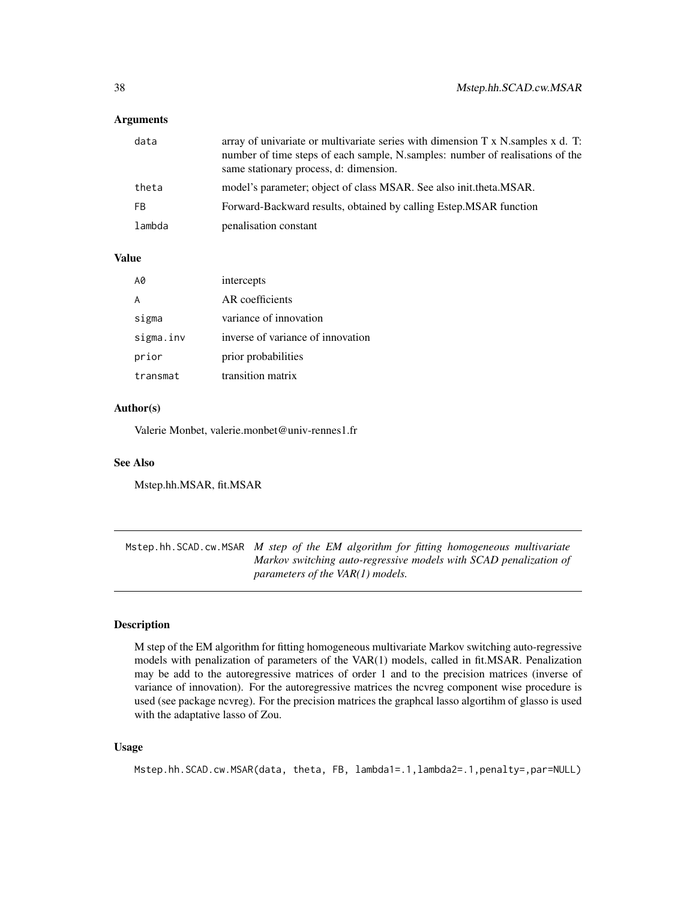## Arguments

| | |
|---|---|
| data | array of univariate or multivariate series with dimension T x N.samples x d. T: number of time steps of each sample, N.samples: number of realisations of the same stationary process, d: dimension. |
| theta | model's parameter; object of class MSAR. See also init.theta.MSAR. |
| FB | Forward-Backward results, obtained by calling Estep.MSAR function |
| lambda | penalisation constant |

## Value

| | |
|---|---|
| A0 | intercepts |
| A | AR coefficients |
| sigma | variance of innovation |
| sigma.inv | inverse of variance of innovation |
| prior | prior probabilities |
| transmat | transition matrix |

## Author(s)

Valerie Monbet, valerie.monbet@univ-rennes1.fr

## See Also

Mstep.hh.MSAR, fit.MSAR

---

# Mstep.hh.SCAD.cw.MSAR *M step of the EM algorithm for fitting homogeneous multivariate Markov switching auto-regressive models with SCAD penalization of parameters of the VAR(1) models.*

## Description

M step of the EM algorithm for fitting homogeneous multivariate Markov switching auto-regressive models with penalization of parameters of the VAR(1) models, called in fit.MSAR. Penalization may be add to the autoregressive matrices of order 1 and to the precision matrices (inverse of variance of innovation). For the autoregressive matrices the ncvreg component wise procedure is used (see package ncvreg). For the precision matrices the graphcal lasso algortihm of glasso is used with the adaptative lasso of Zou.

## Usage

```
Mstep.hh.SCAD.cw.MSAR(data, theta, FB, lambda1=.1,lambda2=.1,penalty=,par=NULL)
```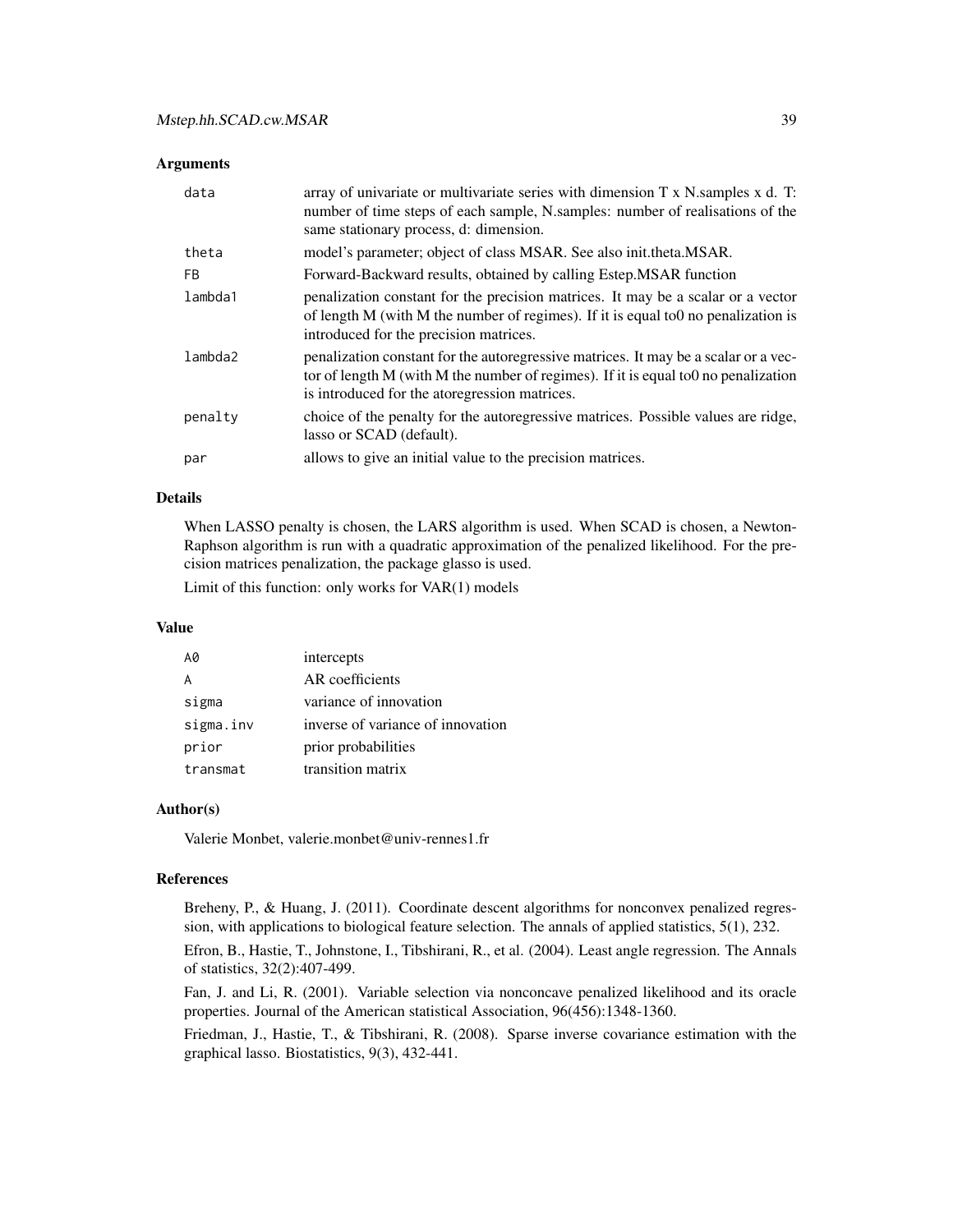### Arguments

| | |
|---|---|
| data | array of univariate or multivariate series with dimension T x N.samples x d. T: number of time steps of each sample, N.samples: number of realisations of the same stationary process, d: dimension. |
| theta | model's parameter; object of class MSAR. See also init.theta.MSAR. |
| FB | Forward-Backward results, obtained by calling Estep.MSAR function |
| lambda1 | penalization constant for the precision matrices. It may be a scalar or a vector of length M (with M the number of regimes). If it is equal to0 no penalization is introduced for the precision matrices. |
| lambda2 | penalization constant for the autoregressive matrices. It may be a scalar or a vector of length M (with M the number of regimes). If it is equal to0 no penalization is introduced for the atoregression matrices. |
| penalty | choice of the penalty for the autoregressive matrices. Possible values are ridge, lasso or SCAD (default). |
| par | allows to give an initial value to the precision matrices. |

### Details

When LASSO penalty is chosen, the LARS algorithm is used. When SCAD is chosen, a Newton-Raphson algorithm is run with a quadratic approximation of the penalized likelihood. For the precision matrices penalization, the package glasso is used.

Limit of this function: only works for VAR(1) models

### Value

| | |
|---|---|
| A0 | intercepts |
| A | AR coefficients |
| sigma | variance of innovation |
| sigma.inv | inverse of variance of innovation |
| prior | prior probabilities |
| transmat | transition matrix |

### Author(s)

Valerie Monbet, valerie.monbet@univ-rennes1.fr

### References

Breheny, P., & Huang, J. (2011). Coordinate descent algorithms for nonconvex penalized regression, with applications to biological feature selection. The annals of applied statistics, 5(1), 232.

Efron, B., Hastie, T., Johnstone, I., Tibshirani, R., et al. (2004). Least angle regression. The Annals of statistics, 32(2):407-499.

Fan, J. and Li, R. (2001). Variable selection via nonconcave penalized likelihood and its oracle properties. Journal of the American statistical Association, 96(456):1348-1360.

Friedman, J., Hastie, T., & Tibshirani, R. (2008). Sparse inverse covariance estimation with the graphical lasso. Biostatistics, 9(3), 432-441.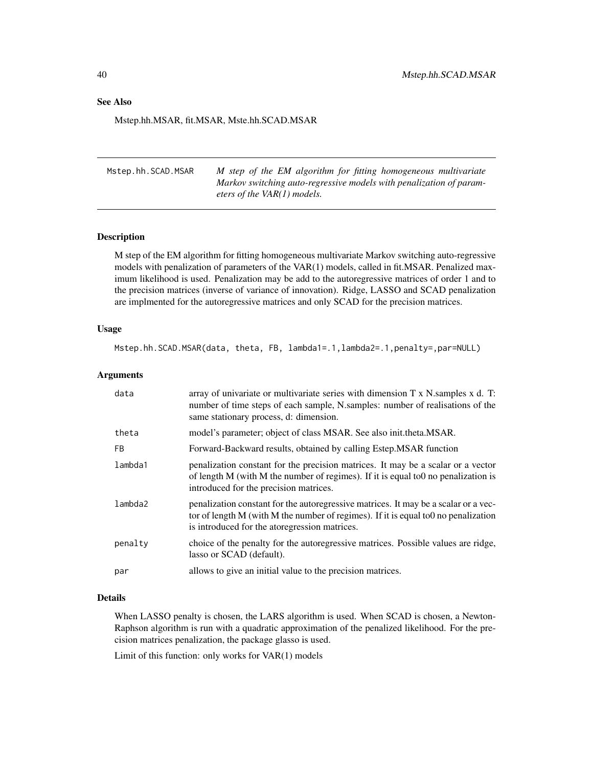### See Also

Mstep.hh.MSAR, fit.MSAR, Mste.hh.SCAD.MSAR

---

## Mstep.hh.SCAD.MSAR — *M step of the EM algorithm for fitting homogeneous multivariate Markov switching auto-regressive models with penalization of parameters of the VAR(1) models.*

---

### Description

M step of the EM algorithm for fitting homogeneous multivariate Markov switching auto-regressive models with penalization of parameters of the VAR(1) models, called in fit.MSAR. Penalized maximum likelihood is used. Penalization may be add to the autoregressive matrices of order 1 and to the precision matrices (inverse of variance of innovation). Ridge, LASSO and SCAD penalization are implmented for the autoregressive matrices and only SCAD for the precision matrices.

### Usage

```
Mstep.hh.SCAD.MSAR(data, theta, FB, lambda1=.1,lambda2=.1,penalty=,par=NULL)
```

### Arguments

| | |
|---|---|
| `data` | array of univariate or multivariate series with dimension T x N.samples x d. T: number of time steps of each sample, N.samples: number of realisations of the same stationary process, d: dimension. |
| `theta` | model's parameter; object of class MSAR. See also init.theta.MSAR. |
| `FB` | Forward-Backward results, obtained by calling Estep.MSAR function |
| `lambda1` | penalization constant for the precision matrices. It may be a scalar or a vector of length M (with M the number of regimes). If it is equal to0 no penalization is introduced for the precision matrices. |
| `lambda2` | penalization constant for the autoregressive matrices. It may be a scalar or a vector of length M (with M the number of regimes). If it is equal to0 no penalization is introduced for the atoregression matrices. |
| `penalty` | choice of the penalty for the autoregressive matrices. Possible values are ridge, lasso or SCAD (default). |
| `par` | allows to give an initial value to the precision matrices. |

### Details

When LASSO penalty is chosen, the LARS algorithm is used. When SCAD is chosen, a Newton-Raphson algorithm is run with a quadratic approximation of the penalized likelihood. For the precision matrices penalization, the package glasso is used.

Limit of this function: only works for VAR(1) models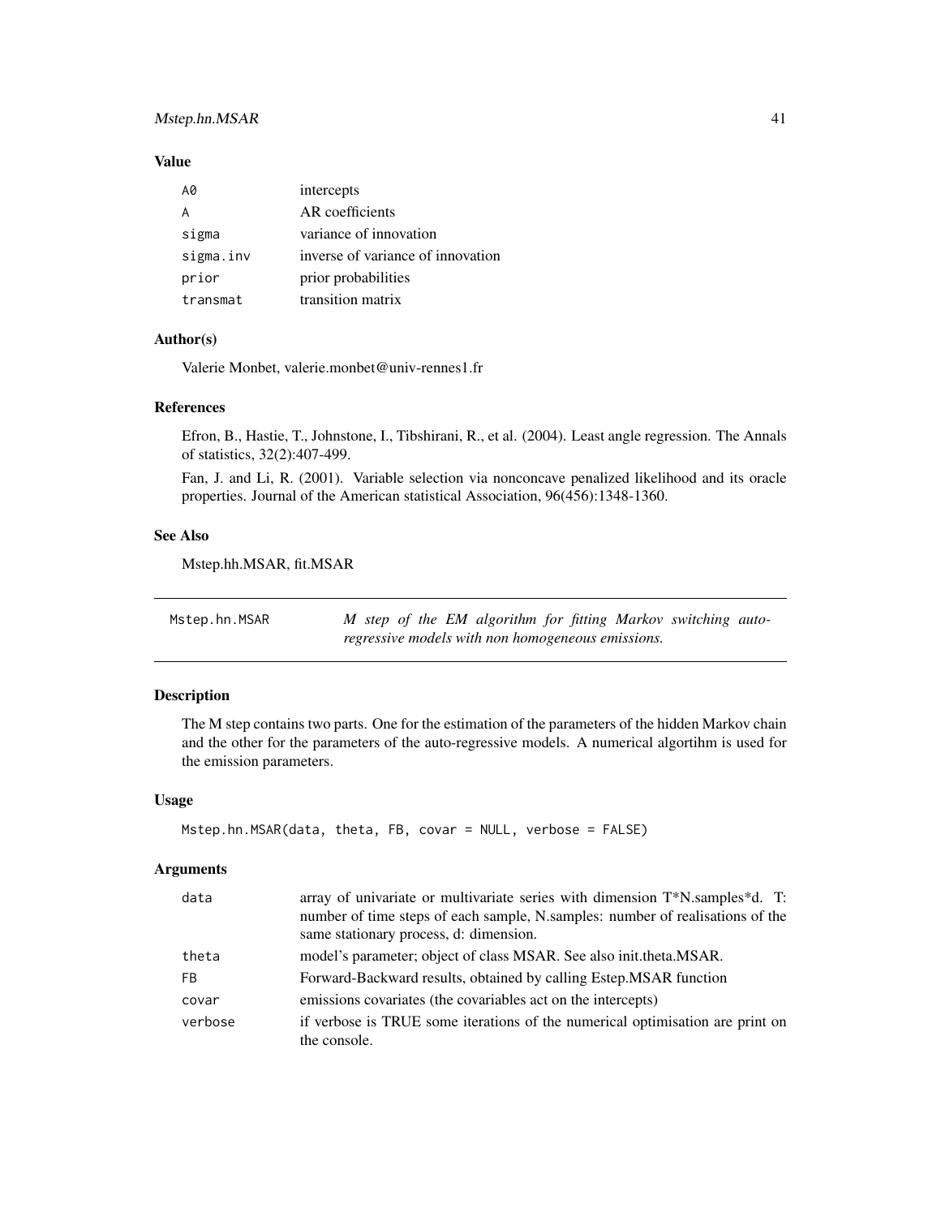### Value

| | |
|---|---|
| A0 | intercepts |
| A | AR coefficients |
| sigma | variance of innovation |
| sigma.inv | inverse of variance of innovation |
| prior | prior probabilities |
| transmat | transition matrix |

### Author(s)

Valerie Monbet, valerie.monbet@univ-rennes1.fr

### References

Efron, B., Hastie, T., Johnstone, I., Tibshirani, R., et al. (2004). Least angle regression. The Annals of statistics, 32(2):407-499.

Fan, J. and Li, R. (2001). Variable selection via nonconcave penalized likelihood and its oracle properties. Journal of the American statistical Association, 96(456):1348-1360.

### See Also

Mstep.hh.MSAR, fit.MSAR

---

## Mstep.hn.MSAR — *M step of the EM algorithm for fitting Markov switching auto-regressive models with non homogeneous emissions.*

### Description

The M step contains two parts. One for the estimation of the parameters of the hidden Markov chain and the other for the parameters of the auto-regressive models. A numerical algortihm is used for the emission parameters.

### Usage

```
Mstep.hn.MSAR(data, theta, FB, covar = NULL, verbose = FALSE)
```

### Arguments

| | |
|---|---|
| data | array of univariate or multivariate series with dimension T*N.samples*d. T: number of time steps of each sample, N.samples: number of realisations of the same stationary process, d: dimension. |
| theta | model's parameter; object of class MSAR. See also init.theta.MSAR. |
| FB | Forward-Backward results, obtained by calling Estep.MSAR function |
| covar | emissions covariates (the covariables act on the intercepts) |
| verbose | if verbose is TRUE some iterations of the numerical optimisation are print on the console. |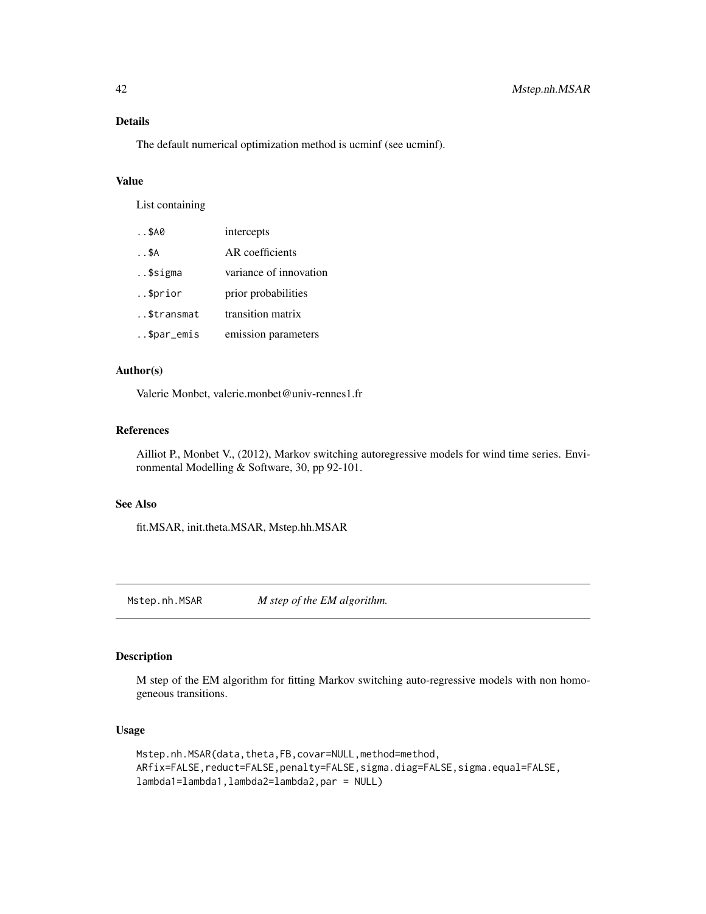### Details

The default numerical optimization method is ucminf (see ucminf).

### Value

List containing

| | |
|---|---|
| ..$A0 | intercepts |
| ..$A | AR coefficients |
| ..$sigma | variance of innovation |
| ..$prior | prior probabilities |
| ..$transmat | transition matrix |
| ..$par_emis | emission parameters |

### Author(s)

Valerie Monbet, valerie.monbet@univ-rennes1.fr

### References

Ailliot P., Monbet V., (2012), Markov switching autoregressive models for wind time series. Environmental Modelling & Software, 30, pp 92-101.

### See Also

fit.MSAR, init.theta.MSAR, Mstep.hh.MSAR

---

## Mstep.nh.MSAR *M step of the EM algorithm.*

---

### Description

M step of the EM algorithm for fitting Markov switching auto-regressive models with non homogeneous transitions.

### Usage

```
Mstep.nh.MSAR(data,theta,FB,covar=NULL,method=method,
ARfix=FALSE,reduct=FALSE,penalty=FALSE,sigma.diag=FALSE,sigma.equal=FALSE,
lambda1=lambda1,lambda2=lambda2,par = NULL)
```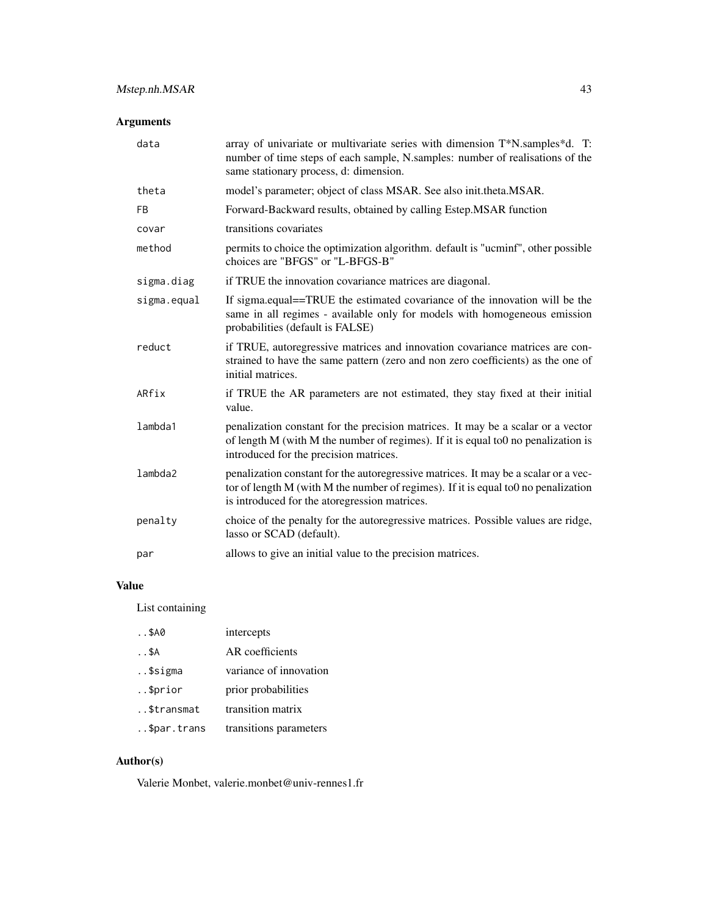## Arguments

| | |
|---|---|
| data | array of univariate or multivariate series with dimension T*N.samples*d. T: number of time steps of each sample, N.samples: number of realisations of the same stationary process, d: dimension. |
| theta | model's parameter; object of class MSAR. See also init.theta.MSAR. |
| FB | Forward-Backward results, obtained by calling Estep.MSAR function |
| covar | transitions covariates |
| method | permits to choice the optimization algorithm. default is "ucminf", other possible choices are "BFGS" or "L-BFGS-B" |
| sigma.diag | if TRUE the innovation covariance matrices are diagonal. |
| sigma.equal | If sigma.equal==TRUE the estimated covariance of the innovation will be the same in all regimes - available only for models with homogeneous emission probabilities (default is FALSE) |
| reduct | if TRUE, autoregressive matrices and innovation covariance matrices are constrained to have the same pattern (zero and non zero coefficients) as the one of initial matrices. |
| ARfix | if TRUE the AR parameters are not estimated, they stay fixed at their initial value. |
| lambda1 | penalization constant for the precision matrices. It may be a scalar or a vector of length M (with M the number of regimes). If it is equal to0 no penalization is introduced for the precision matrices. |
| lambda2 | penalization constant for the autoregressive matrices. It may be a scalar or a vector of length M (with M the number of regimes). If it is equal to0 no penalization is introduced for the atoregression matrices. |
| penalty | choice of the penalty for the autoregressive matrices. Possible values are ridge, lasso or SCAD (default). |
| par | allows to give an initial value to the precision matrices. |

## Value

List containing

| | |
|---|---|
| ..$A0 | intercepts |
| ..$A | AR coefficients |
| ..$sigma | variance of innovation |
| ..$prior | prior probabilities |
| ..$transmat | transition matrix |
| ..$par.trans | transitions parameters |

## Author(s)

Valerie Monbet, valerie.monbet@univ-rennes1.fr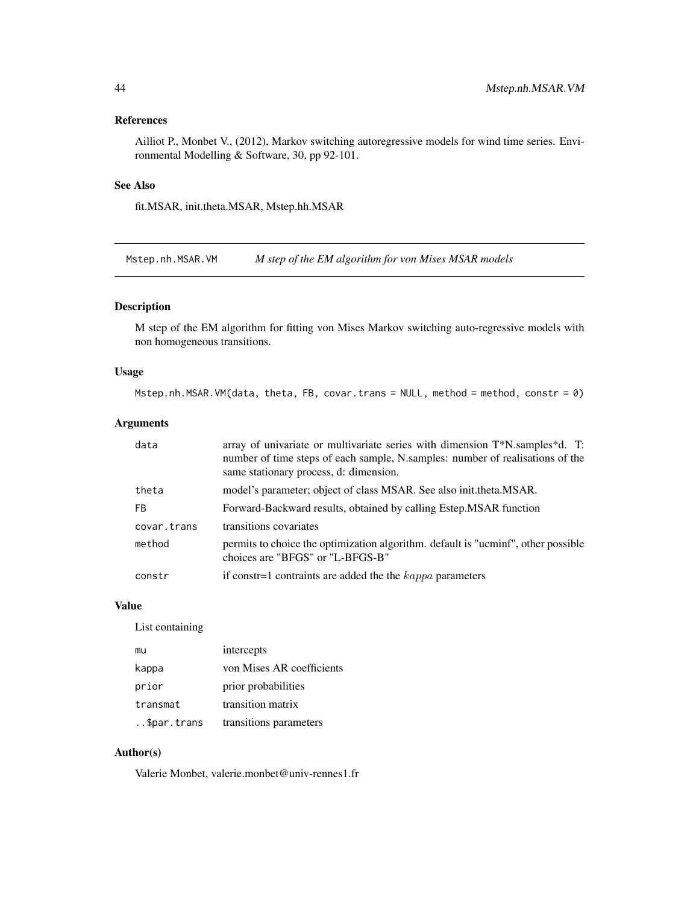## References

Ailliot P., Monbet V., (2012), Markov switching autoregressive models for wind time series. Environmental Modelling & Software, 30, pp 92-101.

## See Also

fit.MSAR, init.theta.MSAR, Mstep.hh.MSAR

---

# Mstep.nh.MSAR.VM    *M step of the EM algorithm for von Mises MSAR models*

## Description

M step of the EM algorithm for fitting von Mises Markov switching auto-regressive models with non homogeneous transitions.

## Usage

```
Mstep.nh.MSAR.VM(data, theta, FB, covar.trans = NULL, method = method, constr = 0)
```

## Arguments

| | |
|---|---|
| data | array of univariate or multivariate series with dimension T*N.samples*d. T: number of time steps of each sample, N.samples: number of realisations of the same stationary process, d: dimension. |
| theta | model's parameter; object of class MSAR. See also init.theta.MSAR. |
| FB | Forward-Backward results, obtained by calling Estep.MSAR function |
| covar.trans | transitions covariates |
| method | permits to choice the optimization algorithm. default is "ucminf", other possible choices are "BFGS" or "L-BFGS-B" |
| constr | if constr=1 contraints are added the the $kappa$ parameters |

## Value

List containing

| | |
|---|---|
| mu | intercepts |
| kappa | von Mises AR coefficients |
| prior | prior probabilities |
| transmat | transition matrix |
| ..$par.trans | transitions parameters |

## Author(s)

Valerie Monbet, valerie.monbet@univ-rennes1.fr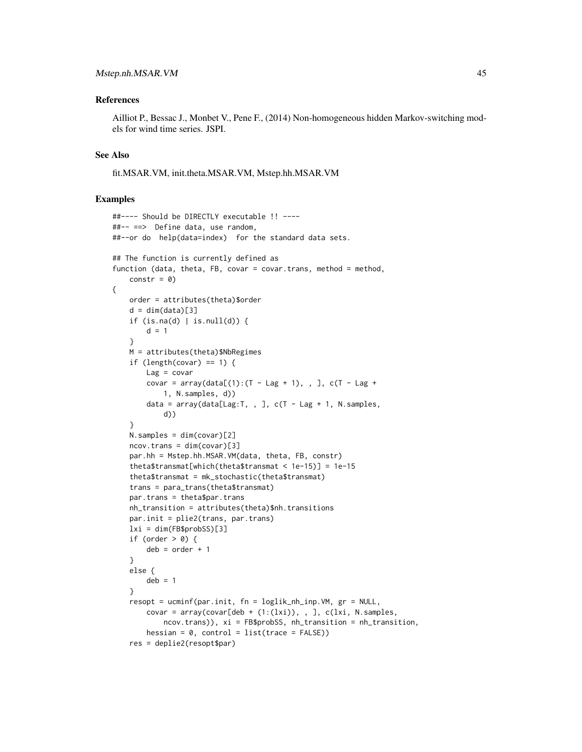### References

Ailliot P., Bessac J., Monbet V., Pene F., (2014) Non-homogeneous hidden Markov-switching models for wind time series. JSPI.

### See Also

fit.MSAR.VM, init.theta.MSAR.VM, Mstep.hh.MSAR.VM

### Examples

```
##---- Should be DIRECTLY executable !! ----
##-- ==>  Define data, use random,
##--or do  help(data=index)  for the standard data sets.

## The function is currently defined as
function (data, theta, FB, covar = covar.trans, method = method,
    constr = 0)
{
    order = attributes(theta)$order
    d = dim(data)[3]
    if (is.na(d) | is.null(d)) {
        d = 1
    }
    M = attributes(theta)$NbRegimes
    if (length(covar) == 1) {
        Lag = covar
        covar = array(data[(1):(T - Lag + 1), , ], c(T - Lag +
            1, N.samples, d))
        data = array(data[Lag:T, , ], c(T - Lag + 1, N.samples,
            d))
    }
    N.samples = dim(covar)[2]
    ncov.trans = dim(covar)[3]
    par.hh = Mstep.hh.MSAR.VM(data, theta, FB, constr)
    theta$transmat[which(theta$transmat < 1e-15)] = 1e-15
    theta$transmat = mk_stochastic(theta$transmat)
    trans = para_trans(theta$transmat)
    par.trans = theta$par.trans
    nh_transition = attributes(theta)$nh.transitions
    par.init = plie2(trans, par.trans)
    lxi = dim(FB$probSS)[3]
    if (order > 0) {
        deb = order + 1
    }
    else {
        deb = 1
    }
    resopt = ucminf(par.init, fn = loglik_nh_inp.VM, gr = NULL,
        covar = array(covar[deb + (1:(lxi)), , ], c(lxi, N.samples,
            ncov.trans)), xi = FB$probSS, nh_transition = nh_transition,
        hessian = 0, control = list(trace = FALSE))
    res = deplie2(resopt$par)
```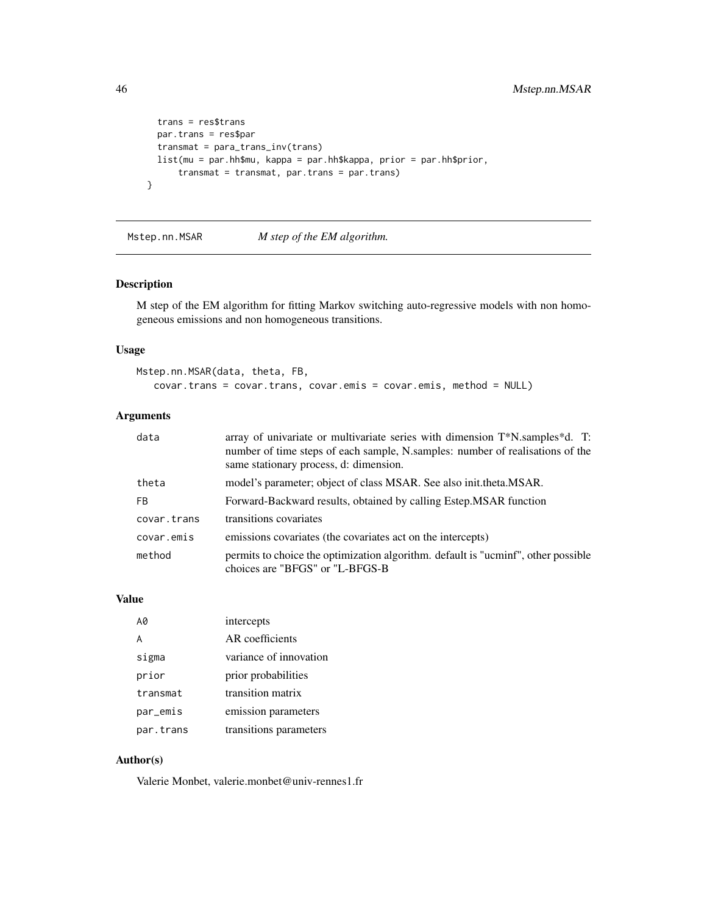```
    trans = res$trans
    par.trans = res$par
    transmat = para_trans_inv(trans)
    list(mu = par.hh$mu, kappa = par.hh$kappa, prior = par.hh$prior,
        transmat = transmat, par.trans = par.trans)
}
```

---

## Mstep.nn.MSAR — *M step of the EM algorithm.*

---

### Description

M step of the EM algorithm for fitting Markov switching auto-regressive models with non homogeneous emissions and non homogeneous transitions.

### Usage

```
Mstep.nn.MSAR(data, theta, FB,
   covar.trans = covar.trans, covar.emis = covar.emis, method = NULL)
```

### Arguments

| | |
|---|---|
| data | array of univariate or multivariate series with dimension T*N.samples*d. T: number of time steps of each sample, N.samples: number of realisations of the same stationary process, d: dimension. |
| theta | model's parameter; object of class MSAR. See also init.theta.MSAR. |
| FB | Forward-Backward results, obtained by calling Estep.MSAR function |
| covar.trans | transitions covariates |
| covar.emis | emissions covariates (the covariates act on the intercepts) |
| method | permits to choice the optimization algorithm. default is "ucminf", other possible choices are "BFGS" or "L-BFGS-B |

### Value

| | |
|---|---|
| A0 | intercepts |
| A | AR coefficients |
| sigma | variance of innovation |
| prior | prior probabilities |
| transmat | transition matrix |
| par_emis | emission parameters |
| par.trans | transitions parameters |

### Author(s)

Valerie Monbet, valerie.monbet@univ-rennes1.fr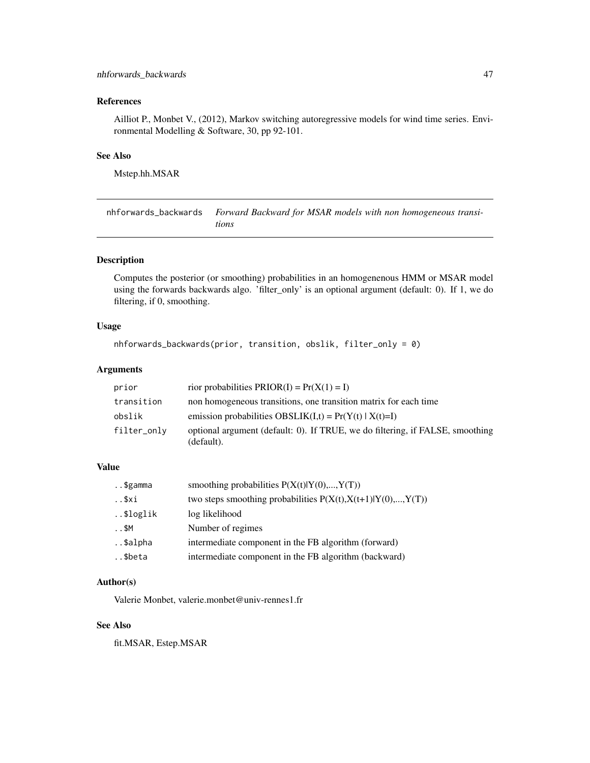### References

Ailliot P., Monbet V., (2012), Markov switching autoregressive models for wind time series. Environmental Modelling & Software, 30, pp 92-101.

### See Also

Mstep.hh.MSAR

## nhforwards_backwards    *Forward Backward for MSAR models with non homogeneous transitions*

### Description

Computes the posterior (or smoothing) probabilities in an homogenenous HMM or MSAR model using the forwards backwards algo. 'filter_only' is an optional argument (default: 0). If 1, we do filtering, if 0, smoothing.

### Usage

```
nhforwards_backwards(prior, transition, obslik, filter_only = 0)
```

### Arguments

| | |
|---|---|
| prior | rior probabilities PRIOR(I) = Pr(X(1) = I) |
| transition | non homogeneous transitions, one transition matrix for each time |
| obslik | emission probabilities OBSLIK(I,t) = Pr(Y(t) \| X(t)=I) |
| filter_only | optional argument (default: 0). If TRUE, we do filtering, if FALSE, smoothing (default). |

### Value

| | |
|---|---|
| ..$gamma | smoothing probabilities P(X(t)\|Y(0),...,Y(T)) |
| ..$xi | two steps smoothing probabilities P(X(t),X(t+1)\|Y(0),...,Y(T)) |
| ..$loglik | log likelihood |
| ..$M | Number of regimes |
| ..$alpha | intermediate component in the FB algorithm (forward) |
| ..$beta | intermediate component in the FB algorithm (backward) |

### Author(s)

Valerie Monbet, valerie.monbet@univ-rennes1.fr

### See Also

fit.MSAR, Estep.MSAR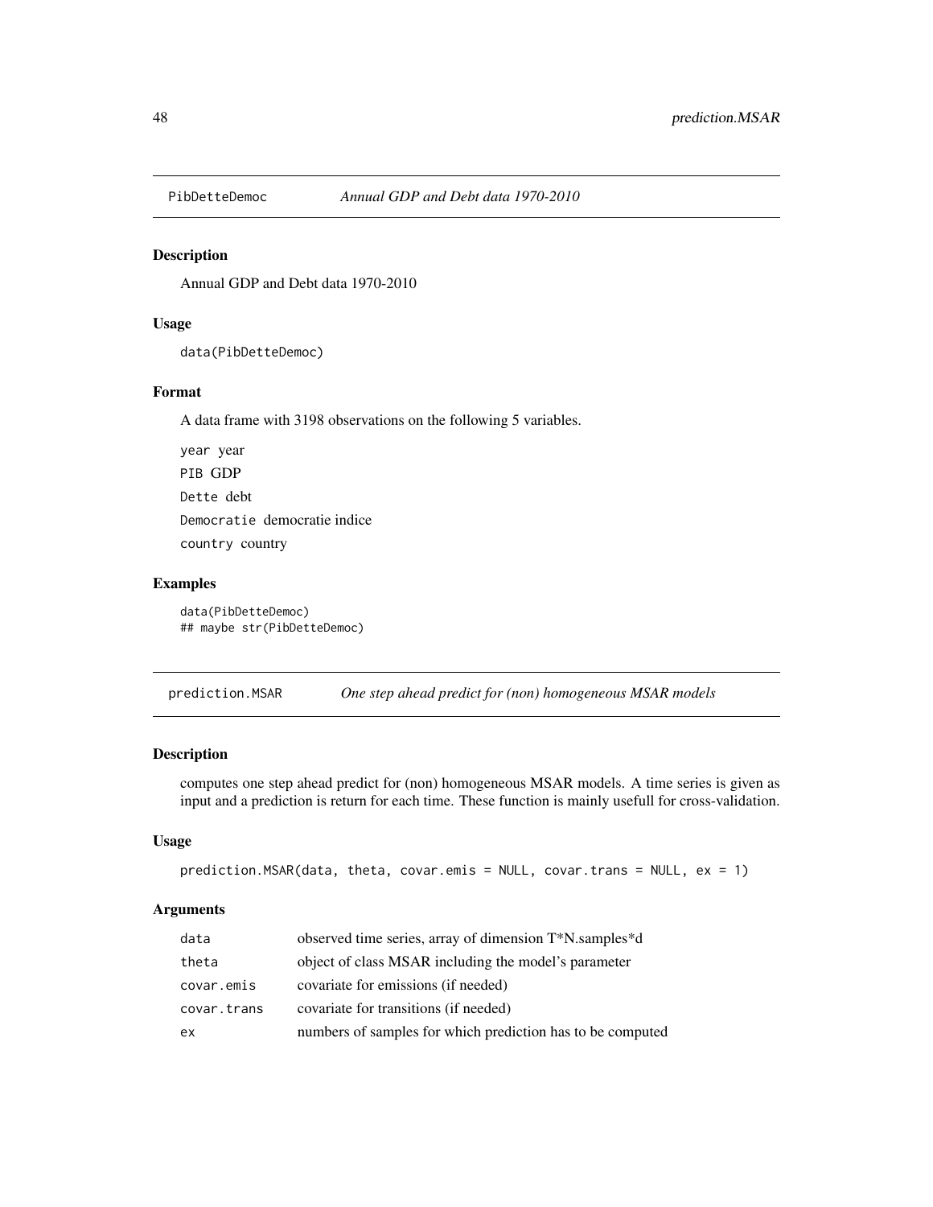## PibDetteDemoc — *Annual GDP and Debt data 1970-2010*

### Description

Annual GDP and Debt data 1970-2010

### Usage

```
data(PibDetteDemoc)
```

### Format

A data frame with 3198 observations on the following 5 variables.

`year` year

`PIB` GDP

`Dette` debt

`Democratie` democratie indice

`country` country

### Examples

```
data(PibDetteDemoc)
## maybe str(PibDetteDemoc)
```

## prediction.MSAR — *One step ahead predict for (non) homogeneous MSAR models*

### Description

computes one step ahead predict for (non) homogeneous MSAR models. A time series is given as input and a prediction is return for each time. These function is mainly usefull for cross-validation.

### Usage

```
prediction.MSAR(data, theta, covar.emis = NULL, covar.trans = NULL, ex = 1)
```

### Arguments

| | |
|---|---|
| `data` | observed time series, array of dimension T*N.samples*d |
| `theta` | object of class MSAR including the model's parameter |
| `covar.emis` | covariate for emissions (if needed) |
| `covar.trans` | covariate for transitions (if needed) |
| `ex` | numbers of samples for which prediction has to be computed |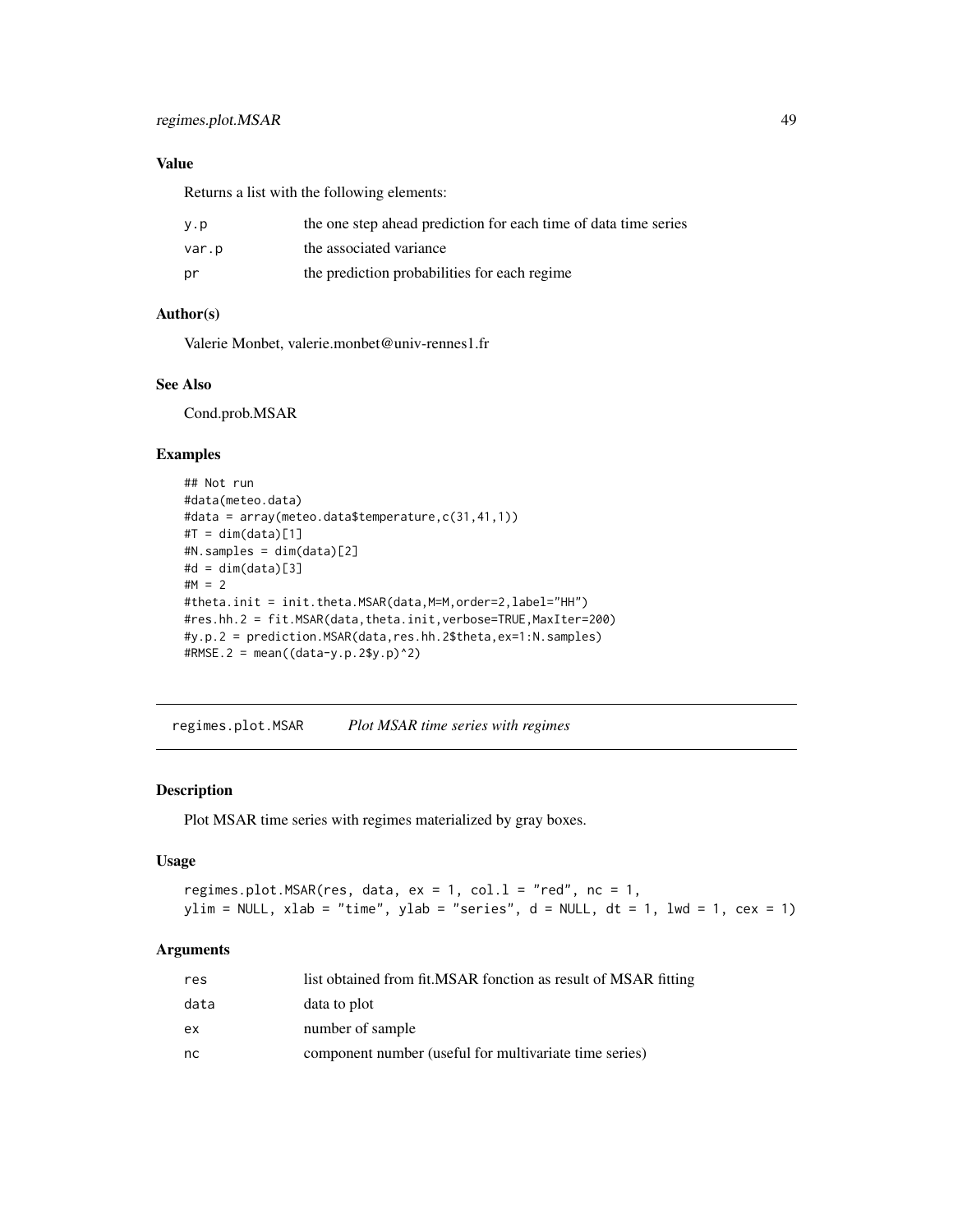### Value

Returns a list with the following elements:

| | |
|---|---|
| y.p | the one step ahead prediction for each time of data time series |
| var.p | the associated variance |
| pr | the prediction probabilities for each regime |

### Author(s)

Valerie Monbet, valerie.monbet@univ-rennes1.fr

### See Also

Cond.prob.MSAR

### Examples

```
## Not run
#data(meteo.data)
#data = array(meteo.data$temperature,c(31,41,1))
#T = dim(data)[1]
#N.samples = dim(data)[2]
#d = dim(data)[3]
#M = 2
#theta.init = init.theta.MSAR(data,M=M,order=2,label="HH")
#res.hh.2 = fit.MSAR(data,theta.init,verbose=TRUE,MaxIter=200)
#y.p.2 = prediction.MSAR(data,res.hh.2$theta,ex=1:N.samples)
#RMSE.2 = mean((data-y.p.2$y.p)^2)
```

---

## regimes.plot.MSAR *Plot MSAR time series with regimes*

### Description

Plot MSAR time series with regimes materialized by gray boxes.

### Usage

```
regimes.plot.MSAR(res, data, ex = 1, col.l = "red", nc = 1,
ylim = NULL, xlab = "time", ylab = "series", d = NULL, dt = 1, lwd = 1, cex = 1)
```

### Arguments

| | |
|---|---|
| res | list obtained from fit.MSAR fonction as result of MSAR fitting |
| data | data to plot |
| ex | number of sample |
| nc | component number (useful for multivariate time series) |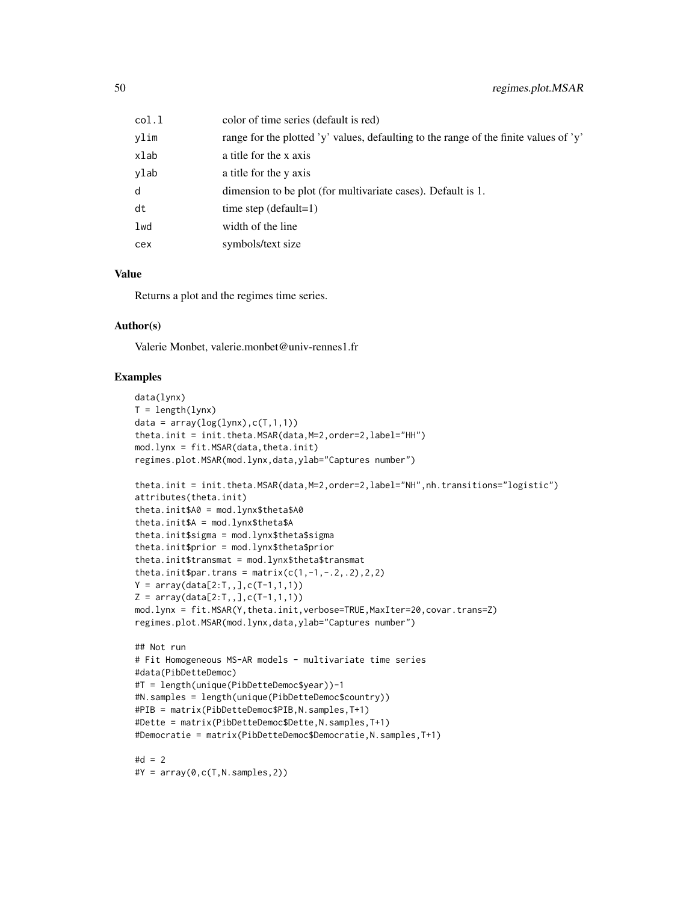| | |
|---|---|
| col.l | color of time series (default is red) |
| ylim | range for the plotted 'y' values, defaulting to the range of the finite values of 'y' |
| xlab | a title for the x axis |
| ylab | a title for the y axis |
| d | dimension to be plot (for multivariate cases). Default is 1. |
| dt | time step (default=1) |
| lwd | width of the line |
| cex | symbols/text size |

### Value

Returns a plot and the regimes time series.

### Author(s)

Valerie Monbet, valerie.monbet@univ-rennes1.fr

### Examples

```
data(lynx)
T = length(lynx)
data = array(log(lynx),c(T,1,1))
theta.init = init.theta.MSAR(data,M=2,order=2,label="HH")
mod.lynx = fit.MSAR(data,theta.init)
regimes.plot.MSAR(mod.lynx,data,ylab="Captures number")

theta.init = init.theta.MSAR(data,M=2,order=2,label="NH",nh.transitions="logistic")
attributes(theta.init)
theta.init$A0 = mod.lynx$theta$A0
theta.init$A = mod.lynx$theta$A
theta.init$sigma = mod.lynx$theta$sigma
theta.init$prior = mod.lynx$theta$prior
theta.init$transmat = mod.lynx$theta$transmat
theta.init$par.trans = matrix(c(1,-1,-.2,.2),2,2)
Y = array(data[2:T,,],c(T-1,1,1))
Z = array(data[2:T,,],c(T-1,1,1))
mod.lynx = fit.MSAR(Y,theta.init,verbose=TRUE,MaxIter=20,covar.trans=Z)
regimes.plot.MSAR(mod.lynx,data,ylab="Captures number")

## Not run
# Fit Homogeneous MS-AR models - multivariate time series
#data(PibDetteDemoc)
#T = length(unique(PibDetteDemoc$year))-1
#N.samples = length(unique(PibDetteDemoc$country))
#PIB = matrix(PibDetteDemoc$PIB,N.samples,T+1)
#Dette = matrix(PibDetteDemoc$Dette,N.samples,T+1)
#Democratie = matrix(PibDetteDemoc$Democratie,N.samples,T+1)

#d = 2
#Y = array(0,c(T,N.samples,2))
```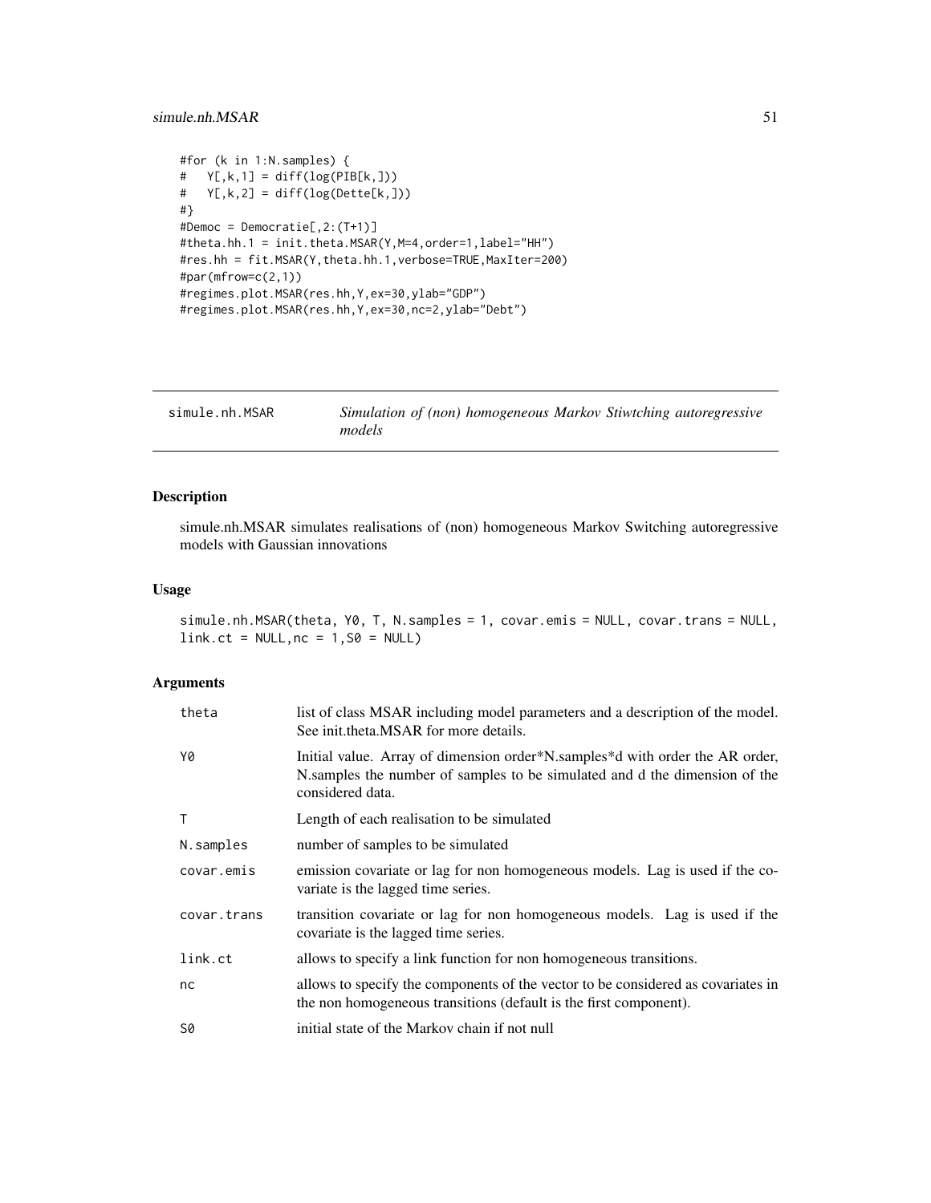```
#for (k in 1:N.samples) {
#   Y[,k,1] = diff(log(PIB[k,]))
#   Y[,k,2] = diff(log(Dette[k,]))
#}
#Democ = Democratie[,2:(T+1)]
#theta.hh.1 = init.theta.MSAR(Y,M=4,order=1,label="HH")
#res.hh = fit.MSAR(Y,theta.hh.1,verbose=TRUE,MaxIter=200)
#par(mfrow=c(2,1))
#regimes.plot.MSAR(res.hh,Y,ex=30,ylab="GDP")
#regimes.plot.MSAR(res.hh,Y,ex=30,nc=2,ylab="Debt")
```

---

## simule.nh.MSAR — *Simulation of (non) homogeneous Markov Stiwtching autoregressive models*

### Description

simule.nh.MSAR simulates realisations of (non) homogeneous Markov Switching autoregressive models with Gaussian innovations

### Usage

```
simule.nh.MSAR(theta, Y0, T, N.samples = 1, covar.emis = NULL, covar.trans = NULL,
link.ct = NULL,nc = 1,S0 = NULL)
```

### Arguments

| | |
|---|---|
| `theta` | list of class MSAR including model parameters and a description of the model. See init.theta.MSAR for more details. |
| `Y0` | Initial value. Array of dimension order*N.samples*d with order the AR order, N.samples the number of samples to be simulated and d the dimension of the considered data. |
| `T` | Length of each realisation to be simulated |
| `N.samples` | number of samples to be simulated |
| `covar.emis` | emission covariate or lag for non homogeneous models. Lag is used if the covariate is the lagged time series. |
| `covar.trans` | transition covariate or lag for non homogeneous models. Lag is used if the covariate is the lagged time series. |
| `link.ct` | allows to specify a link function for non homogeneous transitions. |
| `nc` | allows to specify the components of the vector to be considered as covariates in the non homogeneous transitions (default is the first component). |
| `S0` | initial state of the Markov chain if not null |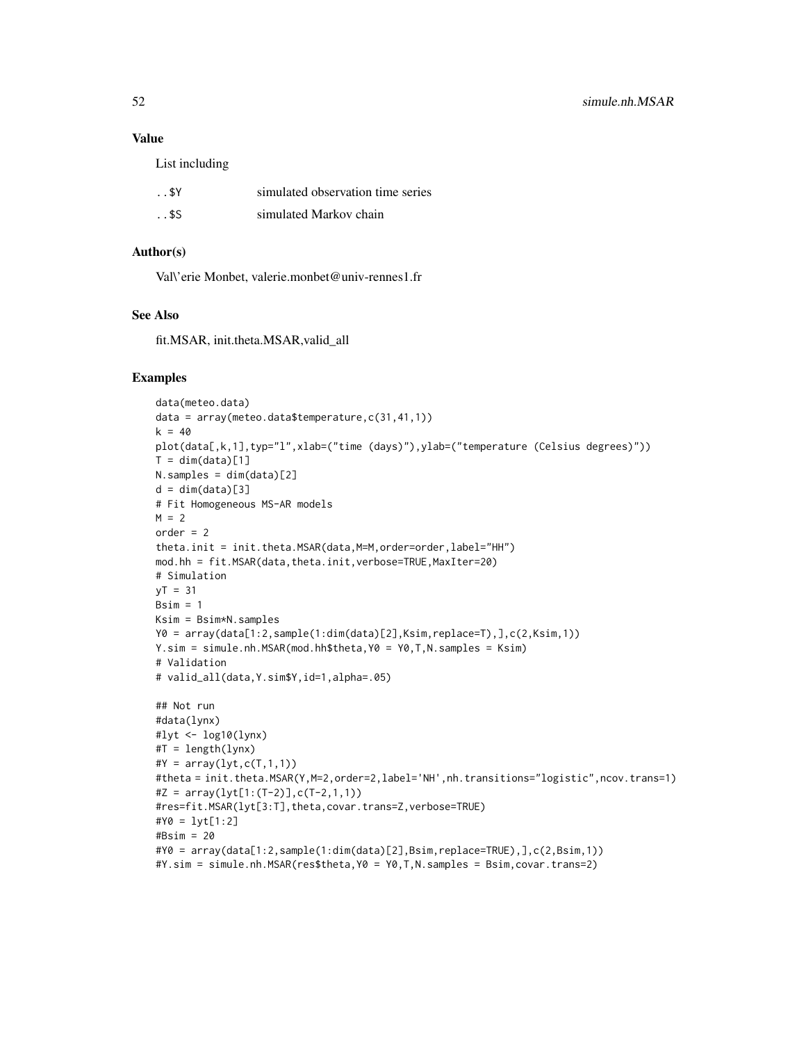### Value

List including

| | |
|---|---|
| ..$Y | simulated observation time series |
| ..$S | simulated Markov chain |

### Author(s)

Val\'erie Monbet, valerie.monbet@univ-rennes1.fr

### See Also

fit.MSAR, init.theta.MSAR,valid_all

### Examples

```
data(meteo.data)
data = array(meteo.data$temperature,c(31,41,1))
k = 40
plot(data[,k,1],typ="l",xlab=("time (days)"),ylab=("temperature (Celsius degrees)"))
T = dim(data)[1]
N.samples = dim(data)[2]
d = dim(data)[3]
# Fit Homogeneous MS-AR models
M = 2
order = 2
theta.init = init.theta.MSAR(data,M=M,order=order,label="HH")
mod.hh = fit.MSAR(data,theta.init,verbose=TRUE,MaxIter=20)
# Simulation
yT = 31
Bsim = 1
Ksim = Bsim*N.samples
Y0 = array(data[1:2,sample(1:dim(data)[2],Ksim,replace=T),],c(2,Ksim,1))
Y.sim = simule.nh.MSAR(mod.hh$theta,Y0 = Y0,T,N.samples = Ksim)
# Validation
# valid_all(data,Y.sim$Y,id=1,alpha=.05)

## Not run
#data(lynx)
#lyt <- log10(lynx)
#T = length(lynx)
#Y = array(lyt,c(T,1,1))
#theta = init.theta.MSAR(Y,M=2,order=2,label='NH',nh.transitions="logistic",ncov.trans=1)
#Z = array(lyt[1:(T-2)],c(T-2,1,1))
#res=fit.MSAR(lyt[3:T],theta,covar.trans=Z,verbose=TRUE)
#Y0 = lyt[1:2]
#Bsim = 20
#Y0 = array(data[1:2,sample(1:dim(data)[2],Bsim,replace=TRUE),],c(2,Bsim,1))
#Y.sim = simule.nh.MSAR(res$theta,Y0 = Y0,T,N.samples = Bsim,covar.trans=2)
```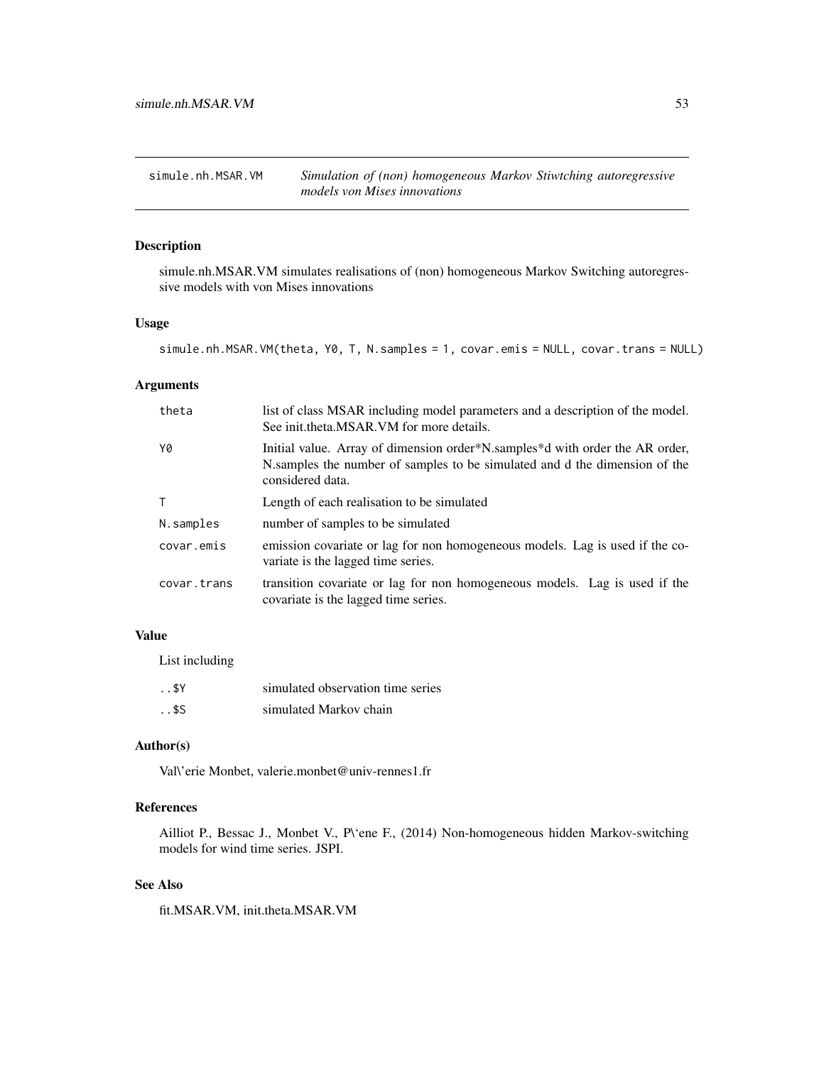simule.nh.MSAR.VM — *Simulation of (non) homogeneous Markov Stiwtching autoregressive models von Mises innovations*

## Description

simule.nh.MSAR.VM simulates realisations of (non) homogeneous Markov Switching autoregressive models with von Mises innovations

## Usage

```
simule.nh.MSAR.VM(theta, Y0, T, N.samples = 1, covar.emis = NULL, covar.trans = NULL)
```

## Arguments

| | |
|---|---|
| theta | list of class MSAR including model parameters and a description of the model. See init.theta.MSAR.VM for more details. |
| Y0 | Initial value. Array of dimension order*N.samples*d with order the AR order, N.samples the number of samples to be simulated and d the dimension of the considered data. |
| T | Length of each realisation to be simulated |
| N.samples | number of samples to be simulated |
| covar.emis | emission covariate or lag for non homogeneous models. Lag is used if the covariate is the lagged time series. |
| covar.trans | transition covariate or lag for non homogeneous models. Lag is used if the covariate is the lagged time series. |

## Value

List including

| | |
|---|---|
| ..$Y | simulated observation time series |
| ..$S | simulated Markov chain |

## Author(s)

Val\'erie Monbet, valerie.monbet@univ-rennes1.fr

## References

Ailliot P., Bessac J., Monbet V., P\'ene F., (2014) Non-homogeneous hidden Markov-switching models for wind time series. JSPI.

## See Also

fit.MSAR.VM, init.theta.MSAR.VM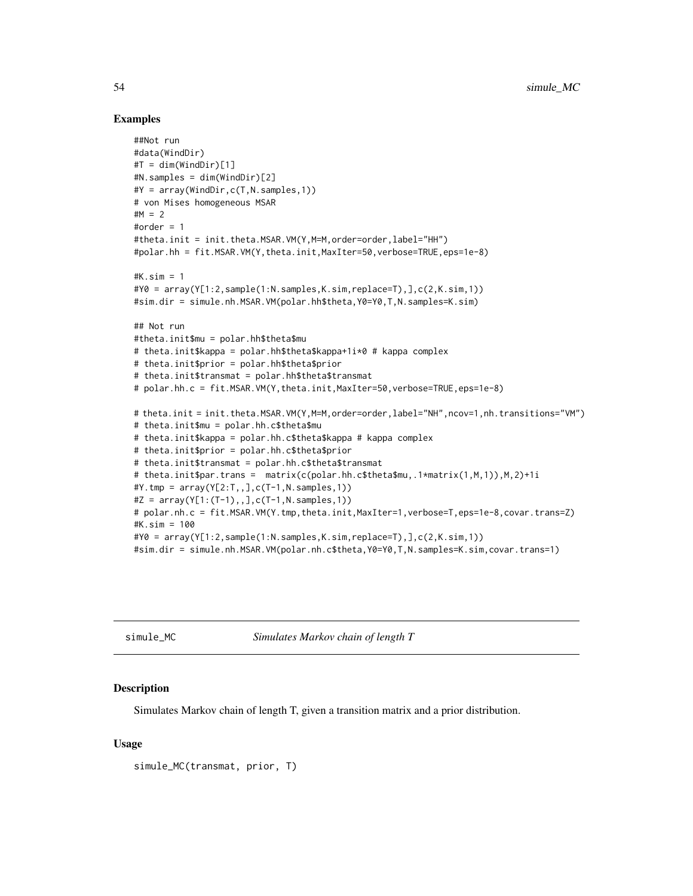## Examples

```
##Not run
#data(WindDir)
#T = dim(WindDir)[1]
#N.samples = dim(WindDir)[2]
#Y = array(WindDir,c(T,N.samples,1))
# von Mises homogeneous MSAR
#M = 2
#order = 1
#theta.init = init.theta.MSAR.VM(Y,M=M,order=order,label="HH")
#polar.hh = fit.MSAR.VM(Y,theta.init,MaxIter=50,verbose=TRUE,eps=1e-8)

#K.sim = 1
#Y0 = array(Y[1:2,sample(1:N.samples,K.sim,replace=T),],c(2,K.sim,1))
#sim.dir = simule.nh.MSAR.VM(polar.hh$theta,Y0=Y0,T,N.samples=K.sim)

## Not run
#theta.init$mu = polar.hh$theta$mu
# theta.init$kappa = polar.hh$theta$kappa+1i*0 # kappa complex
# theta.init$prior = polar.hh$theta$prior
# theta.init$transmat = polar.hh$theta$transmat
# polar.hh.c = fit.MSAR.VM(Y,theta.init,MaxIter=50,verbose=TRUE,eps=1e-8)

# theta.init = init.theta.MSAR.VM(Y,M=M,order=order,label="NH",ncov=1,nh.transitions="VM")
# theta.init$mu = polar.hh.c$theta$mu
# theta.init$kappa = polar.hh.c$theta$kappa # kappa complex
# theta.init$prior = polar.hh.c$theta$prior
# theta.init$transmat = polar.hh.c$theta$transmat
# theta.init$par.trans =  matrix(c(polar.hh.c$theta$mu,.1*matrix(1,M,1)),M,2)+1i
#Y.tmp = array(Y[2:T,,],c(T-1,N.samples,1))
#Z = array(Y[1:(T-1),,],c(T-1,N.samples,1))
# polar.nh.c = fit.MSAR.VM(Y.tmp,theta.init,MaxIter=1,verbose=T,eps=1e-8,covar.trans=Z)
#K.sim = 100
#Y0 = array(Y[1:2,sample(1:N.samples,K.sim,replace=T),],c(2,K.sim,1))
#sim.dir = simule.nh.MSAR.VM(polar.nh.c$theta,Y0=Y0,T,N.samples=K.sim,covar.trans=1)
```

---

simule_MC    *Simulates Markov chain of length T*

---

## Description

Simulates Markov chain of length T, given a transition matrix and a prior distribution.

## Usage

```
simule_MC(transmat, prior, T)
```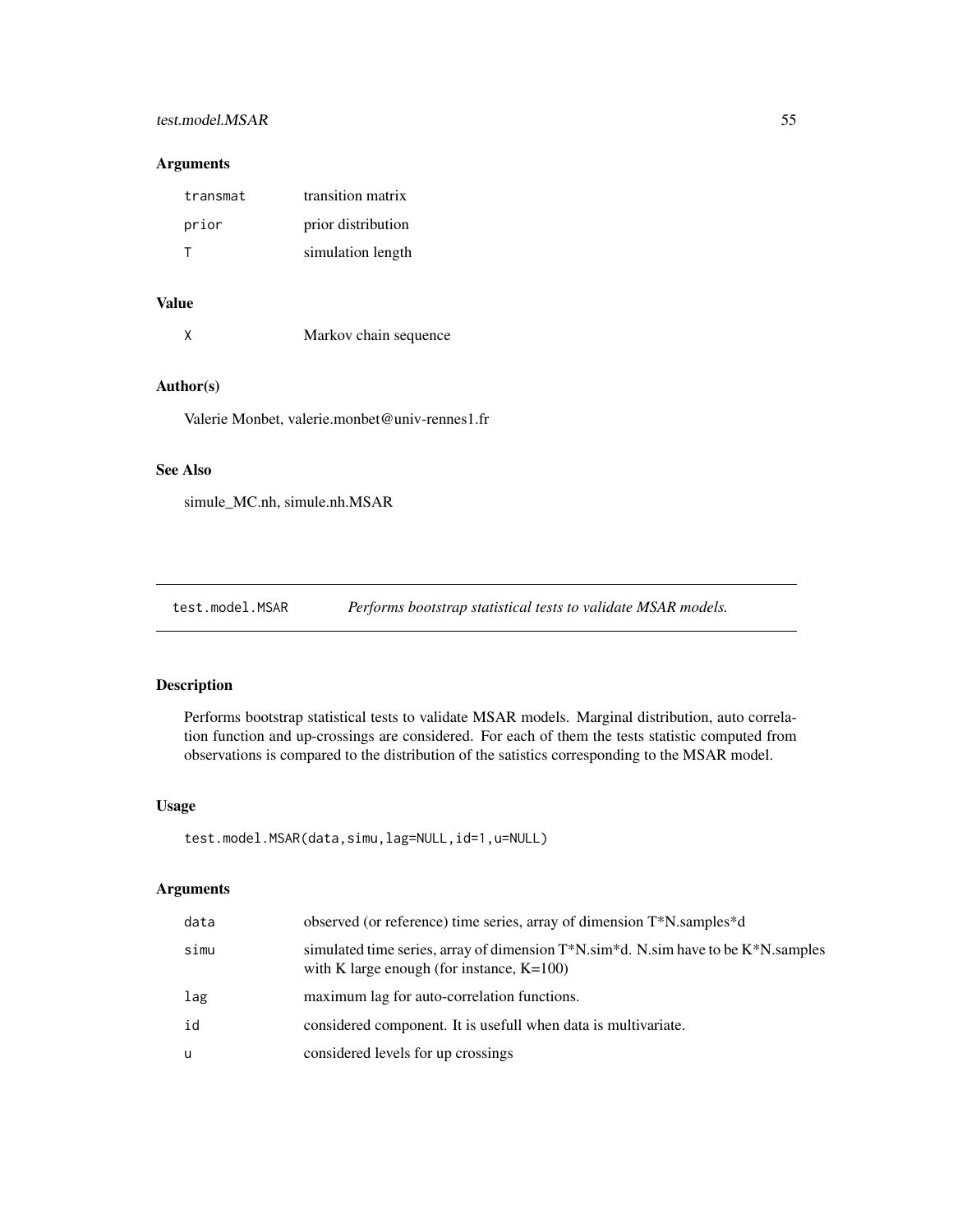### Arguments

| | |
|---|---|
| transmat | transition matrix |
| prior | prior distribution |
| T | simulation length |

### Value

| | |
|---|---|
| X | Markov chain sequence |

### Author(s)

Valerie Monbet, valerie.monbet@univ-rennes1.fr

### See Also

simule_MC.nh, simule.nh.MSAR

---

## test.model.MSAR — *Performs bootstrap statistical tests to validate MSAR models.*

---

### Description

Performs bootstrap statistical tests to validate MSAR models. Marginal distribution, auto correlation function and up-crossings are considered. For each of them the tests statistic computed from observations is compared to the distribution of the satistics corresponding to the MSAR model.

### Usage

```
test.model.MSAR(data,simu,lag=NULL,id=1,u=NULL)
```

### Arguments

| | |
|---|---|
| data | observed (or reference) time series, array of dimension T*N.samples*d |
| simu | simulated time series, array of dimension T*N.sim*d. N.sim have to be K*N.samples with K large enough (for instance, K=100) |
| lag | maximum lag for auto-correlation functions. |
| id | considered component. It is usefull when data is multivariate. |
| u | considered levels for up crossings |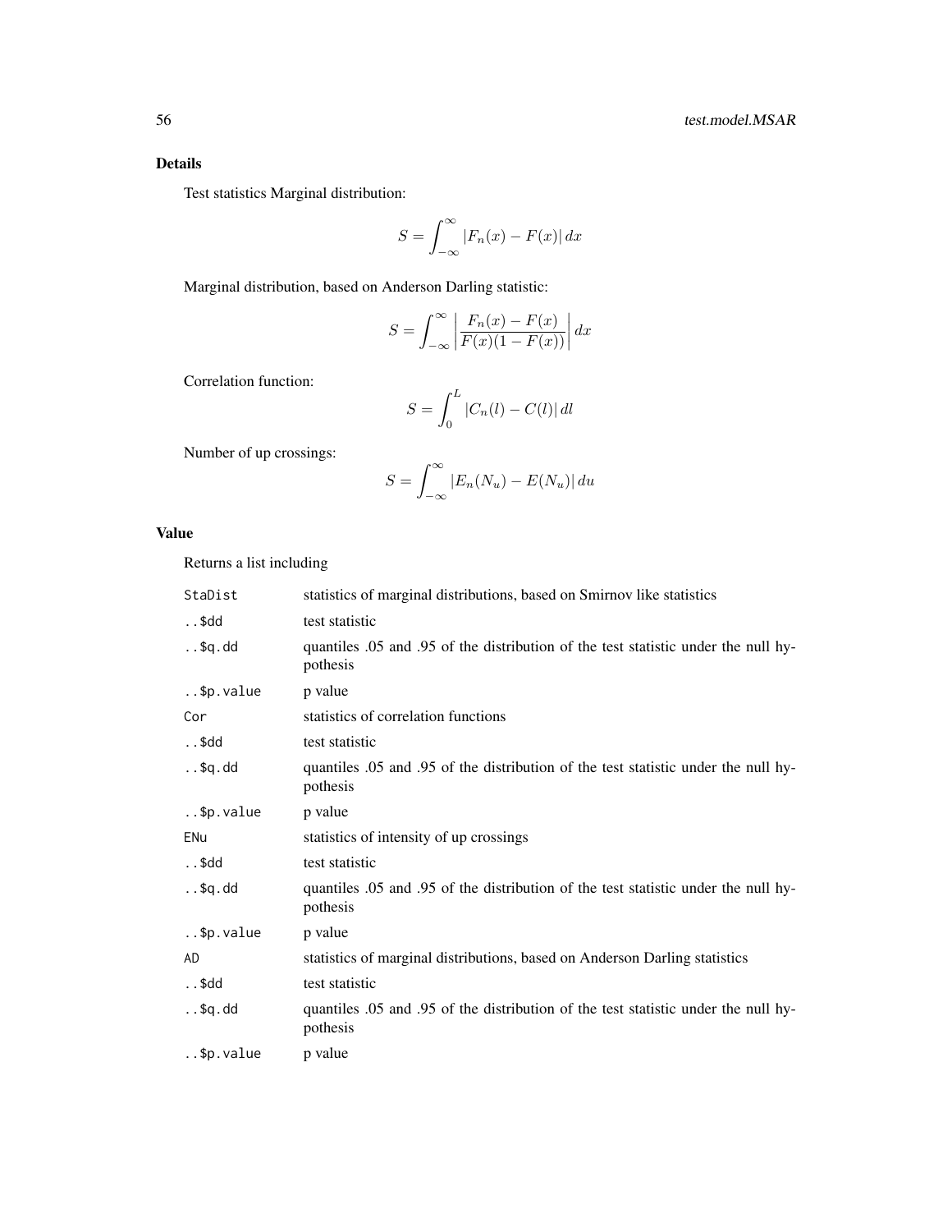### Details

Test statistics Marginal distribution:

$$S = \int_{-\infty}^{\infty} |F_n(x) - F(x)|\, dx$$

Marginal distribution, based on Anderson Darling statistic:

$$S = \int_{-\infty}^{\infty} \left| \frac{F_n(x) - F(x)}{F(x)(1 - F(x))} \right| dx$$

Correlation function:

$$S = \int_{0}^{L} |C_n(l) - C(l)|\, dl$$

Number of up crossings:

$$S = \int_{-\infty}^{\infty} |E_n(N_u) - E(N_u)|\, du$$

### Value

Returns a list including

| | |
|---|---|
| `StaDist` | statistics of marginal distributions, based on Smirnov like statistics |
| `..$dd` | test statistic |
| `..$q.dd` | quantiles .05 and .95 of the distribution of the test statistic under the null hypothesis |
| `..$p.value` | p value |
| `Cor` | statistics of correlation functions |
| `..$dd` | test statistic |
| `..$q.dd` | quantiles .05 and .95 of the distribution of the test statistic under the null hypothesis |
| `..$p.value` | p value |
| `ENu` | statistics of intensity of up crossings |
| `..$dd` | test statistic |
| `..$q.dd` | quantiles .05 and .95 of the distribution of the test statistic under the null hypothesis |
| `..$p.value` | p value |
| `AD` | statistics of marginal distributions, based on Anderson Darling statistics |
| `..$dd` | test statistic |
| `..$q.dd` | quantiles .05 and .95 of the distribution of the test statistic under the null hypothesis |
| `..$p.value` | p value |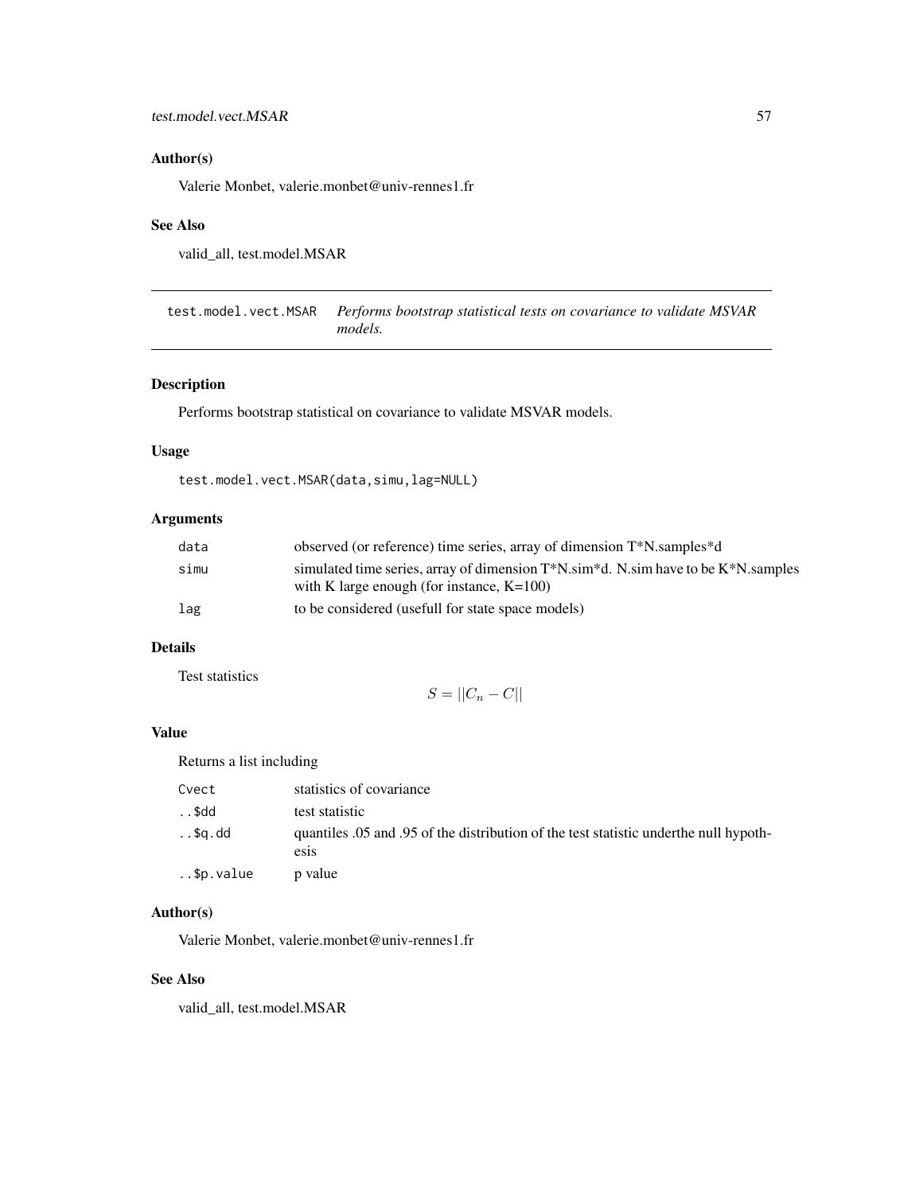## Author(s)

Valerie Monbet, valerie.monbet@univ-rennes1.fr

## See Also

valid_all, test.model.MSAR

---

# test.model.vect.MSAR *Performs bootstrap statistical tests on covariance to validate MSVAR models.*

## Description

Performs bootstrap statistical on covariance to validate MSVAR models.

## Usage

```
test.model.vect.MSAR(data,simu,lag=NULL)
```

## Arguments

| | |
|---|---|
| data | observed (or reference) time series, array of dimension T*N.samples*d |
| simu | simulated time series, array of dimension T*N.sim*d. N.sim have to be K*N.samples with K large enough (for instance, K=100) |
| lag | to be considered (usefull for state space models) |

## Details

Test statistics

$$S = ||C_n - C||$$

## Value

Returns a list including

| | |
|---|---|
| Cvect | statistics of covariance |
| ..$dd | test statistic |
| ..$q.dd | quantiles .05 and .95 of the distribution of the test statistic underthe null hypothesis |
| ..$p.value | p value |

## Author(s)

Valerie Monbet, valerie.monbet@univ-rennes1.fr

## See Also

valid_all, test.model.MSAR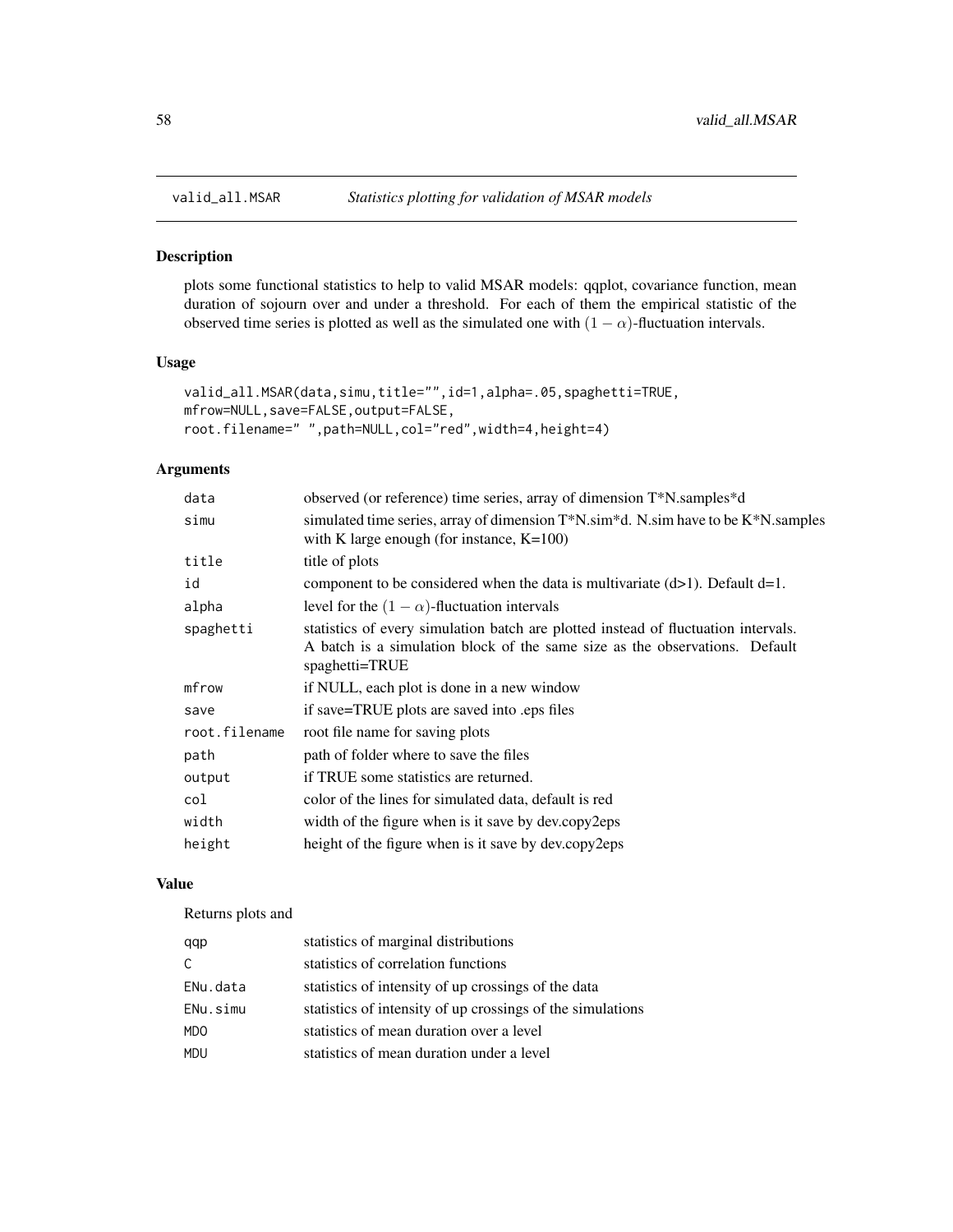## valid_all.MSAR — *Statistics plotting for validation of MSAR models*

### Description

plots some functional statistics to help to valid MSAR models: qqplot, covariance function, mean duration of sojourn over and under a threshold. For each of them the empirical statistic of the observed time series is plotted as well as the simulated one with $(1-\alpha)$-fluctuation intervals.

### Usage

```
valid_all.MSAR(data,simu,title="",id=1,alpha=.05,spaghetti=TRUE,
mfrow=NULL,save=FALSE,output=FALSE,
root.filename=" ",path=NULL,col="red",width=4,height=4)
```

### Arguments

| | |
|---|---|
| data | observed (or reference) time series, array of dimension T*N.samples*d |
| simu | simulated time series, array of dimension T*N.sim*d. N.sim have to be K*N.samples with K large enough (for instance, K=100) |
| title | title of plots |
| id | component to be considered when the data is multivariate (d>1). Default d=1. |
| alpha | level for the $(1-\alpha)$-fluctuation intervals |
| spaghetti | statistics of every simulation batch are plotted instead of fluctuation intervals. A batch is a simulation block of the same size as the observations. Default spaghetti=TRUE |
| mfrow | if NULL, each plot is done in a new window |
| save | if save=TRUE plots are saved into .eps files |
| root.filename | root file name for saving plots |
| path | path of folder where to save the files |
| output | if TRUE some statistics are returned. |
| col | color of the lines for simulated data, default is red |
| width | width of the figure when is it save by dev.copy2eps |
| height | height of the figure when is it save by dev.copy2eps |

### Value

Returns plots and

| | |
|---|---|
| qqp | statistics of marginal distributions |
| C | statistics of correlation functions |
| ENu.data | statistics of intensity of up crossings of the data |
| ENu.simu | statistics of intensity of up crossings of the simulations |
| MDO | statistics of mean duration over a level |
| MDU | statistics of mean duration under a level |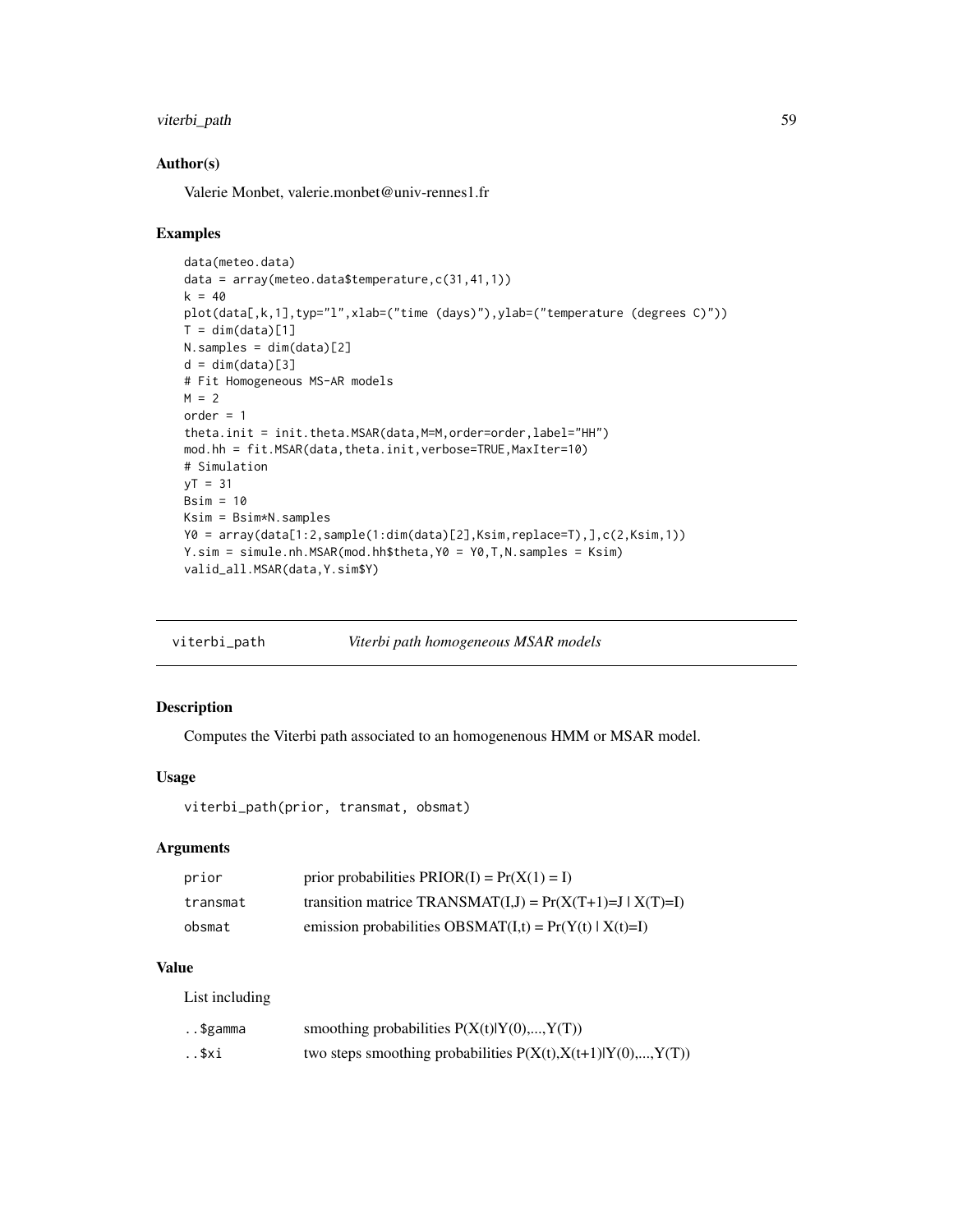### Author(s)

Valerie Monbet, valerie.monbet@univ-rennes1.fr

### Examples

```
data(meteo.data)
data = array(meteo.data$temperature,c(31,41,1))
k = 40
plot(data[,k,1],typ="l",xlab=("time (days)"),ylab=("temperature (degrees C)"))
T = dim(data)[1]
N.samples = dim(data)[2]
d = dim(data)[3]
# Fit Homogeneous MS-AR models
M = 2
order = 1
theta.init = init.theta.MSAR(data,M=M,order=order,label="HH")
mod.hh = fit.MSAR(data,theta.init,verbose=TRUE,MaxIter=10)
# Simulation
yT = 31
Bsim = 10
Ksim = Bsim*N.samples
Y0 = array(data[1:2,sample(1:dim(data)[2],Ksim,replace=T),],c(2,Ksim,1))
Y.sim = simule.nh.MSAR(mod.hh$theta,Y0 = Y0,T,N.samples = Ksim)
valid_all.MSAR(data,Y.sim$Y)
```

---

## viterbi_path &nbsp;&nbsp;&nbsp; *Viterbi path homogeneous MSAR models*

---

### Description

Computes the Viterbi path associated to an homogenenous HMM or MSAR model.

### Usage

```
viterbi_path(prior, transmat, obsmat)
```

### Arguments

| | |
|---|---|
| `prior` | prior probabilities PRIOR(I) = Pr(X(1) = I) |
| `transmat` | transition matrice TRANSMAT(I,J) = Pr(X(T+1)=J \| X(T)=I) |
| `obsmat` | emission probabilities OBSMAT(I,t) = Pr(Y(t) \| X(t)=I) |

### Value

List including

| | |
|---|---|
| `..$gamma` | smoothing probabilities P(X(t)\|Y(0),...,Y(T)) |
| `..$xi` | two steps smoothing probabilities P(X(t),X(t+1)\|Y(0),...,Y(T)) |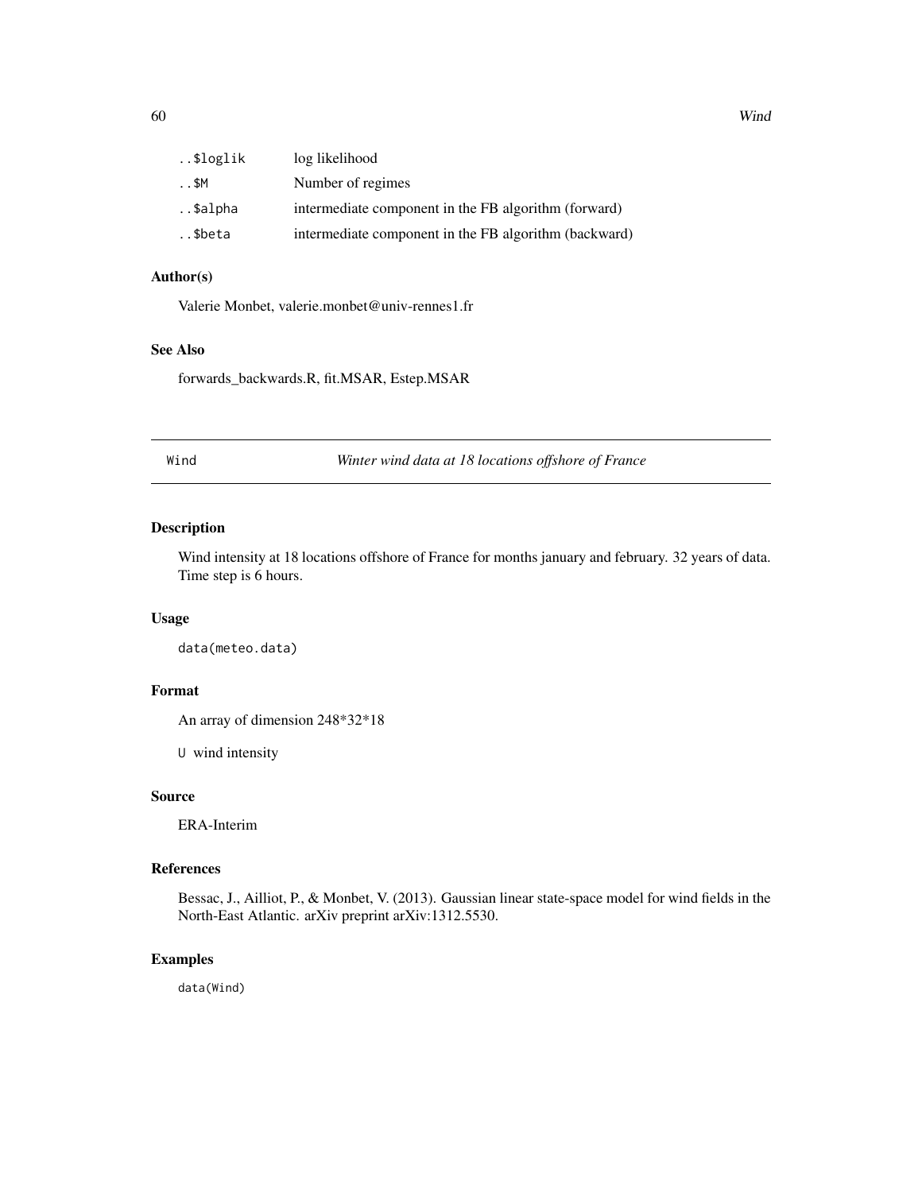| | |
|---|---|
| ..$loglik | log likelihood |
| ..$M | Number of regimes |
| ..$alpha | intermediate component in the FB algorithm (forward) |
| ..$beta | intermediate component in the FB algorithm (backward) |

### Author(s)

Valerie Monbet, valerie.monbet@univ-rennes1.fr

### See Also

forwards_backwards.R, fit.MSAR, Estep.MSAR

---

## Wind — *Winter wind data at 18 locations offshore of France*

### Description

Wind intensity at 18 locations offshore of France for months january and february. 32 years of data. Time step is 6 hours.

### Usage

```
data(meteo.data)
```

### Format

An array of dimension 248*32*18

U wind intensity

### Source

ERA-Interim

### References

Bessac, J., Ailliot, P., & Monbet, V. (2013). Gaussian linear state-space model for wind fields in the North-East Atlantic. arXiv preprint arXiv:1312.5530.

### Examples

```
data(Wind)
```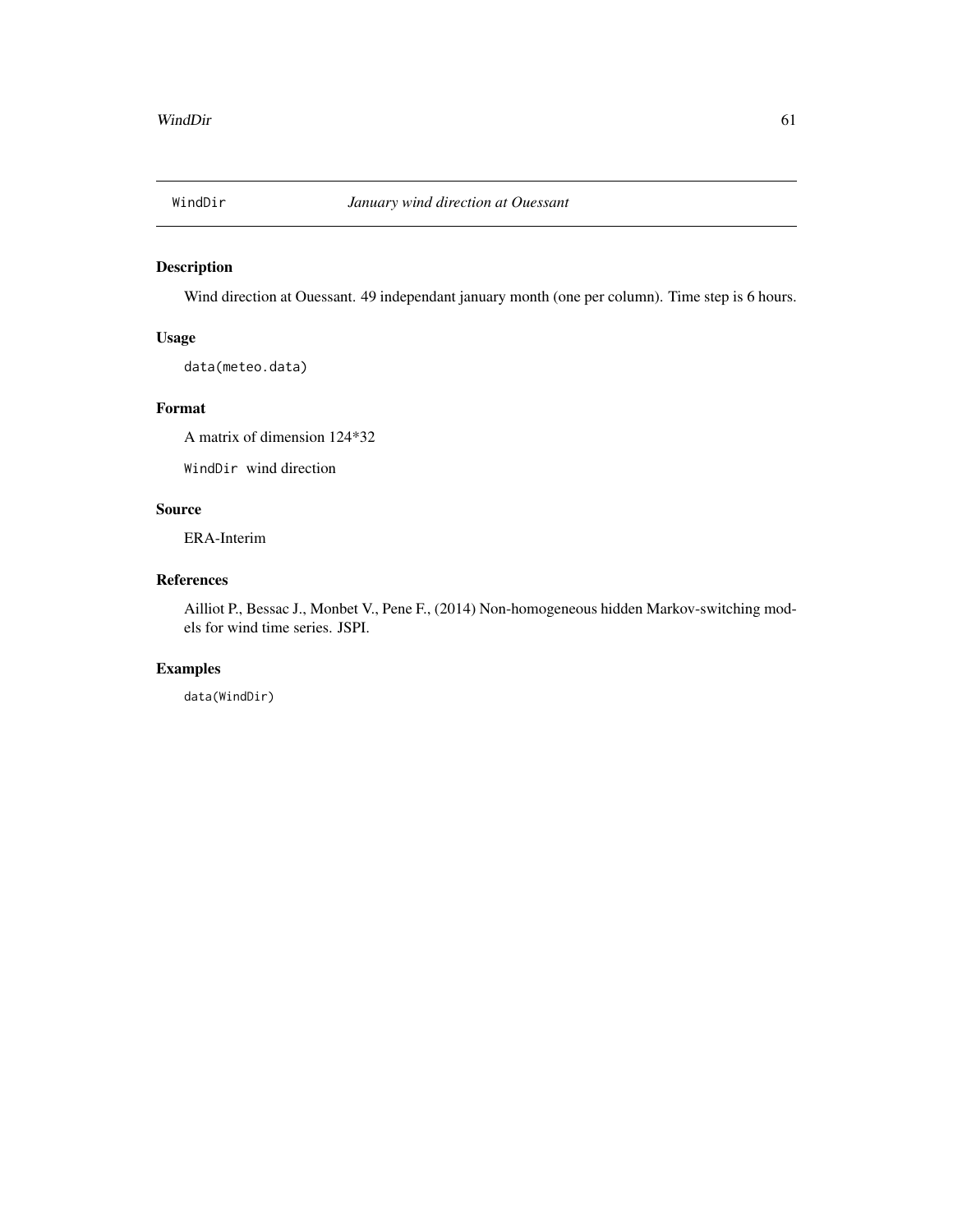## WindDir *January wind direction at Ouessant*

### Description

Wind direction at Ouessant. 49 independant january month (one per column). Time step is 6 hours.

### Usage

```
data(meteo.data)
```

### Format

A matrix of dimension 124*32

`WindDir` wind direction

### Source

ERA-Interim

### References

Ailliot P., Bessac J., Monbet V., Pene F., (2014) Non-homogeneous hidden Markov-switching models for wind time series. JSPI.

### Examples

```
data(WindDir)
```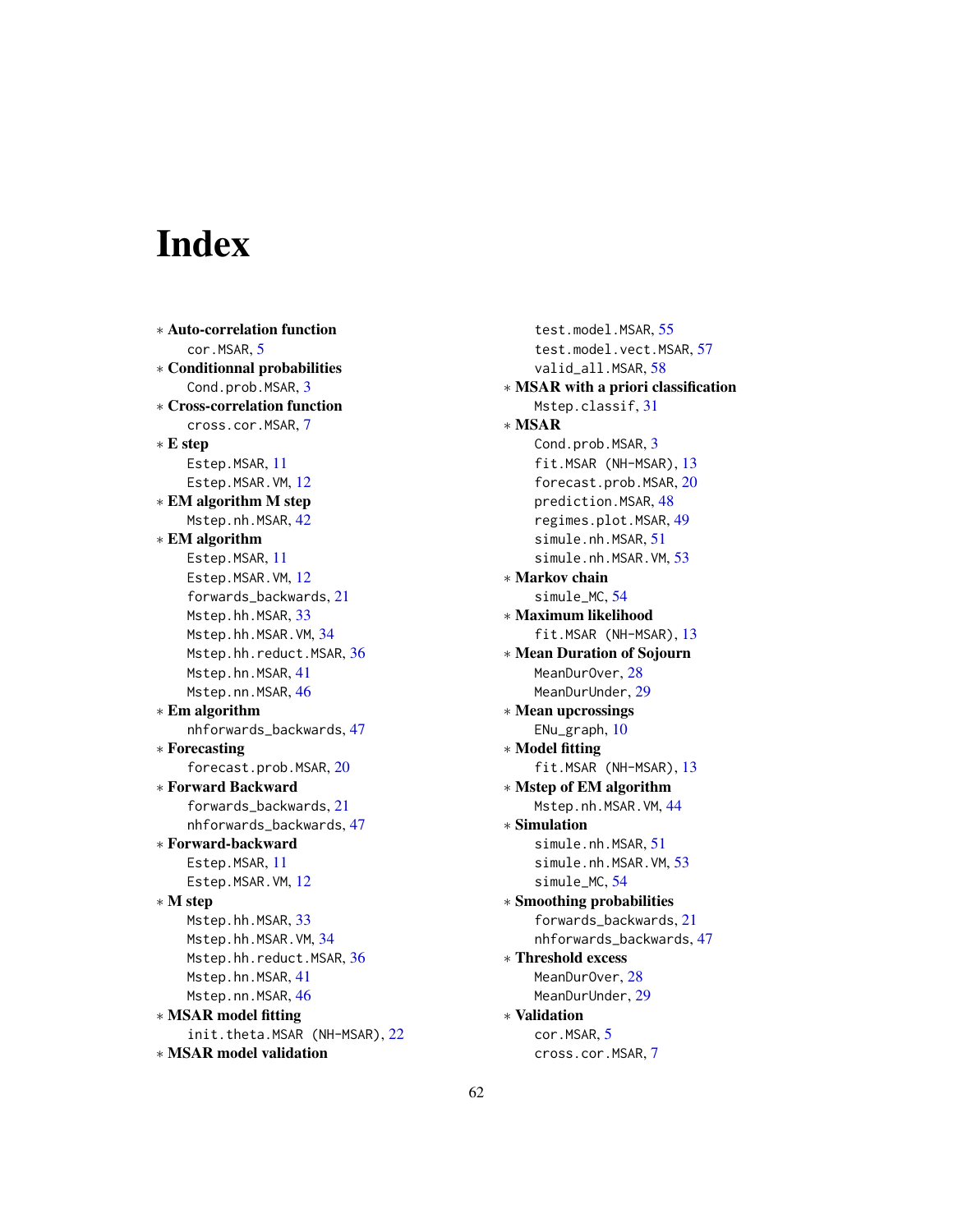# Index

∗ **Auto-correlation function**
  cor.MSAR, 5
∗ **Conditionnal probabilities**
  Cond.prob.MSAR, 3
∗ **Cross-correlation function**
  cross.cor.MSAR, 7
∗ **E step**
  Estep.MSAR, 11
  Estep.MSAR.VM, 12
∗ **EM algorithm M step**
  Mstep.nh.MSAR, 42
∗ **EM algorithm**
  Estep.MSAR, 11
  Estep.MSAR.VM, 12
  forwards_backwards, 21
  Mstep.hh.MSAR, 33
  Mstep.hh.MSAR.VM, 34
  Mstep.hh.reduct.MSAR, 36
  Mstep.hn.MSAR, 41
  Mstep.nn.MSAR, 46
∗ **Em algorithm**
  nhforwards_backwards, 47
∗ **Forecasting**
  forecast.prob.MSAR, 20
∗ **Forward Backward**
  forwards_backwards, 21
  nhforwards_backwards, 47
∗ **Forward-backward**
  Estep.MSAR, 11
  Estep.MSAR.VM, 12
∗ **M step**
  Mstep.hh.MSAR, 33
  Mstep.hh.MSAR.VM, 34
  Mstep.hh.reduct.MSAR, 36
  Mstep.hn.MSAR, 41
  Mstep.nn.MSAR, 46
∗ **MSAR model fitting**
  init.theta.MSAR (NH-MSAR), 22
∗ **MSAR model validation**
  test.model.MSAR, 55
  test.model.vect.MSAR, 57
  valid_all.MSAR, 58
∗ **MSAR with a priori classification**
  Mstep.classif, 31
∗ **MSAR**
  Cond.prob.MSAR, 3
  fit.MSAR (NH-MSAR), 13
  forecast.prob.MSAR, 20
  prediction.MSAR, 48
  regimes.plot.MSAR, 49
  simule.nh.MSAR, 51
  simule.nh.MSAR.VM, 53
∗ **Markov chain**
  simule_MC, 54
∗ **Maximum likelihood**
  fit.MSAR (NH-MSAR), 13
∗ **Mean Duration of Sojourn**
  MeanDurOver, 28
  MeanDurUnder, 29
∗ **Mean upcrossings**
  ENu_graph, 10
∗ **Model fitting**
  fit.MSAR (NH-MSAR), 13
∗ **Mstep of EM algorithm**
  Mstep.nh.MSAR.VM, 44
∗ **Simulation**
  simule.nh.MSAR, 51
  simule.nh.MSAR.VM, 53
  simule_MC, 54
∗ **Smoothing probabilities**
  forwards_backwards, 21
  nhforwards_backwards, 47
∗ **Threshold excess**
  MeanDurOver, 28
  MeanDurUnder, 29
∗ **Validation**
  cor.MSAR, 5
  cross.cor.MSAR, 7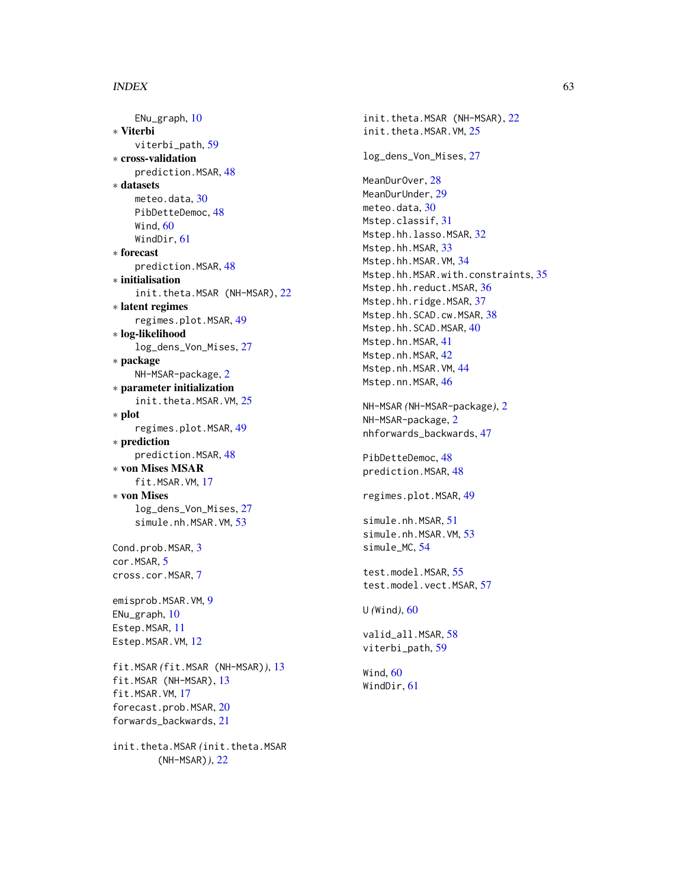ENu_graph, 10

∗ **Viterbi**

viterbi_path, 59

∗ **cross-validation**

prediction.MSAR, 48

∗ **datasets**

meteo.data, 30
PibDetteDemoc, 48
Wind, 60
WindDir, 61

∗ **forecast**

prediction.MSAR, 48

∗ **initialisation**

init.theta.MSAR (NH-MSAR), 22

∗ **latent regimes**

regimes.plot.MSAR, 49

∗ **log-likelihood**

log_dens_Von_Mises, 27

∗ **package**

NH-MSAR-package, 2

∗ **parameter initialization**

init.theta.MSAR.VM, 25

∗ **plot**

regimes.plot.MSAR, 49

∗ **prediction**

prediction.MSAR, 48

∗ **von Mises MSAR**

fit.MSAR.VM, 17

∗ **von Mises**

log_dens_Von_Mises, 27
simule.nh.MSAR.VM, 53

Cond.prob.MSAR, 3
cor.MSAR, 5
cross.cor.MSAR, 7

emisprob.MSAR.VM, 9
ENu_graph, 10
Estep.MSAR, 11
Estep.MSAR.VM, 12

fit.MSAR *(*fit.MSAR (NH-MSAR)*)*, 13
fit.MSAR (NH-MSAR), 13
fit.MSAR.VM, 17
forecast.prob.MSAR, 20
forwards_backwards, 21

init.theta.MSAR *(*init.theta.MSAR (NH-MSAR)*)*, 22
init.theta.MSAR (NH-MSAR), 22
init.theta.MSAR.VM, 25

log_dens_Von_Mises, 27

MeanDurOver, 28
MeanDurUnder, 29
meteo.data, 30
Mstep.classif, 31
Mstep.hh.lasso.MSAR, 32
Mstep.hh.MSAR, 33
Mstep.hh.MSAR.VM, 34
Mstep.hh.MSAR.with.constraints, 35
Mstep.hh.reduct.MSAR, 36
Mstep.hh.ridge.MSAR, 37
Mstep.hh.SCAD.cw.MSAR, 38
Mstep.hh.SCAD.MSAR, 40
Mstep.hn.MSAR, 41
Mstep.nh.MSAR, 42
Mstep.nh.MSAR.VM, 44
Mstep.nn.MSAR, 46

NH-MSAR *(*NH-MSAR-package*)*, 2
NH-MSAR-package, 2
nhforwards_backwards, 47

PibDetteDemoc, 48
prediction.MSAR, 48

regimes.plot.MSAR, 49

simule.nh.MSAR, 51
simule.nh.MSAR.VM, 53
simule_MC, 54

test.model.MSAR, 55
test.model.vect.MSAR, 57

U *(*Wind*)*, 60

valid_all.MSAR, 58
viterbi_path, 59

Wind, 60
WindDir, 61